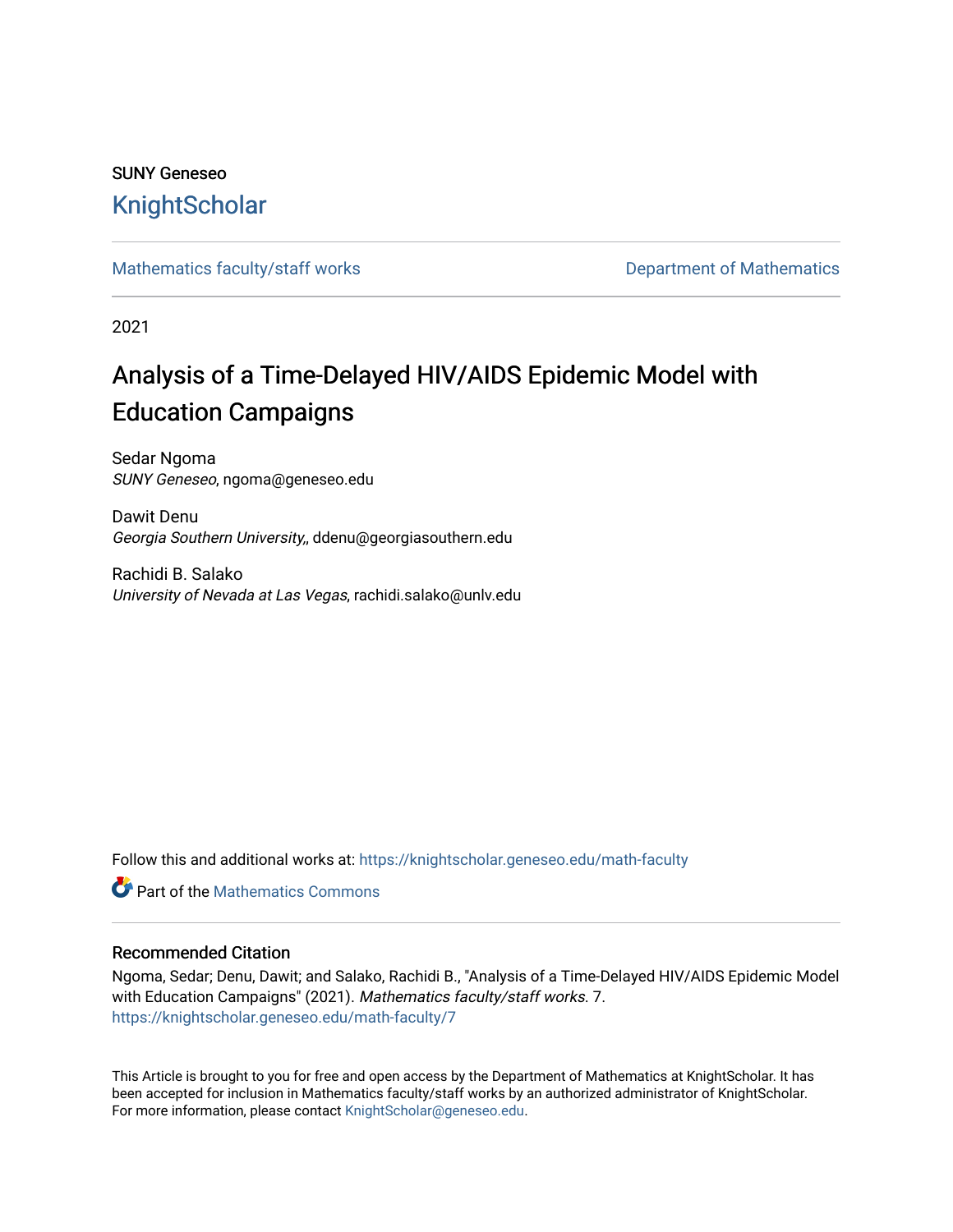SUNY Geneseo

KnightScholar

Mathematics faculty/staff works

Department of Mathematics

2021

# Analysis of a Time-Delayed HIV/AIDS Epidemic Model with Education Campaigns

Sedar Ngoma
*SUNY Geneseo*, ngoma@geneseo.edu

Dawit Denu
*Georgia Southern University,*, ddenu@georgiasouthern.edu

Rachidi B. Salako
*University of Nevada at Las Vegas*, rachidi.salako@unlv.edu

Follow this and additional works at: https://knightscholar.geneseo.edu/math-faculty

Part of the Mathematics Commons

## Recommended Citation

Ngoma, Sedar; Denu, Dawit; and Salako, Rachidi B., "Analysis of a Time-Delayed HIV/AIDS Epidemic Model with Education Campaigns" (2021). *Mathematics faculty/staff works*. 7.
https://knightscholar.geneseo.edu/math-faculty/7

This Article is brought to you for free and open access by the Department of Mathematics at KnightScholar. It has been accepted for inclusion in Mathematics faculty/staff works by an authorized administrator of KnightScholar. For more information, please contact KnightScholar@geneseo.edu.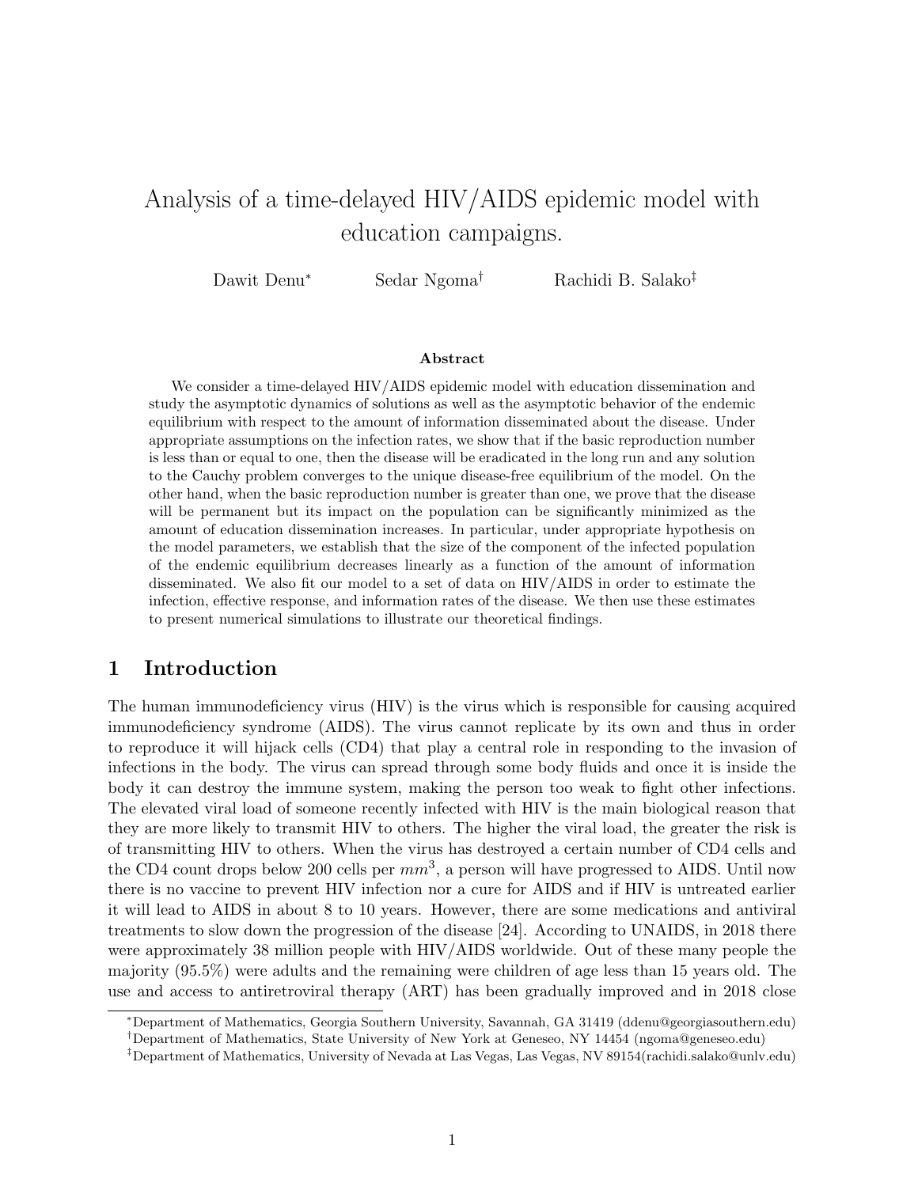# Analysis of a time-delayed HIV/AIDS epidemic model with education campaigns.

Dawit Denu[*] Sedar Ngoma[†] Rachidi B. Salako[‡]

### Abstract

We consider a time-delayed HIV/AIDS epidemic model with education dissemination and study the asymptotic dynamics of solutions as well as the asymptotic behavior of the endemic equilibrium with respect to the amount of information disseminated about the disease. Under appropriate assumptions on the infection rates, we show that if the basic reproduction number is less than or equal to one, then the disease will be eradicated in the long run and any solution to the Cauchy problem converges to the unique disease-free equilibrium of the model. On the other hand, when the basic reproduction number is greater than one, we prove that the disease will be permanent but its impact on the population can be significantly minimized as the amount of education dissemination increases. In particular, under appropriate hypothesis on the model parameters, we establish that the size of the component of the infected population of the endemic equilibrium decreases linearly as a function of the amount of information disseminated. We also fit our model to a set of data on HIV/AIDS in order to estimate the infection, effective response, and information rates of the disease. We then use these estimates to present numerical simulations to illustrate our theoretical findings.

## 1 Introduction

The human immunodeficiency virus (HIV) is the virus which is responsible for causing acquired immunodeficiency syndrome (AIDS). The virus cannot replicate by its own and thus in order to reproduce it will hijack cells (CD4) that play a central role in responding to the invasion of infections in the body. The virus can spread through some body fluids and once it is inside the body it can destroy the immune system, making the person too weak to fight other infections. The elevated viral load of someone recently infected with HIV is the main biological reason that they are more likely to transmit HIV to others. The higher the viral load, the greater the risk is of transmitting HIV to others. When the virus has destroyed a certain number of CD4 cells and the CD4 count drops below 200 cells per $mm^3$, a person will have progressed to AIDS. Until now there is no vaccine to prevent HIV infection nor a cure for AIDS and if HIV is untreated earlier it will lead to AIDS in about 8 to 10 years. However, there are some medications and antiviral treatments to slow down the progression of the disease [24]. According to UNAIDS, in 2018 there were approximately 38 million people with HIV/AIDS worldwide. Out of these many people the majority (95.5%) were adults and the remaining were children of age less than 15 years old. The use and access to antiretroviral therapy (ART) has been gradually improved and in 2018 close

[*] Department of Mathematics, Georgia Southern University, Savannah, GA 31419 (ddenu@georgiasouthern.edu)

[†] Department of Mathematics, State University of New York at Geneseo, NY 14454 (ngoma@geneseo.edu)

[‡] Department of Mathematics, University of Nevada at Las Vegas, Las Vegas, NV 89154(rachidi.salako@unlv.edu)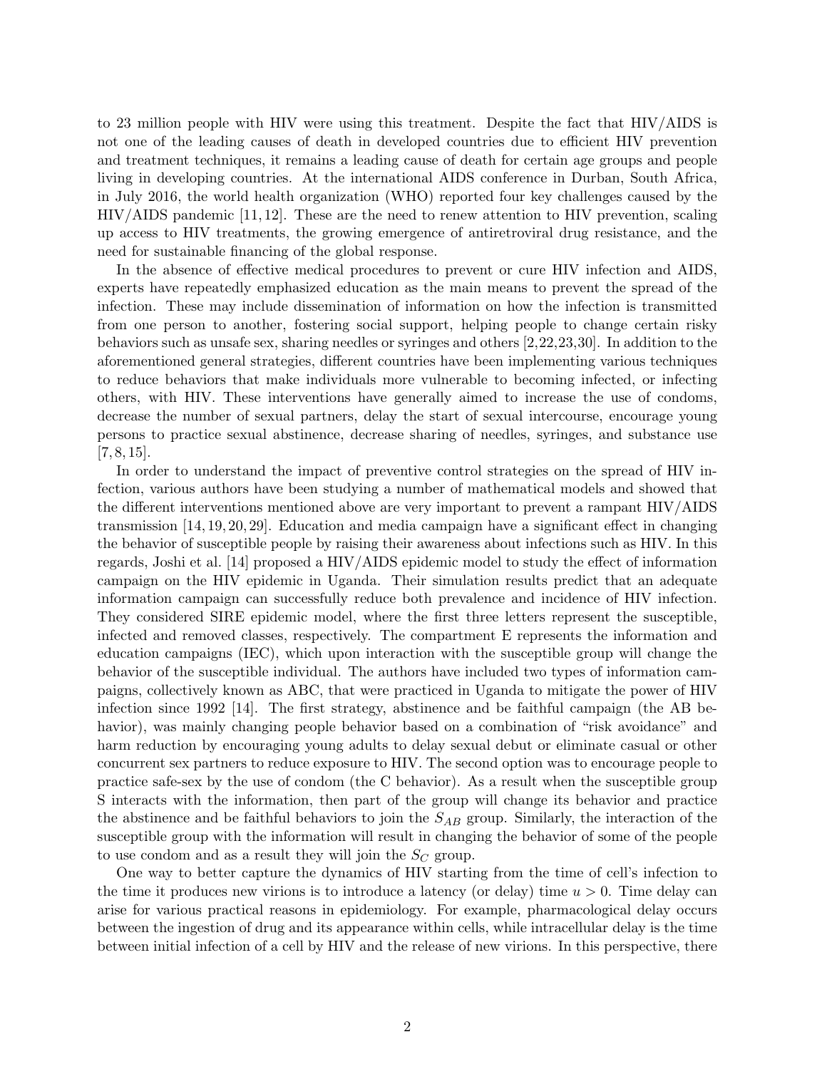to 23 million people with HIV were using this treatment. Despite the fact that HIV/AIDS is not one of the leading causes of death in developed countries due to efficient HIV prevention and treatment techniques, it remains a leading cause of death for certain age groups and people living in developing countries. At the international AIDS conference in Durban, South Africa, in July 2016, the world health organization (WHO) reported four key challenges caused by the HIV/AIDS pandemic [11, 12]. These are the need to renew attention to HIV prevention, scaling up access to HIV treatments, the growing emergence of antiretroviral drug resistance, and the need for sustainable financing of the global response.

In the absence of effective medical procedures to prevent or cure HIV infection and AIDS, experts have repeatedly emphasized education as the main means to prevent the spread of the infection. These may include dissemination of information on how the infection is transmitted from one person to another, fostering social support, helping people to change certain risky behaviors such as unsafe sex, sharing needles or syringes and others [2,22,23,30]. In addition to the aforementioned general strategies, different countries have been implementing various techniques to reduce behaviors that make individuals more vulnerable to becoming infected, or infecting others, with HIV. These interventions have generally aimed to increase the use of condoms, decrease the number of sexual partners, delay the start of sexual intercourse, encourage young persons to practice sexual abstinence, decrease sharing of needles, syringes, and substance use [7, 8, 15].

In order to understand the impact of preventive control strategies on the spread of HIV infection, various authors have been studying a number of mathematical models and showed that the different interventions mentioned above are very important to prevent a rampant HIV/AIDS transmission [14, 19, 20, 29]. Education and media campaign have a significant effect in changing the behavior of susceptible people by raising their awareness about infections such as HIV. In this regards, Joshi et al. [14] proposed a HIV/AIDS epidemic model to study the effect of information campaign on the HIV epidemic in Uganda. Their simulation results predict that an adequate information campaign can successfully reduce both prevalence and incidence of HIV infection. They considered SIRE epidemic model, where the first three letters represent the susceptible, infected and removed classes, respectively. The compartment E represents the information and education campaigns (IEC), which upon interaction with the susceptible group will change the behavior of the susceptible individual. The authors have included two types of information campaigns, collectively known as ABC, that were practiced in Uganda to mitigate the power of HIV infection since 1992 [14]. The first strategy, abstinence and be faithful campaign (the AB behavior), was mainly changing people behavior based on a combination of "risk avoidance" and harm reduction by encouraging young adults to delay sexual debut or eliminate casual or other concurrent sex partners to reduce exposure to HIV. The second option was to encourage people to practice safe-sex by the use of condom (the C behavior). As a result when the susceptible group S interacts with the information, then part of the group will change its behavior and practice the abstinence and be faithful behaviors to join the $S_{AB}$ group. Similarly, the interaction of the susceptible group with the information will result in changing the behavior of some of the people to use condom and as a result they will join the $S_C$ group.

One way to better capture the dynamics of HIV starting from the time of cell's infection to the time it produces new virions is to introduce a latency (or delay) time $u > 0$. Time delay can arise for various practical reasons in epidemiology. For example, pharmacological delay occurs between the ingestion of drug and its appearance within cells, while intracellular delay is the time between initial infection of a cell by HIV and the release of new virions. In this perspective, there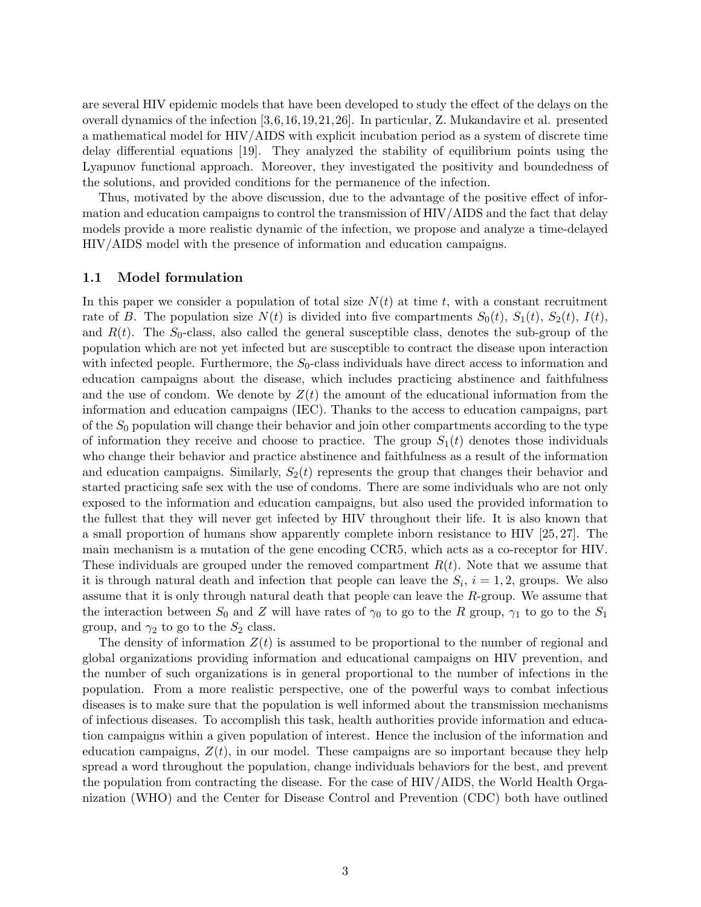are several HIV epidemic models that have been developed to study the effect of the delays on the overall dynamics of the infection [3,6,16,19,21,26]. In particular, Z. Mukandavire et al. presented a mathematical model for HIV/AIDS with explicit incubation period as a system of discrete time delay differential equations [19]. They analyzed the stability of equilibrium points using the Lyapunov functional approach. Moreover, they investigated the positivity and boundedness of the solutions, and provided conditions for the permanence of the infection.

Thus, motivated by the above discussion, due to the advantage of the positive effect of information and education campaigns to control the transmission of HIV/AIDS and the fact that delay models provide a more realistic dynamic of the infection, we propose and analyze a time-delayed HIV/AIDS model with the presence of information and education campaigns.

### 1.1 Model formulation

In this paper we consider a population of total size $N(t)$ at time $t$, with a constant recruitment rate of $B$. The population size $N(t)$ is divided into five compartments $S_0(t)$, $S_1(t)$, $S_2(t)$, $I(t)$, and $R(t)$. The $S_0$-class, also called the general susceptible class, denotes the sub-group of the population which are not yet infected but are susceptible to contract the disease upon interaction with infected people. Furthermore, the $S_0$-class individuals have direct access to information and education campaigns about the disease, which includes practicing abstinence and faithfulness and the use of condom. We denote by $Z(t)$ the amount of the educational information from the information and education campaigns (IEC). Thanks to the access to education campaigns, part of the $S_0$ population will change their behavior and join other compartments according to the type of information they receive and choose to practice. The group $S_1(t)$ denotes those individuals who change their behavior and practice abstinence and faithfulness as a result of the information and education campaigns. Similarly, $S_2(t)$ represents the group that changes their behavior and started practicing safe sex with the use of condoms. There are some individuals who are not only exposed to the information and education campaigns, but also used the provided information to the fullest that they will never get infected by HIV throughout their life. It is also known that a small proportion of humans show apparently complete inborn resistance to HIV [25, 27]. The main mechanism is a mutation of the gene encoding CCR5, which acts as a co-receptor for HIV. These individuals are grouped under the removed compartment $R(t)$. Note that we assume that it is through natural death and infection that people can leave the $S_i$, $i = 1, 2$, groups. We also assume that it is only through natural death that people can leave the $R$-group. We assume that the interaction between $S_0$ and $Z$ will have rates of $\gamma_0$ to go to the $R$ group, $\gamma_1$ to go to the $S_1$ group, and $\gamma_2$ to go to the $S_2$ class.

The density of information $Z(t)$ is assumed to be proportional to the number of regional and global organizations providing information and educational campaigns on HIV prevention, and the number of such organizations is in general proportional to the number of infections in the population. From a more realistic perspective, one of the powerful ways to combat infectious diseases is to make sure that the population is well informed about the transmission mechanisms of infectious diseases. To accomplish this task, health authorities provide information and education campaigns within a given population of interest. Hence the inclusion of the information and education campaigns, $Z(t)$, in our model. These campaigns are so important because they help spread a word throughout the population, change individuals behaviors for the best, and prevent the population from contracting the disease. For the case of HIV/AIDS, the World Health Organization (WHO) and the Center for Disease Control and Prevention (CDC) both have outlined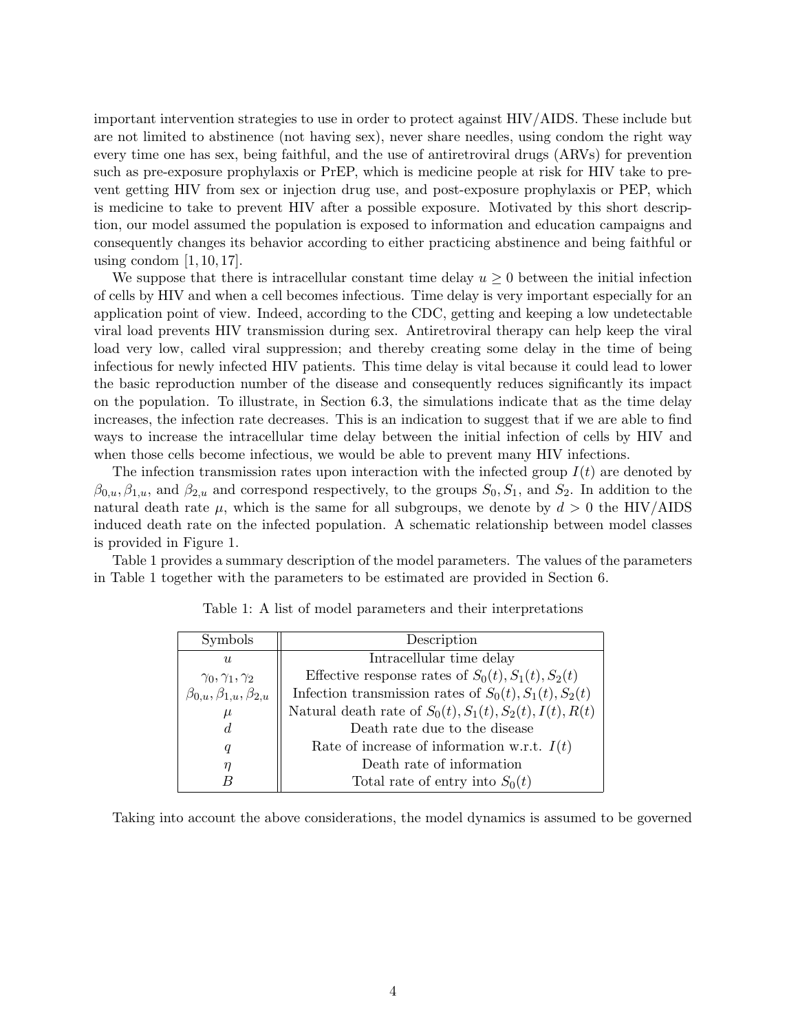important intervention strategies to use in order to protect against HIV/AIDS. These include but are not limited to abstinence (not having sex), never share needles, using condom the right way every time one has sex, being faithful, and the use of antiretroviral drugs (ARVs) for prevention such as pre-exposure prophylaxis or PrEP, which is medicine people at risk for HIV take to prevent getting HIV from sex or injection drug use, and post-exposure prophylaxis or PEP, which is medicine to take to prevent HIV after a possible exposure. Motivated by this short description, our model assumed the population is exposed to information and education campaigns and consequently changes its behavior according to either practicing abstinence and being faithful or using condom [1, 10, 17].

We suppose that there is intracellular constant time delay $u \geq 0$ between the initial infection of cells by HIV and when a cell becomes infectious. Time delay is very important especially for an application point of view. Indeed, according to the CDC, getting and keeping a low undetectable viral load prevents HIV transmission during sex. Antiretroviral therapy can help keep the viral load very low, called viral suppression; and thereby creating some delay in the time of being infectious for newly infected HIV patients. This time delay is vital because it could lead to lower the basic reproduction number of the disease and consequently reduces significantly its impact on the population. To illustrate, in Section 6.3, the simulations indicate that as the time delay increases, the infection rate decreases. This is an indication to suggest that if we are able to find ways to increase the intracellular time delay between the initial infection of cells by HIV and when those cells become infectious, we would be able to prevent many HIV infections.

The infection transmission rates upon interaction with the infected group $I(t)$ are denoted by $\beta_{0,u}, \beta_{1,u}$, and $\beta_{2,u}$ and correspond respectively, to the groups $S_0, S_1$, and $S_2$. In addition to the natural death rate $\mu$, which is the same for all subgroups, we denote by $d > 0$ the HIV/AIDS induced death rate on the infected population. A schematic relationship between model classes is provided in Figure 1.

Table 1 provides a summary description of the model parameters. The values of the parameters in Table 1 together with the parameters to be estimated are provided in Section 6.

Table 1: A list of model parameters and their interpretations

| Symbols | Description |
|---|---|
| $u$ | Intracellular time delay |
| $\gamma_0, \gamma_1, \gamma_2$ | Effective response rates of $S_0(t), S_1(t), S_2(t)$ |
| $\beta_{0,u}, \beta_{1,u}, \beta_{2,u}$ | Infection transmission rates of $S_0(t), S_1(t), S_2(t)$ |
| $\mu$ | Natural death rate of $S_0(t), S_1(t), S_2(t), I(t), R(t)$ |
| $d$ | Death rate due to the disease |
| $q$ | Rate of increase of information w.r.t. $I(t)$ |
| $\eta$ | Death rate of information |
| $B$ | Total rate of entry into $S_0(t)$ |

Taking into account the above considerations, the model dynamics is assumed to be governed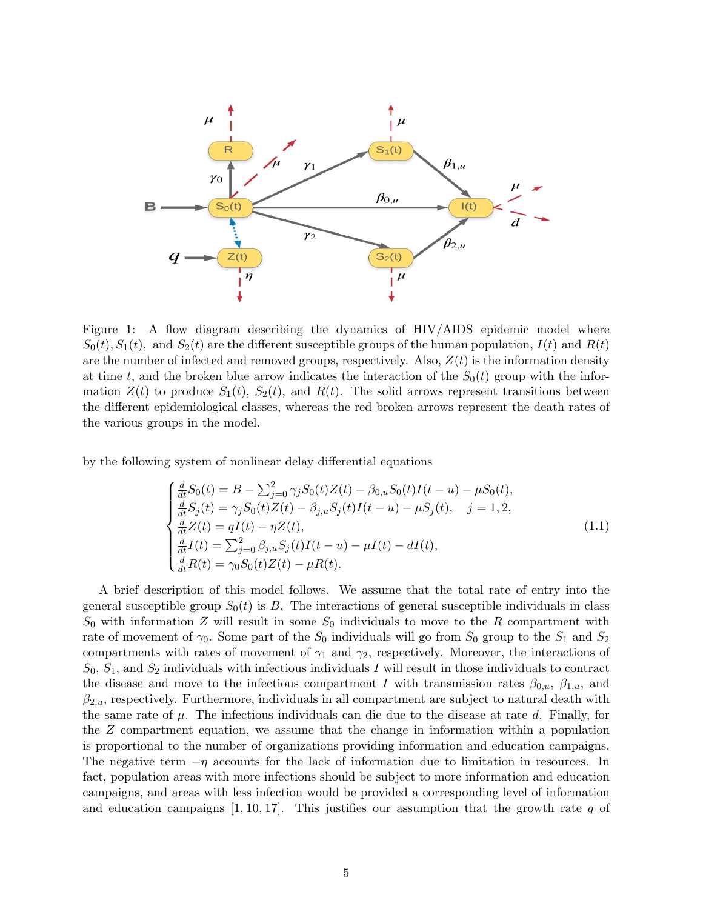Figure 1: A flow diagram describing the dynamics of HIV/AIDS epidemic model where $S_0(t), S_1(t),$ and $S_2(t)$ are the different susceptible groups of the human population, $I(t)$ and $R(t)$ are the number of infected and removed groups, respectively. Also, $Z(t)$ is the information density at time $t$, and the broken blue arrow indicates the interaction of the $S_0(t)$ group with the information $Z(t)$ to produce $S_1(t)$, $S_2(t)$, and $R(t)$. The solid arrows represent transitions between the different epidemiological classes, whereas the red broken arrows represent the death rates of the various groups in the model.

by the following system of nonlinear delay differential equations

$$
\begin{cases}
\frac{d}{dt}S_0(t) = B - \sum_{j=0}^{2}\gamma_j S_0(t)Z(t) - \beta_{0,u}S_0(t)I(t-u) - \mu S_0(t), \\
\frac{d}{dt}S_j(t) = \gamma_j S_0(t)Z(t) - \beta_{j,u}S_j(t)I(t-u) - \mu S_j(t), \quad j = 1, 2, \\
\frac{d}{dt}Z(t) = qI(t) - \eta Z(t), \\
\frac{d}{dt}I(t) = \sum_{j=0}^{2}\beta_{j,u}S_j(t)I(t-u) - \mu I(t) - dI(t), \\
\frac{d}{dt}R(t) = \gamma_0 S_0(t)Z(t) - \mu R(t).
\end{cases}
\tag{1.1}
$$

A brief description of this model follows. We assume that the total rate of entry into the general susceptible group $S_0(t)$ is $B$. The interactions of general susceptible individuals in class $S_0$ with information $Z$ will result in some $S_0$ individuals to move to the $R$ compartment with rate of movement of $\gamma_0$. Some part of the $S_0$ individuals will go from $S_0$ group to the $S_1$ and $S_2$ compartments with rates of movement of $\gamma_1$ and $\gamma_2$, respectively. Moreover, the interactions of $S_0$, $S_1$, and $S_2$ individuals with infectious individuals $I$ will result in those individuals to contract the disease and move to the infectious compartment $I$ with transmission rates $\beta_{0,u}$, $\beta_{1,u}$, and $\beta_{2,u}$, respectively. Furthermore, individuals in all compartment are subject to natural death with the same rate of $\mu$. The infectious individuals can die due to the disease at rate $d$. Finally, for the $Z$ compartment equation, we assume that the change in information within a population is proportional to the number of organizations providing information and education campaigns. The negative term $-\eta$ accounts for the lack of information due to limitation in resources. In fact, population areas with more infections should be subject to more information and education campaigns, and areas with less infection would be provided a corresponding level of information and education campaigns [1, 10, 17]. This justifies our assumption that the growth rate $q$ of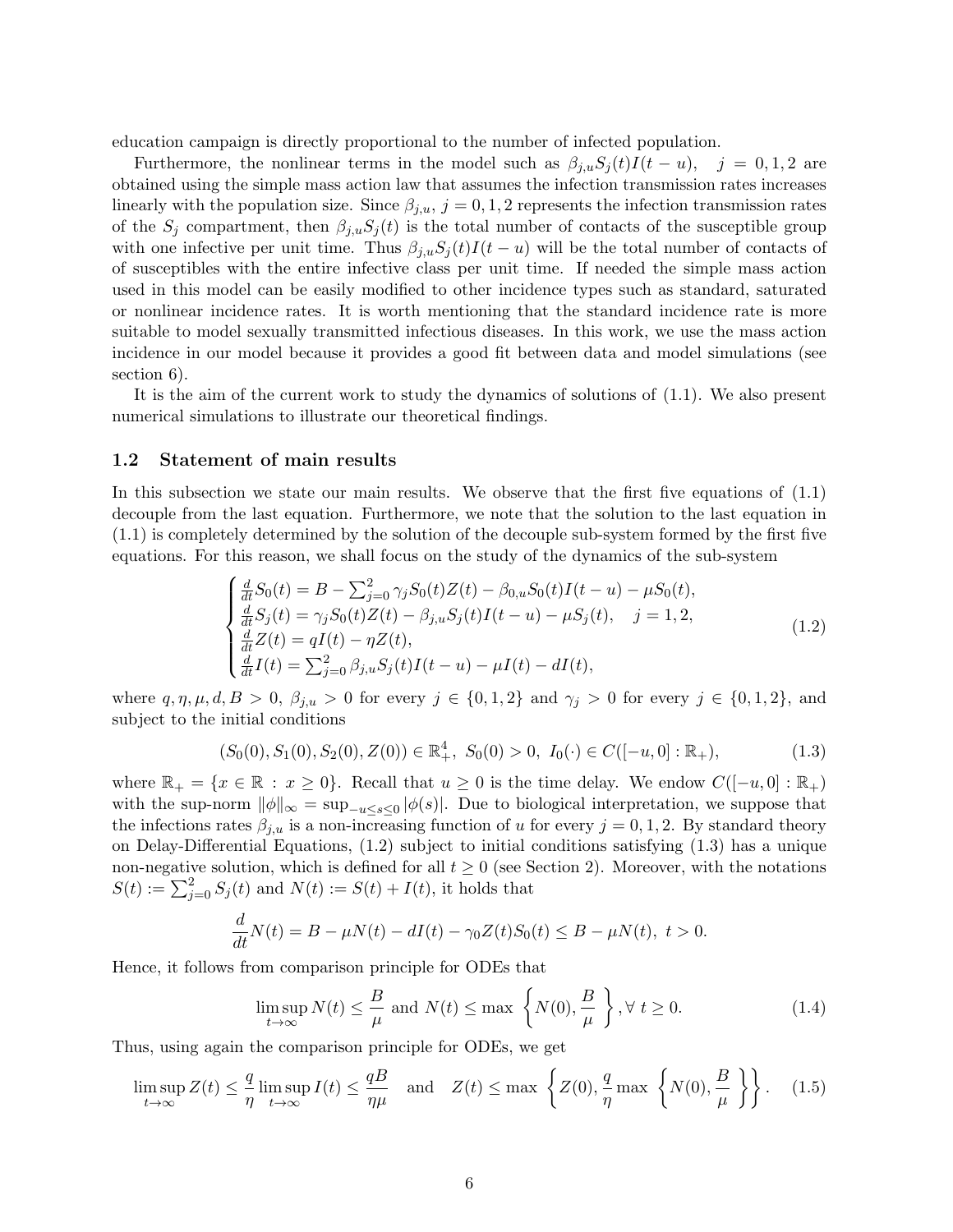education campaign is directly proportional to the number of infected population.

Furthermore, the nonlinear terms in the model such as $\beta_{j,u}S_j(t)I(t-u), \quad j = 0,1,2$ are obtained using the simple mass action law that assumes the infection transmission rates increases linearly with the population size. Since $\beta_{j,u}$, $j = 0,1,2$ represents the infection transmission rates of the $S_j$ compartment, then $\beta_{j,u}S_j(t)$ is the total number of contacts of the susceptible group with one infective per unit time. Thus $\beta_{j,u}S_j(t)I(t-u)$ will be the total number of contacts of of susceptibles with the entire infective class per unit time. If needed the simple mass action used in this model can be easily modified to other incidence types such as standard, saturated or nonlinear incidence rates. It is worth mentioning that the standard incidence rate is more suitable to model sexually transmitted infectious diseases. In this work, we use the mass action incidence in our model because it provides a good fit between data and model simulations (see section 6).

It is the aim of the current work to study the dynamics of solutions of (1.1). We also present numerical simulations to illustrate our theoretical findings.

### 1.2 Statement of main results

In this subsection we state our main results. We observe that the first five equations of (1.1) decouple from the last equation. Furthermore, we note that the solution to the last equation in (1.1) is completely determined by the solution of the decouple sub-system formed by the first five equations. For this reason, we shall focus on the study of the dynamics of the sub-system

$$
\begin{cases}
\frac{d}{dt}S_0(t) = B - \sum_{j=0}^{2}\gamma_j S_0(t)Z(t) - \beta_{0,u}S_0(t)I(t-u) - \mu S_0(t),\\
\frac{d}{dt}S_j(t) = \gamma_j S_0(t)Z(t) - \beta_{j,u}S_j(t)I(t-u) - \mu S_j(t), \quad j = 1,2,\\
\frac{d}{dt}Z(t) = qI(t) - \eta Z(t),\\
\frac{d}{dt}I(t) = \sum_{j=0}^{2}\beta_{j,u}S_j(t)I(t-u) - \mu I(t) - dI(t),
\end{cases}
\tag{1.2}
$$

where $q, \eta, \mu, d, B > 0$, $\beta_{j,u} > 0$ for every $j \in \{0,1,2\}$ and $\gamma_j > 0$ for every $j \in \{0,1,2\}$, and subject to the initial conditions

$$
(S_0(0), S_1(0), S_2(0), Z(0)) \in \mathbb{R}_+^4, \ S_0(0) > 0, \ I_0(\cdot) \in C([-u,0]:\mathbb{R}_+), \tag{1.3}
$$

where $\mathbb{R}_+ = \{x \in \mathbb{R} : x \geq 0\}$. Recall that $u \geq 0$ is the time delay. We endow $C([-u,0]:\mathbb{R}_+)$ with the sup-norm $\|\phi\|_\infty = \sup_{-u \leq s \leq 0}|\phi(s)|$. Due to biological interpretation, we suppose that the infections rates $\beta_{j,u}$ is a non-increasing function of $u$ for every $j = 0,1,2$. By standard theory on Delay-Differential Equations, (1.2) subject to initial conditions satisfying (1.3) has a unique non-negative solution, which is defined for all $t \geq 0$ (see Section 2). Moreover, with the notations $S(t) := \sum_{j=0}^{2} S_j(t)$ and $N(t) := S(t) + I(t)$, it holds that

$$
\frac{d}{dt}N(t) = B - \mu N(t) - dI(t) - \gamma_0 Z(t)S_0(t) \leq B - \mu N(t), \ t > 0.
$$

Hence, it follows from comparison principle for ODEs that

$$
\limsup_{t\to\infty} N(t) \leq \frac{B}{\mu} \text{ and } N(t) \leq \max\left\{N(0), \frac{B}{\mu}\right\}, \forall \ t \geq 0. \tag{1.4}
$$

Thus, using again the comparison principle for ODEs, we get

$$
\limsup_{t\to\infty} Z(t) \leq \frac{q}{\eta}\limsup_{t\to\infty} I(t) \leq \frac{qB}{\eta\mu} \quad \text{and} \quad Z(t) \leq \max\left\{Z(0), \frac{q}{\eta}\max\left\{N(0), \frac{B}{\mu}\right\}\right\}. \tag{1.5}
$$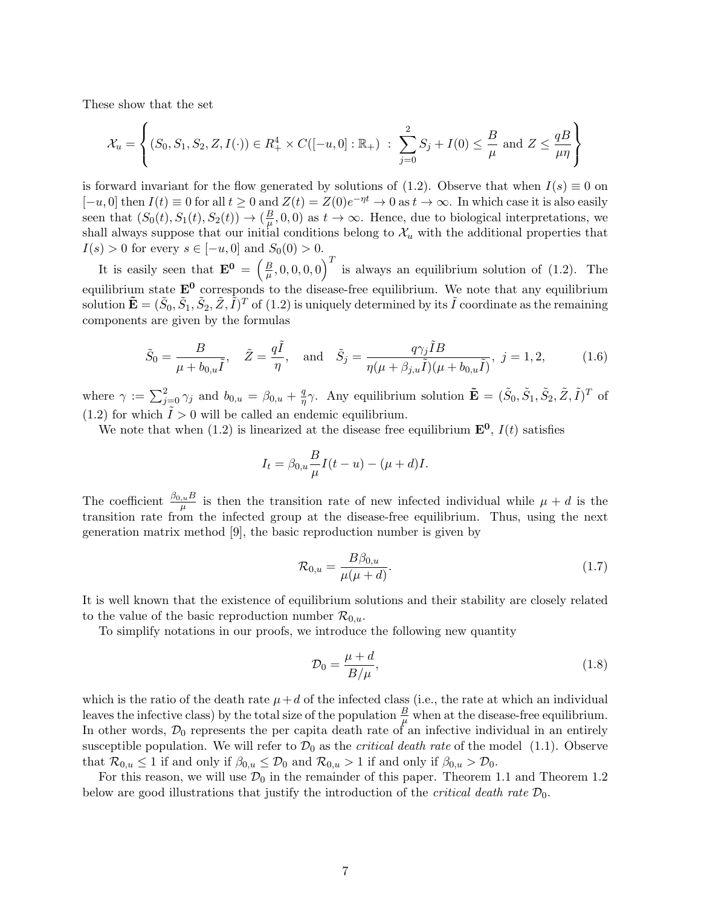These show that the set

$$\mathcal{X}_u = \left\{ (S_0, S_1, S_2, Z, I(\cdot)) \in R_+^4 \times C([-u, 0] : \mathbb{R}_+) \; : \; \sum_{j=0}^{2} S_j + I(0) \leq \frac{B}{\mu} \text{ and } Z \leq \frac{qB}{\mu\eta} \right\}$$

is forward invariant for the flow generated by solutions of (1.2). Observe that when $I(s) \equiv 0$ on $[-u, 0]$ then $I(t) \equiv 0$ for all $t \geq 0$ and $Z(t) = Z(0)e^{-\eta t} \to 0$ as $t \to \infty$. In which case it is also easily seen that $(S_0(t), S_1(t), S_2(t)) \to (\frac{B}{\mu}, 0, 0)$ as $t \to \infty$. Hence, due to biological interpretations, we shall always suppose that our initial conditions belong to $\mathcal{X}_u$ with the additional properties that $I(s) > 0$ for every $s \in [-u, 0]$ and $S_0(0) > 0$.

It is easily seen that $\mathbf{E^0} = \left(\frac{B}{\mu}, 0, 0, 0, 0\right)^T$ is always an equilibrium solution of (1.2). The equilibrium state $\mathbf{E^0}$ corresponds to the disease-free equilibrium. We note that any equilibrium solution $\tilde{\mathbf{E}} = (\tilde{S}_0, \tilde{S}_1, \tilde{S}_2, \tilde{Z}, \tilde{I})^T$ of (1.2) is uniquely determined by its $\tilde{I}$ coordinate as the remaining components are given by the formulas

$$\tilde{S}_0 = \frac{B}{\mu + b_{0,u}\tilde{I}}, \quad \tilde{Z} = \frac{q\tilde{I}}{\eta}, \quad \text{and} \quad \tilde{S}_j = \frac{q\gamma_j \tilde{I} B}{\eta(\mu + \beta_{j,u}\tilde{I})(\mu + b_{0,u}\tilde{I})}, \; j = 1, 2, \tag{1.6}$$

where $\gamma := \sum_{j=0}^{2} \gamma_j$ and $b_{0,u} = \beta_{0,u} + \frac{q}{\eta}\gamma$. Any equilibrium solution $\tilde{\mathbf{E}} = (\tilde{S}_0, \tilde{S}_1, \tilde{S}_2, \tilde{Z}, \tilde{I})^T$ of (1.2) for which $\tilde{I} > 0$ will be called an endemic equilibrium.

We note that when (1.2) is linearized at the disease free equilibrium $\mathbf{E^0}$, $I(t)$ satisfies

$$I_t = \beta_{0,u}\frac{B}{\mu} I(t - u) - (\mu + d)I.$$

The coefficient $\frac{\beta_{0,u}B}{\mu}$ is then the transition rate of new infected individual while $\mu + d$ is the transition rate from the infected group at the disease-free equilibrium. Thus, using the next generation matrix method [9], the basic reproduction number is given by

$$\mathcal{R}_{0,u} = \frac{B\beta_{0,u}}{\mu(\mu + d)}. \tag{1.7}$$

It is well known that the existence of equilibrium solutions and their stability are closely related to the value of the basic reproduction number $\mathcal{R}_{0,u}$.

To simplify notations in our proofs, we introduce the following new quantity

$$\mathcal{D}_0 = \frac{\mu + d}{B/\mu}, \tag{1.8}$$

which is the ratio of the death rate $\mu + d$ of the infected class (i.e., the rate at which an individual leaves the infective class) by the total size of the population $\frac{B}{\mu}$ when at the disease-free equilibrium. In other words, $\mathcal{D}_0$ represents the per capita death rate of an infective individual in an entirely susceptible population. We will refer to $\mathcal{D}_0$ as the *critical death rate* of the model (1.1). Observe that $\mathcal{R}_{0,u} \leq 1$ if and only if $\beta_{0,u} \leq \mathcal{D}_0$ and $\mathcal{R}_{0,u} > 1$ if and only if $\beta_{0,u} > \mathcal{D}_0$.

For this reason, we will use $\mathcal{D}_0$ in the remainder of this paper. Theorem 1.1 and Theorem 1.2 below are good illustrations that justify the introduction of the *critical death rate* $\mathcal{D}_0$.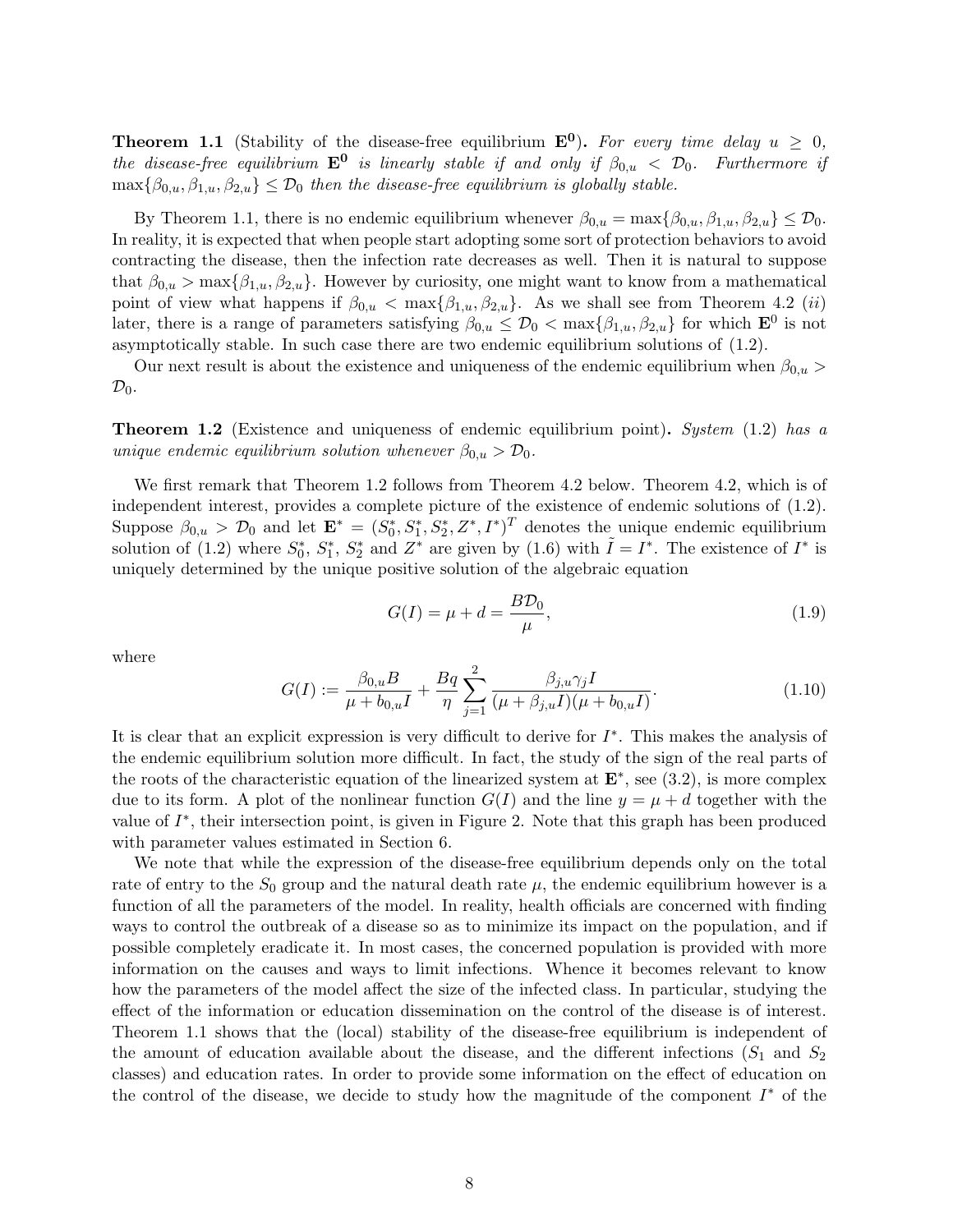**Theorem 1.1** (Stability of the disease-free equilibrium $\mathbf{E^0}$)**.** *For every time delay $u \geq 0$, the disease-free equilibrium $\mathbf{E^0}$ is linearly stable if and only if $\tilde{\beta}_{0,u} < \mathcal{D}_0$. Furthermore if $\max\{\beta_{0,u}, \beta_{1,u}, \beta_{2,u}\} \leq \mathcal{D}_0$ then the disease-free equilibrium is globally stable.*

By Theorem 1.1, there is no endemic equilibrium whenever $\beta_{0,u} = \max\{\beta_{0,u}, \beta_{1,u}, \beta_{2,u}\} \leq \mathcal{D}_0$. In reality, it is expected that when people start adopting some sort of protection behaviors to avoid contracting the disease, then the infection rate decreases as well. Then it is natural to suppose that $\beta_{0,u} > \max\{\beta_{1,u}, \beta_{2,u}\}$. However by curiosity, one might want to know from a mathematical point of view what happens if $\beta_{0,u} < \max\{\beta_{1,u}, \beta_{2,u}\}$. As we shall see from Theorem 4.2 $(ii)$ later, there is a range of parameters satisfying $\beta_{0,u} \leq \mathcal{D}_0 < \max\{\beta_{1,u}, \beta_{2,u}\}$ for which $\mathbf{E}^0$ is not asymptotically stable. In such case there are two endemic equilibrium solutions of (1.2).

Our next result is about the existence and uniqueness of the endemic equilibrium when $\beta_{0,u} > \mathcal{D}_0$.

**Theorem 1.2** (Existence and uniqueness of endemic equilibrium point)**.** *System* (1.2) *has a unique endemic equilibrium solution whenever $\beta_{0,u} > \mathcal{D}_0$.*

We first remark that Theorem 1.2 follows from Theorem 4.2 below. Theorem 4.2, which is of independent interest, provides a complete picture of the existence of endemic solutions of (1.2). Suppose $\beta_{0,u} > \mathcal{D}_0$ and let $\mathbf{E}^* = (S_0^*, S_1^*, S_2^*, Z^*, I^*)^T$ denotes the unique endemic equilibrium solution of (1.2) where $S_0^*$, $S_1^*$, $S_2^*$ and $Z^*$ are given by (1.6) with $\tilde{I} = I^*$. The existence of $I^*$ is uniquely determined by the unique positive solution of the algebraic equation

$$G(I) = \mu + d = \frac{B\mathcal{D}_0}{\mu}, \tag{1.9}$$

where

$$G(I) := \frac{\beta_{0,u}B}{\mu + b_{0,u}I} + \frac{Bq}{\eta} \sum_{j=1}^{2} \frac{\beta_{j,u}\gamma_j I}{(\mu + \beta_{j,u}I)(\mu + b_{0,u}I)}. \tag{1.10}$$

It is clear that an explicit expression is very difficult to derive for $I^*$. This makes the analysis of the endemic equilibrium solution more difficult. In fact, the study of the sign of the real parts of the roots of the characteristic equation of the linearized system at $\mathbf{E}^*$, see (3.2), is more complex due to its form. A plot of the nonlinear function $G(I)$ and the line $y = \mu + d$ together with the value of $I^*$, their intersection point, is given in Figure 2. Note that this graph has been produced with parameter values estimated in Section 6.

We note that while the expression of the disease-free equilibrium depends only on the total rate of entry to the $S_0$ group and the natural death rate $\mu$, the endemic equilibrium however is a function of all the parameters of the model. In reality, health officials are concerned with finding ways to control the outbreak of a disease so as to minimize its impact on the population, and if possible completely eradicate it. In most cases, the concerned population is provided with more information on the causes and ways to limit infections. Whence it becomes relevant to know how the parameters of the model affect the size of the infected class. In particular, studying the effect of the information or education dissemination on the control of the disease is of interest. Theorem 1.1 shows that the (local) stability of the disease-free equilibrium is independent of the amount of education available about the disease, and the different infections ($S_1$ and $S_2$ classes) and education rates. In order to provide some information on the effect of education on the control of the disease, we decide to study how the magnitude of the component $I^*$ of the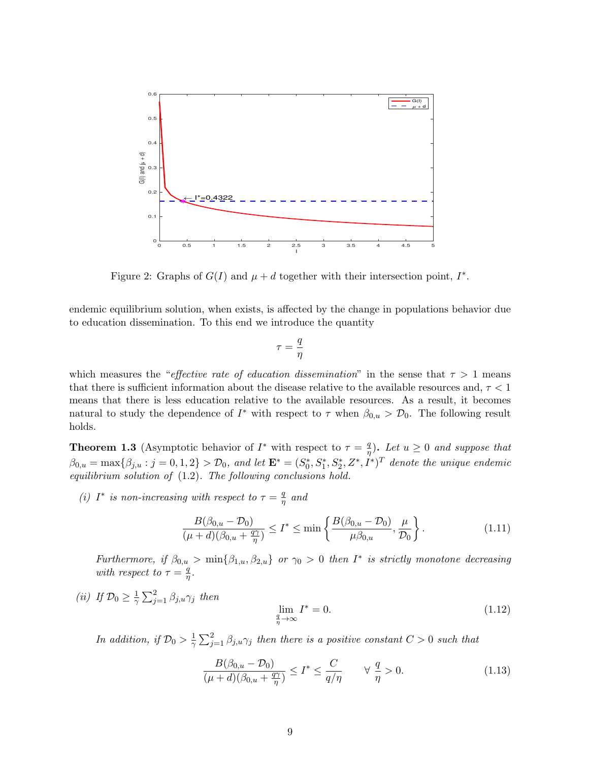Figure 2: Graphs of $G(I)$ and $\mu + d$ together with their intersection point, $I^*$.

endemic equilibrium solution, when exists, is affected by the change in populations behavior due to education dissemination. To this end we introduce the quantity

$$\tau = \frac{q}{\eta}$$

which measures the "*effective rate of education dissemination*" in the sense that $\tau > 1$ means that there is sufficient information about the disease relative to the available resources and, $\tau < 1$ means that there is less education relative to the available resources. As a result, it becomes natural to study the dependence of $I^*$ with respect to $\tau$ when $\beta_{0,u} > \mathcal{D}_0$. The following result holds.

**Theorem 1.3** (Asymptotic behavior of $I^*$ with respect to $\tau = \frac{q}{\eta}$)**.** *Let $u \geq 0$ and suppose that $\beta_{0,u} = \max\{\beta_{j,u} : j = 0, 1, 2\} > \mathcal{D}_0$, and let $\mathbf{E}^* = (S_0^*, S_1^*, S_2^*, Z^*, I^*)^T$ denote the unique endemic equilibrium solution of* (1.2)*. The following conclusions hold.*

*(i) $I^*$ is non-increasing with respect to $\tau = \frac{q}{\eta}$ and*

$$\frac{B(\beta_{0,u} - \mathcal{D}_0)}{(\mu + d)(\beta_{0,u} + \frac{q\gamma}{\eta})} \leq I^* \leq \min\left\{\frac{B(\beta_{0,u} - \mathcal{D}_0)}{\mu\beta_{0,u}}, \frac{\mu}{\mathcal{D}_0}\right\}. \tag{1.11}$$

*Furthermore, if $\beta_{0,u} > \min\{\beta_{1,u}, \beta_{2,u}\}$ or $\gamma_0 > 0$ then $I^*$ is strictly monotone decreasing with respect to $\tau = \frac{q}{\eta}$.*

*(ii) If $\mathcal{D}_0 \geq \frac{1}{\gamma}\sum_{j=1}^{2}\beta_{j,u}\gamma_j$ then*

$$\lim_{\frac{q}{\eta}\to\infty} I^* = 0. \tag{1.12}$$

*In addition, if $\mathcal{D}_0 > \frac{1}{\gamma}\sum_{j=1}^{2}\beta_{j,u}\gamma_j$ then there is a positive constant $C > 0$ such that*

$$\frac{B(\beta_{0,u} - \mathcal{D}_0)}{(\mu + d)(\beta_{0,u} + \frac{q\gamma}{\eta})} \leq I^* \leq \frac{C}{q/\eta} \qquad \forall\ \frac{q}{\eta} > 0. \tag{1.13}$$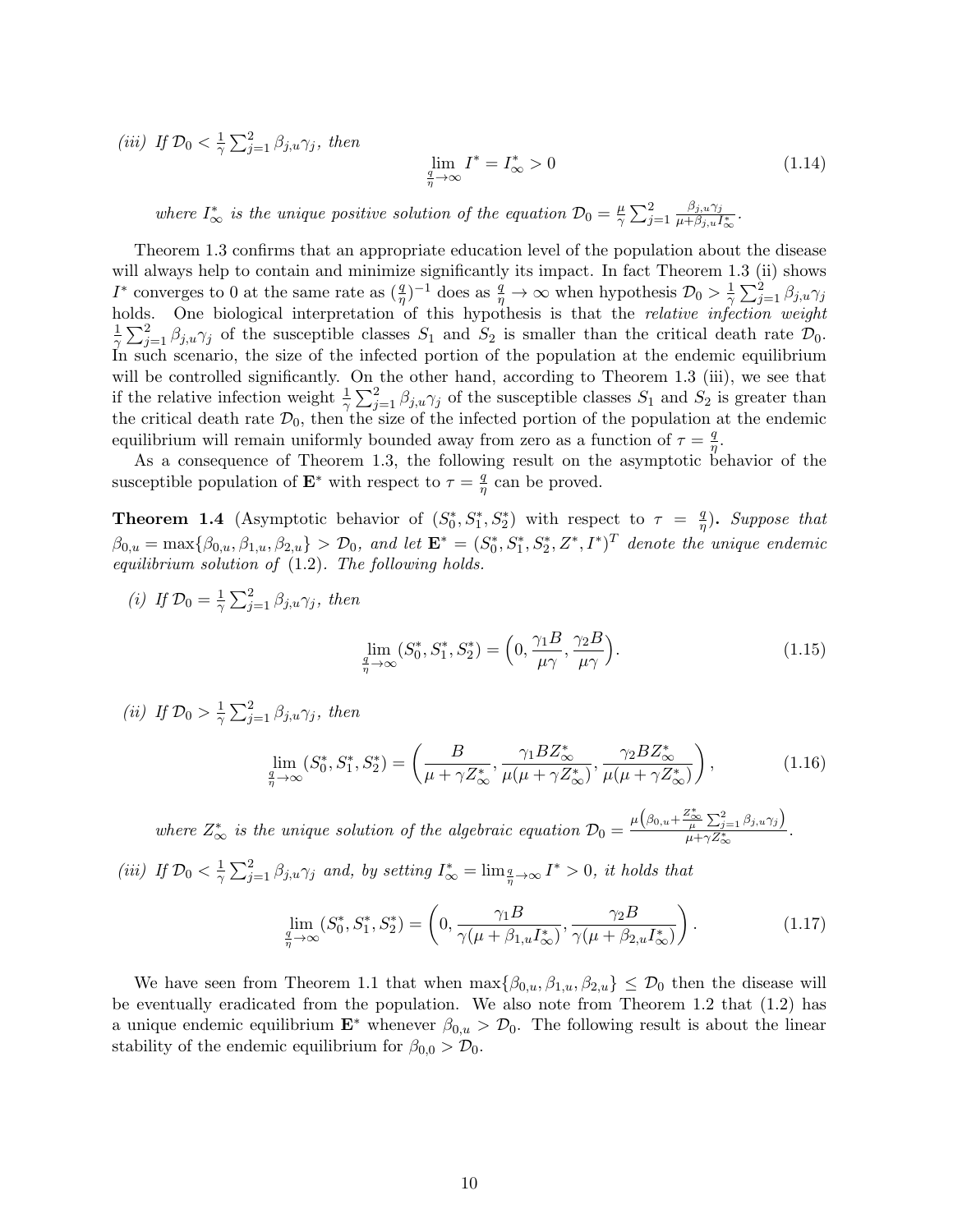*(iii) If $\mathcal{D}_0 < \frac{1}{\gamma}\sum_{j=1}^{2}\beta_{j,u}\gamma_j$, then*

$$\lim_{\frac{q}{\eta}\to\infty} I^* = I^*_\infty > 0 \tag{1.14}$$

*where $I^*_\infty$ is the unique positive solution of the equation $\mathcal{D}_0 = \frac{\mu}{\gamma}\sum_{j=1}^{2}\frac{\beta_{j,u}\gamma_j}{\mu+\beta_{j,u}I^*_\infty}$.*

Theorem 1.3 confirms that an appropriate education level of the population about the disease will always help to contain and minimize significantly its impact. In fact Theorem 1.3 (ii) shows $I^*$ converges to 0 at the same rate as $(\frac{q}{\eta})^{-1}$ does as $\frac{q}{\eta}\to\infty$ when hypothesis $\mathcal{D}_0 > \frac{1}{\gamma}\sum_{j=1}^{2}\beta_{j,u}\gamma_j$ holds. One biological interpretation of this hypothesis is that the *relative infection weight* $\frac{1}{\gamma}\sum_{j=1}^{2}\beta_{j,u}\gamma_j$ of the susceptible classes $S_1$ and $S_2$ is smaller than the critical death rate $\mathcal{D}_0$. In such scenario, the size of the infected portion of the population at the endemic equilibrium will be controlled significantly. On the other hand, according to Theorem 1.3 (iii), we see that if the relative infection weight $\frac{1}{\gamma}\sum_{j=1}^{2}\beta_{j,u}\gamma_j$ of the susceptible classes $S_1$ and $S_2$ is greater than the critical death rate $\mathcal{D}_0$, then the size of the infected portion of the population at the endemic equilibrium will remain uniformly bounded away from zero as a function of $\tau = \frac{q}{\eta}$.

As a consequence of Theorem 1.3, the following result on the asymptotic behavior of the susceptible population of $\mathbf{E}^*$ with respect to $\tau = \frac{q}{\eta}$ can be proved.

**Theorem 1.4** (Asymptotic behavior of $(S_0^*, S_1^*, S_2^*)$ with respect to $\tau = \frac{q}{\eta}$)**.** *Suppose that $\beta_{0,u} = \max\{\beta_{0,u}, \beta_{1,u}, \beta_{2,u}\} > \mathcal{D}_0$, and let $\mathbf{E}^* = (S_0^*, S_1^*, S_2^*, Z^*, I^*)^T$ denote the unique endemic equilibrium solution of (1.2). The following holds.*

*(i) If $\mathcal{D}_0 = \frac{1}{\gamma}\sum_{j=1}^{2}\beta_{j,u}\gamma_j$, then*

$$\lim_{\frac{q}{\eta}\to\infty}(S_0^*, S_1^*, S_2^*) = \Big(0, \frac{\gamma_1 B}{\mu\gamma}, \frac{\gamma_2 B}{\mu\gamma}\Big). \tag{1.15}$$

*(ii) If $\mathcal{D}_0 > \frac{1}{\gamma}\sum_{j=1}^{2}\beta_{j,u}\gamma_j$, then*

$$\lim_{\frac{q}{\eta}\to\infty}(S_0^*, S_1^*, S_2^*) = \left(\frac{B}{\mu+\gamma Z^*_\infty}, \frac{\gamma_1 B Z^*_\infty}{\mu(\mu+\gamma Z^*_\infty)}, \frac{\gamma_2 B Z^*_\infty}{\mu(\mu+\gamma Z^*_\infty)}\right), \tag{1.16}$$

*where $Z^*_\infty$ is the unique solution of the algebraic equation $\mathcal{D}_0 = \frac{\mu\left(\beta_{0,u}+\frac{Z^*_\infty}{\mu}\sum_{j=1}^{2}\beta_{j,u}\gamma_j\right)}{\mu+\gamma Z^*_\infty}$.*

*(iii) If $\mathcal{D}_0 < \frac{1}{\gamma}\sum_{j=1}^{2}\beta_{j,u}\gamma_j$ and, by setting $I^*_\infty = \lim_{\frac{q}{\eta}\to\infty} I^* > 0$, it holds that*

$$\lim_{\frac{q}{\eta}\to\infty}(S_0^*, S_1^*, S_2^*) = \left(0, \frac{\gamma_1 B}{\gamma(\mu+\beta_{1,u}I^*_\infty)}, \frac{\gamma_2 B}{\gamma(\mu+\beta_{2,u}I^*_\infty)}\right). \tag{1.17}$$

We have seen from Theorem 1.1 that when $\max\{\beta_{0,u}, \beta_{1,u}, \beta_{2,u}\} \le \mathcal{D}_0$ then the disease will be eventually eradicated from the population. We also note from Theorem 1.2 that (1.2) has a unique endemic equilibrium $\mathbf{E}^*$ whenever $\beta_{0,u} > \mathcal{D}_0$. The following result is about the linear stability of the endemic equilibrium for $\beta_{0,0} > \mathcal{D}_0$.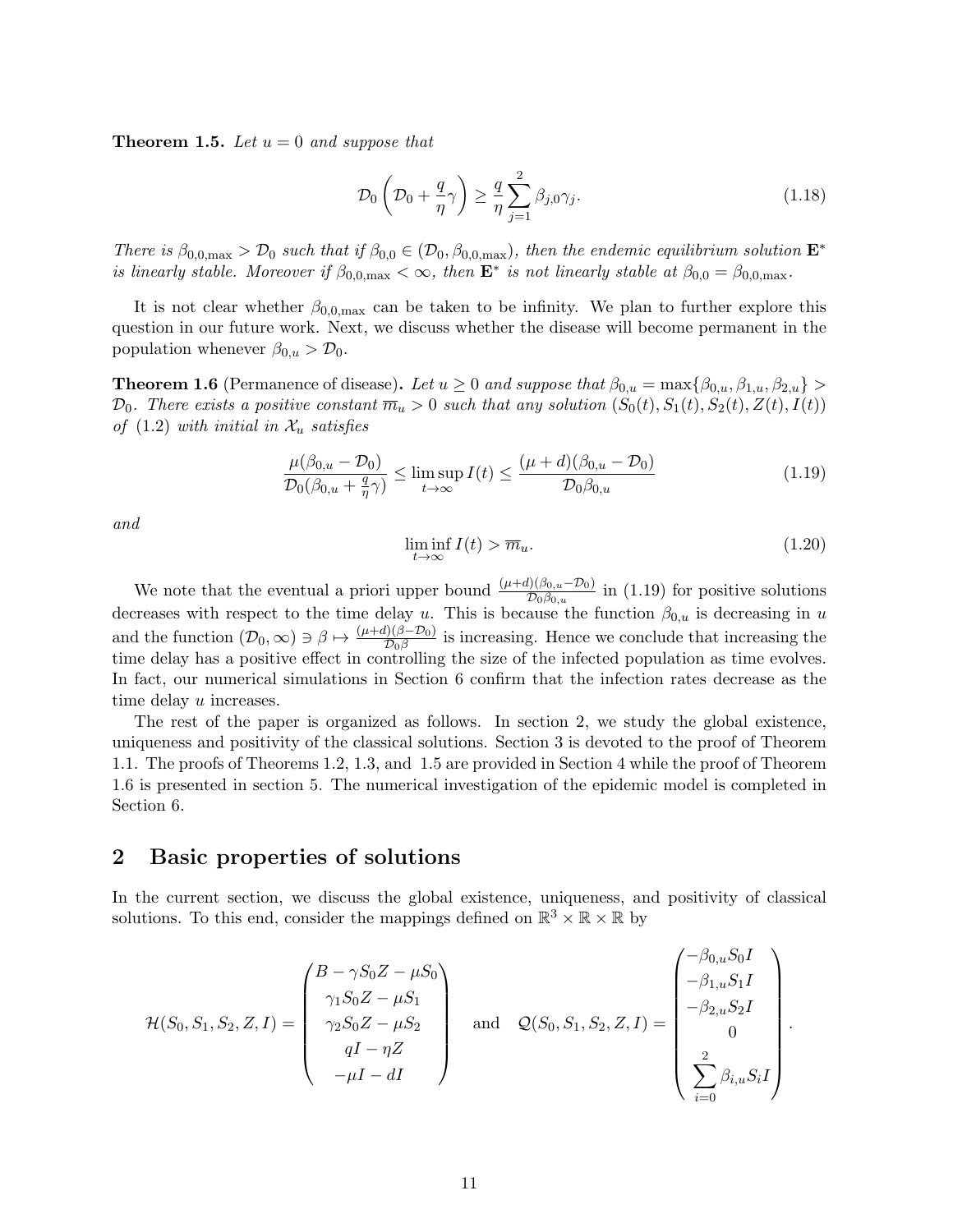**Theorem 1.5.** *Let $u = 0$ and suppose that*

$$\mathcal{D}_0\left(\mathcal{D}_0 + \frac{q}{\eta}\gamma\right) \geq \frac{q}{\eta}\sum_{j=1}^{2}\beta_{j,0}\gamma_j. \tag{1.18}$$

*There is $\beta_{0,0,\max} > \mathcal{D}_0$ such that if $\beta_{0,0} \in (\mathcal{D}_0, \beta_{0,0,\max})$, then the endemic equilibrium solution $\mathbf{E}^*$ is linearly stable. Moreover if $\beta_{0,0,\max} < \infty$, then $\mathbf{E}^*$ is not linearly stable at $\beta_{0,0} = \beta_{0,0,\max}$.*

It is not clear whether $\beta_{0,0,\max}$ can be taken to be infinity. We plan to further explore this question in our future work. Next, we discuss whether the disease will become permanent in the population whenever $\beta_{0,u} > \mathcal{D}_0$.

**Theorem 1.6** (Permanence of disease)**.** *Let $u \geq 0$ and suppose that $\beta_{0,u} = \max\{\beta_{0,u}, \beta_{1,u}, \beta_{2,u}\} > \mathcal{D}_0$. There exists a positive constant $\overline{m}_u > 0$ such that any solution $(S_0(t), S_1(t), S_2(t), Z(t), I(t))$ of (1.2) with initial in $\mathcal{X}_u$ satisfies*

$$\frac{\mu(\beta_{0,u} - \mathcal{D}_0)}{\mathcal{D}_0(\beta_{0,u} + \frac{q}{\eta}\gamma)} \leq \limsup_{t\to\infty} I(t) \leq \frac{(\mu + d)(\beta_{0,u} - \mathcal{D}_0)}{\mathcal{D}_0\beta_{0,u}} \tag{1.19}$$

*and*

$$\liminf_{t\to\infty} I(t) > \overline{m}_u. \tag{1.20}$$

We note that the eventual a priori upper bound $\frac{(\mu+d)(\beta_{0,u}-\mathcal{D}_0)}{\mathcal{D}_0\beta_{0,u}}$ in (1.19) for positive solutions decreases with respect to the time delay $u$. This is because the function $\beta_{0,u}$ is decreasing in $u$ and the function $(\mathcal{D}_0, \infty) \ni \beta \mapsto \frac{(\mu+d)(\beta-\mathcal{D}_0)}{\mathcal{D}_0\beta}$ is increasing. Hence we conclude that increasing the time delay has a positive effect in controlling the size of the infected population as time evolves. In fact, our numerical simulations in Section 6 confirm that the infection rates decrease as the time delay $u$ increases.

The rest of the paper is organized as follows. In section 2, we study the global existence, uniqueness and positivity of the classical solutions. Section 3 is devoted to the proof of Theorem 1.1. The proofs of Theorems 1.2, 1.3, and 1.5 are provided in Section 4 while the proof of Theorem 1.6 is presented in section 5. The numerical investigation of the epidemic model is completed in Section 6.

## 2 Basic properties of solutions

In the current section, we discuss the global existence, uniqueness, and positivity of classical solutions. To this end, consider the mappings defined on $\mathbb{R}^3 \times \mathbb{R} \times \mathbb{R}$ by

$$\mathcal{H}(S_0, S_1, S_2, Z, I) = \begin{pmatrix} B - \gamma S_0 Z - \mu S_0 \\ \gamma_1 S_0 Z - \mu S_1 \\ \gamma_2 S_0 Z - \mu S_2 \\ qI - \eta Z \\ -\mu I - dI \end{pmatrix} \quad \text{and} \quad \mathcal{Q}(S_0, S_1, S_2, Z, I) = \begin{pmatrix} -\beta_{0,u} S_0 I \\ -\beta_{1,u} S_1 I \\ -\beta_{2,u} S_2 I \\ 0 \\ \sum_{i=0}^{2} \beta_{i,u} S_i I \end{pmatrix}.$$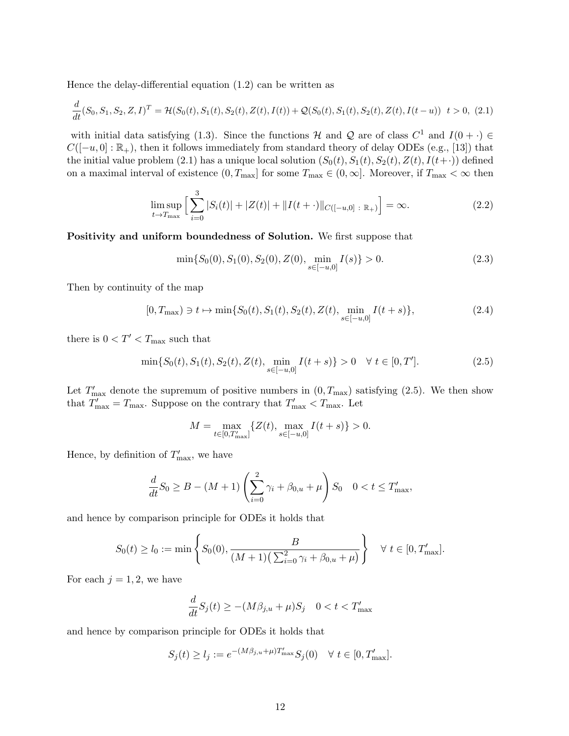Hence the delay-differential equation (1.2) can be written as

$$\frac{d}{dt}(S_0, S_1, S_2, Z, I)^T = \mathcal{H}(S_0(t), S_1(t), S_2(t), Z(t), I(t)) + \mathcal{Q}(S_0(t), S_1(t), S_2(t), Z(t), I(t-u)) \quad t > 0, \tag{2.1}$$

with initial data satisfying (1.3). Since the functions $\mathcal{H}$ and $\mathcal{Q}$ are of class $C^1$ and $I(0+\cdot) \in C([-u, 0] : \mathbb{R}_+)$, then it follows immediately from standard theory of delay ODEs (e.g., [13]) that the initial value problem (2.1) has a unique local solution $(S_0(t), S_1(t), S_2(t), Z(t), I(t+\cdot))$ defined on a maximal interval of existence $(0, T_{\max}]$ for some $T_{\max} \in (0, \infty]$. Moreover, if $T_{\max} < \infty$ then

$$\limsup_{t \to T_{\max}} \Big[ \sum_{i=0}^{3} |S_i(t)| + |Z(t)| + \|I(t+\cdot)\|_{C([-u,0]\,:\,\mathbb{R}_+)} \Big] = \infty. \tag{2.2}$$

**Positivity and uniform boundedness of Solution.** We first suppose that

$$\min\{S_0(0), S_1(0), S_2(0), Z(0), \min_{s \in [-u,0]} I(s)\} > 0. \tag{2.3}$$

Then by continuity of the map

$$[0, T_{\max}) \ni t \mapsto \min\{S_0(t), S_1(t), S_2(t), Z(t), \min_{s \in [-u,0]} I(t+s)\}, \tag{2.4}$$

there is $0 < T' < T_{\max}$ such that

$$\min\{S_0(t), S_1(t), S_2(t), Z(t), \min_{s \in [-u,0]} I(t+s)\} > 0 \quad \forall\, t \in [0, T']. \tag{2.5}$$

Let $T'_{\max}$ denote the supremum of positive numbers in $(0, T_{\max})$ satisfying (2.5). We then show that $T'_{\max} = T_{\max}$. Suppose on the contrary that $T'_{\max} < T_{\max}$. Let

$$M = \max_{t \in [0, T'_{\max}]} \{Z(t), \max_{s \in [-u,0]} I(t+s)\} > 0.$$

Hence, by definition of $T'_{\max}$, we have

$$\frac{d}{dt} S_0 \geq B - (M+1) \left( \sum_{i=0}^{2} \gamma_i + \beta_{0,u} + \mu \right) S_0 \quad 0 < t \leq T'_{\max},$$

and hence by comparison principle for ODEs it holds that

$$S_0(t) \geq l_0 := \min\left\{ S_0(0), \frac{B}{(M+1)\big(\sum_{i=0}^{2} \gamma_i + \beta_{0,u} + \mu\big)} \right\} \quad \forall\, t \in [0, T'_{\max}].$$

For each $j = 1, 2$, we have

$$\frac{d}{dt} S_j(t) \geq -(M\beta_{j,u} + \mu) S_j \quad 0 < t < T'_{\max}$$

and hence by comparison principle for ODEs it holds that

$$S_j(t) \geq l_j := e^{-(M\beta_{j,u}+\mu)T'_{\max}} S_j(0) \quad \forall\, t \in [0, T'_{\max}].$$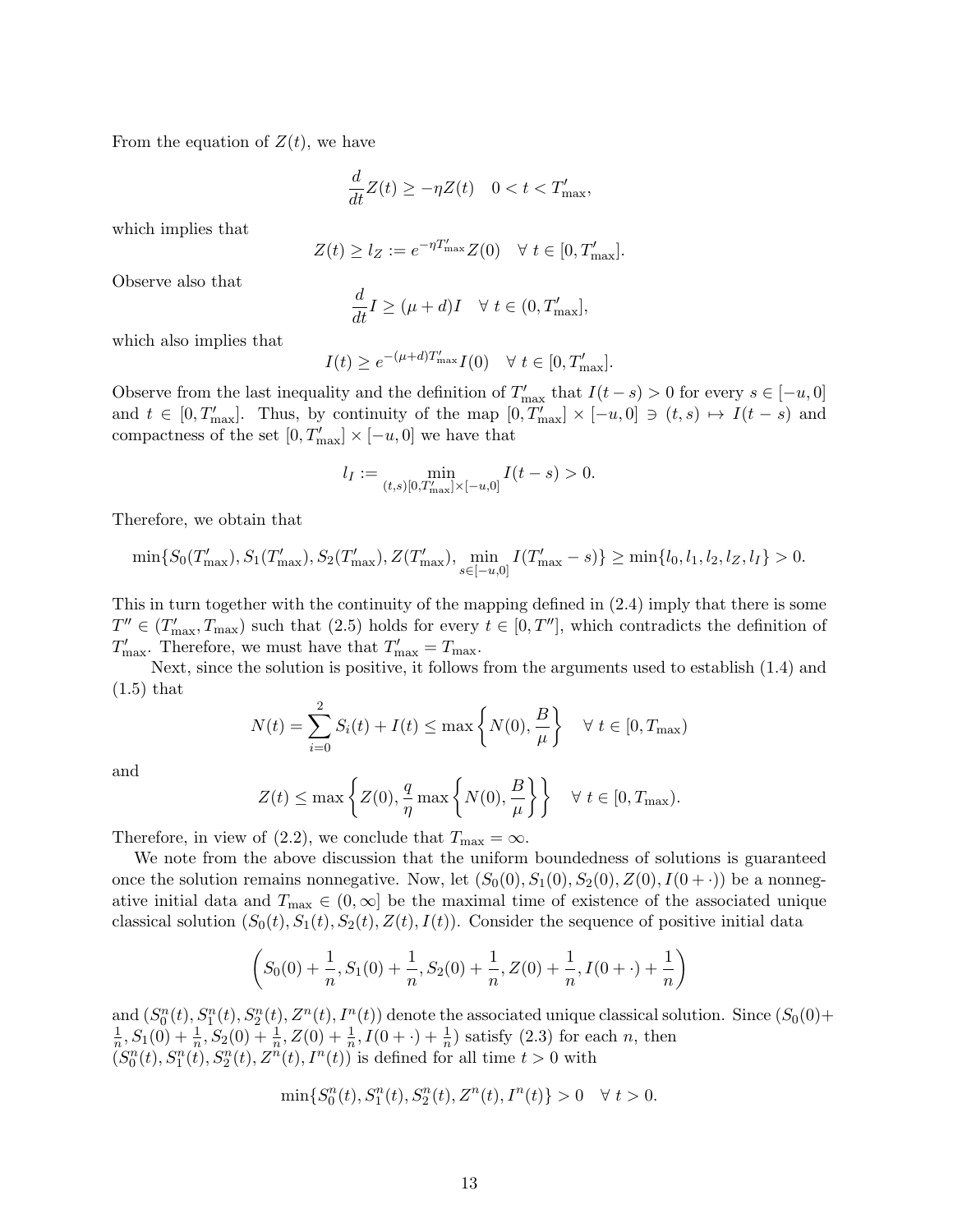From the equation of $Z(t)$, we have

$$\frac{d}{dt}Z(t) \geq -\eta Z(t) \quad 0 < t < T'_{\max},$$

which implies that

$$Z(t) \geq l_Z := e^{-\eta T'_{\max}} Z(0) \quad \forall\ t \in [0, T'_{\max}].$$

Observe also that

$$\frac{d}{dt}I \geq (\mu + d)I \quad \forall\ t \in (0, T'_{\max}],$$

which also implies that

$$I(t) \geq e^{-(\mu+d)T'_{\max}} I(0) \quad \forall\ t \in [0, T'_{\max}].$$

Observe from the last inequality and the definition of $T'_{\max}$ that $I(t-s) > 0$ for every $s \in [-u, 0]$ and $t \in [0, T'_{\max}]$. Thus, by continuity of the map $[0, T'_{\max}] \times [-u, 0] \ni (t, s) \mapsto I(t-s)$ and compactness of the set $[0, T'_{\max}] \times [-u, 0]$ we have that

$$l_I := \min_{(t,s)[0,T'_{\max}]\times[-u,0]} I(t-s) > 0.$$

Therefore, we obtain that

$$\min\{S_0(T'_{\max}), S_1(T'_{\max}), S_2(T'_{\max}), Z(T'_{\max}), \min_{s\in[-u,0]} I(T'_{\max} - s)\} \geq \min\{l_0, l_1, l_2, l_Z, l_I\} > 0.$$

This in turn together with the continuity of the mapping defined in (2.4) imply that there is some $T'' \in (T'_{\max}, T_{\max})$ such that (2.5) holds for every $t \in [0, T'']$, which contradicts the definition of $T'_{\max}$. Therefore, we must have that $T'_{\max} = T_{\max}$.

Next, since the solution is positive, it follows from the arguments used to establish (1.4) and (1.5) that

$$N(t) = \sum_{i=0}^{2} S_i(t) + I(t) \leq \max\left\{N(0), \frac{B}{\mu}\right\} \quad \forall\ t \in [0, T_{\max})$$

and

$$Z(t) \leq \max\left\{Z(0), \frac{q}{\eta}\max\left\{N(0), \frac{B}{\mu}\right\}\right\} \quad \forall\ t \in [0, T_{\max}).$$

Therefore, in view of (2.2), we conclude that $T_{\max} = \infty$.

We note from the above discussion that the uniform boundedness of solutions is guaranteed once the solution remains nonnegative. Now, let $(S_0(0), S_1(0), S_2(0), Z(0), I(0+\cdot))$ be a nonnegative initial data and $T_{\max} \in (0, \infty]$ be the maximal time of existence of the associated unique classical solution $(S_0(t), S_1(t), S_2(t), Z(t), I(t))$. Consider the sequence of positive initial data

$$\left(S_0(0) + \frac{1}{n}, S_1(0) + \frac{1}{n}, S_2(0) + \frac{1}{n}, Z(0) + \frac{1}{n}, I(0+\cdot) + \frac{1}{n}\right)$$

and $(S_0^n(t), S_1^n(t), S_2^n(t), Z^n(t), I^n(t))$ denote the associated unique classical solution. Since $(S_0(0) + \frac{1}{n}, S_1(0) + \frac{1}{n}, S_2(0) + \frac{1}{n}, Z(0) + \frac{1}{n}, I(0+\cdot) + \frac{1}{n})$ satisfy (2.3) for each $n$, then $(S_0^n(t), S_1^n(t), S_2^n(t), Z^n(t), I^n(t))$ is defined for all time $t > 0$ with

$$\min\{S_0^n(t), S_1^n(t), S_2^n(t), Z^n(t), I^n(t)\} > 0 \quad \forall\ t > 0.$$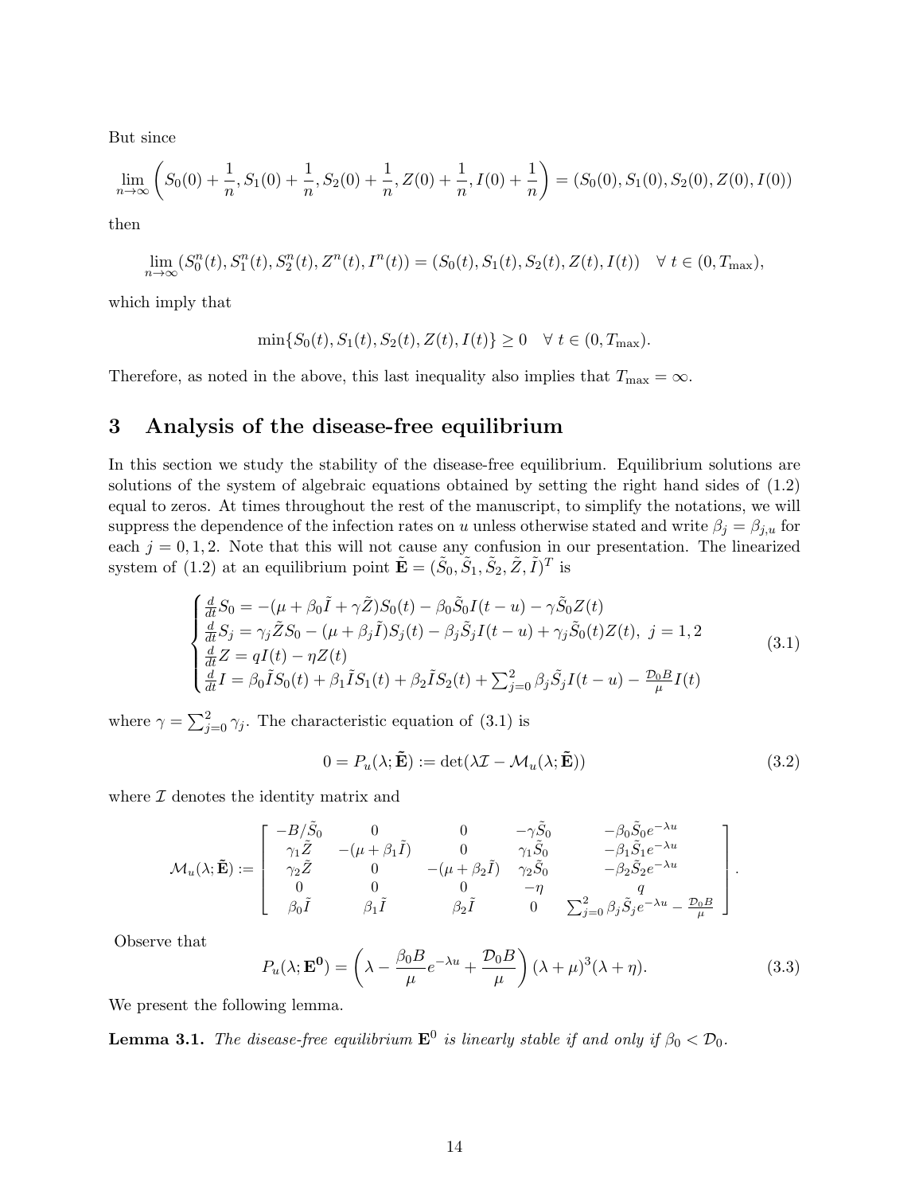But since

$$\lim_{n\to\infty}\left(S_0(0)+\frac{1}{n}, S_1(0)+\frac{1}{n}, S_2(0)+\frac{1}{n}, Z(0)+\frac{1}{n}, I(0)+\frac{1}{n}\right) = (S_0(0), S_1(0), S_2(0), Z(0), I(0))$$

then

$$\lim_{n\to\infty}(S_0^n(t), S_1^n(t), S_2^n(t), Z^n(t), I^n(t)) = (S_0(t), S_1(t), S_2(t), Z(t), I(t)) \quad \forall\ t \in (0, T_{\max}),$$

which imply that

$$\min\{S_0(t), S_1(t), S_2(t), Z(t), I(t)\} \geq 0 \quad \forall\ t \in (0, T_{\max}).$$

Therefore, as noted in the above, this last inequality also implies that $T_{\max} = \infty$.

## 3 Analysis of the disease-free equilibrium

In this section we study the stability of the disease-free equilibrium. Equilibrium solutions are solutions of the system of algebraic equations obtained by setting the right hand sides of (1.2) equal to zeros. At times throughout the rest of the manuscript, to simplify the notations, we will suppress the dependence of the infection rates on $u$ unless otherwise stated and write $\beta_j = \beta_{j,u}$ for each $j = 0, 1, 2$. Note that this will not cause any confusion in our presentation. The linearized system of (1.2) at an equilibrium point $\tilde{\mathbf{E}} = (\tilde{S}_0, \tilde{S}_1, \tilde{S}_2, \tilde{Z}, \tilde{I})^T$ is

$$\begin{cases} \frac{d}{dt}S_0 = -(\mu + \beta_0\tilde{I} + \gamma\tilde{Z})S_0(t) - \beta_0\tilde{S}_0 I(t-u) - \gamma\tilde{S}_0 Z(t) \\ \frac{d}{dt}S_j = \gamma_j\tilde{Z}S_0 - (\mu + \beta_j\tilde{I})S_j(t) - \beta_j\tilde{S}_j I(t-u) + \gamma_j\tilde{S}_0(t)Z(t),\ j = 1, 2 \\ \frac{d}{dt}Z = qI(t) - \eta Z(t) \\ \frac{d}{dt}I = \beta_0\tilde{I}S_0(t) + \beta_1\tilde{I}S_1(t) + \beta_2\tilde{I}S_2(t) + \sum_{j=0}^{2}\beta_j\tilde{S}_j I(t-u) - \frac{\mathcal{D}_0 B}{\mu}I(t) \end{cases} \tag{3.1}$$

where $\gamma = \sum_{j=0}^{2}\gamma_j$. The characteristic equation of (3.1) is

$$0 = P_u(\lambda; \tilde{\mathbf{E}}) := \det(\lambda\mathcal{I} - \mathcal{M}_u(\lambda; \tilde{\mathbf{E}})) \tag{3.2}$$

where $\mathcal{I}$ denotes the identity matrix and

$$\mathcal{M}_u(\lambda; \tilde{\mathbf{E}}) := \begin{bmatrix} -B/\tilde{S}_0 & 0 & 0 & -\gamma\tilde{S}_0 & -\beta_0\tilde{S}_0 e^{-\lambda u} \\ \gamma_1\tilde{Z} & -(\mu + \beta_1\tilde{I}) & 0 & \gamma_1\tilde{S}_0 & -\beta_1\tilde{S}_1 e^{-\lambda u} \\ \gamma_2\tilde{Z} & 0 & -(\mu + \beta_2\tilde{I}) & \gamma_2\tilde{S}_0 & -\beta_2\tilde{S}_2 e^{-\lambda u} \\ 0 & 0 & 0 & -\eta & q \\ \beta_0\tilde{I} & \beta_1\tilde{I} & \beta_2\tilde{I} & 0 & \sum_{j=0}^{2}\beta_j\tilde{S}_j e^{-\lambda u} - \frac{\mathcal{D}_0 B}{\mu} \end{bmatrix}.$$

Observe that

$$P_u(\lambda; \mathbf{E^0}) = \left(\lambda - \frac{\beta_0 B}{\mu}e^{-\lambda u} + \frac{\mathcal{D}_0 B}{\mu}\right)(\lambda + \mu)^3(\lambda + \eta). \tag{3.3}$$

We present the following lemma.

**Lemma 3.1.** *The disease-free equilibrium* $\mathbf{E}^0$ *is linearly stable if and only if* $\beta_0 < \mathcal{D}_0$.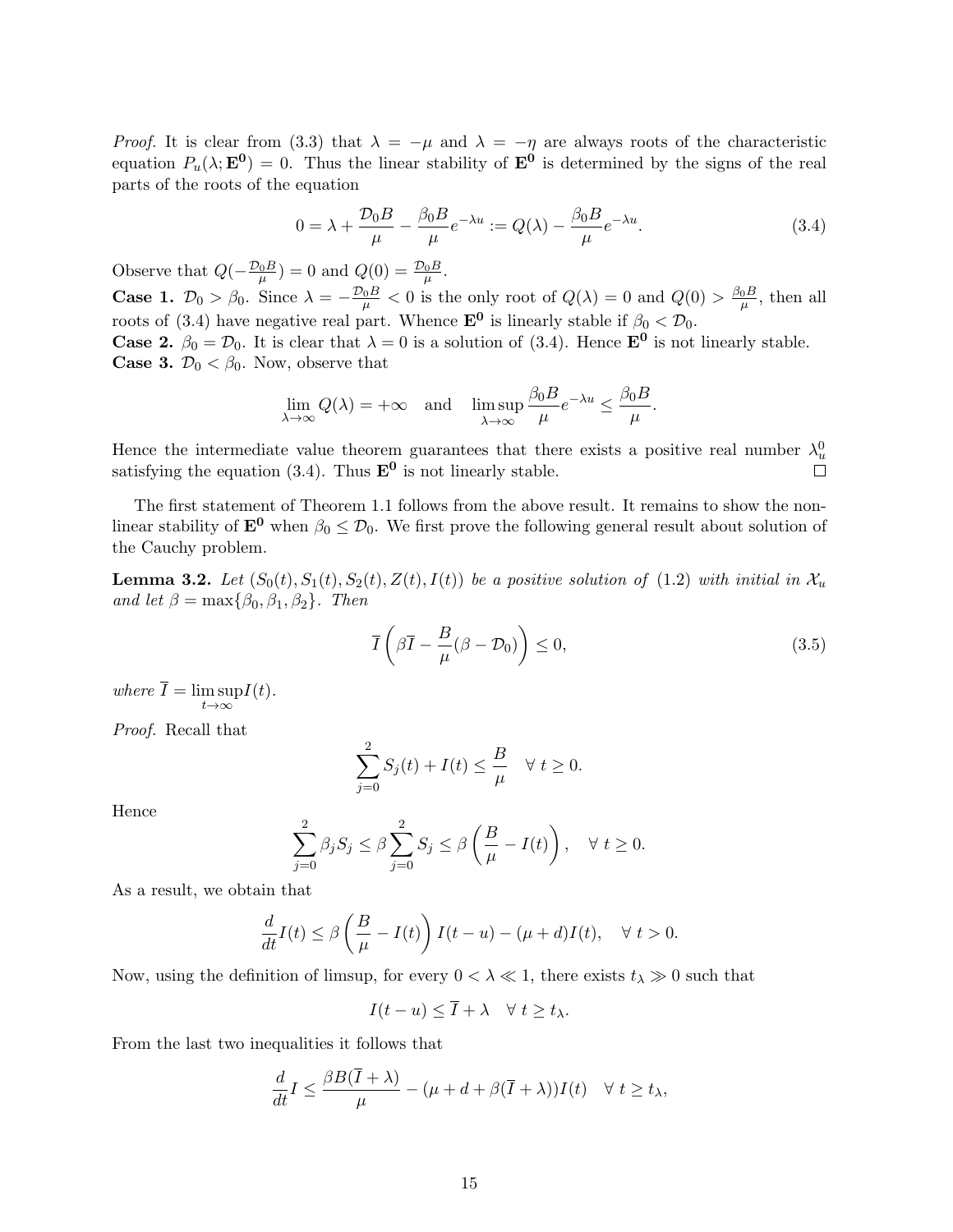*Proof.* It is clear from (3.3) that $\lambda = -\mu$ and $\lambda = -\eta$ are always roots of the characteristic equation $P_u(\lambda; \mathbf{E^0}) = 0$. Thus the linear stability of $\mathbf{E^0}$ is determined by the signs of the real parts of the roots of the equation

$$0 = \lambda + \frac{\mathcal{D}_0 B}{\mu} - \frac{\beta_0 B}{\mu} e^{-\lambda u} := Q(\lambda) - \frac{\beta_0 B}{\mu} e^{-\lambda u}. \tag{3.4}$$

Observe that $Q(-\frac{\mathcal{D}_0 B}{\mu}) = 0$ and $Q(0) = \frac{\mathcal{D}_0 B}{\mu}$.

**Case 1.** $\mathcal{D}_0 > \beta_0$. Since $\lambda = -\frac{\mathcal{D}_0 B}{\mu} < 0$ is the only root of $Q(\lambda) = 0$ and $Q(0) > \frac{\beta_0 B}{\mu}$, then all roots of (3.4) have negative real part. Whence $\mathbf{E^0}$ is linearly stable if $\beta_0 < \mathcal{D}_0$.

**Case 2.** $\beta_0 = \mathcal{D}_0$. It is clear that $\lambda = 0$ is a solution of (3.4). Hence $\mathbf{E^0}$ is not linearly stable.

**Case 3.** $\mathcal{D}_0 < \beta_0$. Now, observe that

$$\lim_{\lambda\to\infty} Q(\lambda) = +\infty \quad \text{and} \quad \limsup_{\lambda\to\infty} \frac{\beta_0 B}{\mu} e^{-\lambda u} \leq \frac{\beta_0 B}{\mu}.$$

Hence the intermediate value theorem guarantees that there exists a positive real number $\lambda_u^0$ satisfying the equation (3.4). Thus $\mathbf{E^0}$ is not linearly stable. $\square$

The first statement of Theorem 1.1 follows from the above result. It remains to show the non-linear stability of $\mathbf{E^0}$ when $\beta_0 \leq \mathcal{D}_0$. We first prove the following general result about solution of the Cauchy problem.

**Lemma 3.2.** *Let $(S_0(t), S_1(t), S_2(t), Z(t), I(t))$ be a positive solution of (1.2) with initial in $\mathcal{X}_u$ and let $\beta = \max\{\beta_0, \beta_1, \beta_2\}$. Then*

$$\overline{I}\left(\beta\overline{I} - \frac{B}{\mu}(\beta - \mathcal{D}_0)\right) \leq 0, \tag{3.5}$$

*where $\overline{I} = \limsup_{t\to\infty} I(t)$.*

*Proof.* Recall that

$$\sum_{j=0}^{2} S_j(t) + I(t) \leq \frac{B}{\mu} \quad \forall\, t \geq 0.$$

Hence

$$\sum_{j=0}^{2} \beta_j S_j \leq \beta \sum_{j=0}^{2} S_j \leq \beta\left(\frac{B}{\mu} - I(t)\right), \quad \forall\, t \geq 0.$$

As a result, we obtain that

$$\frac{d}{dt} I(t) \leq \beta\left(\frac{B}{\mu} - I(t)\right) I(t-u) - (\mu + d) I(t), \quad \forall\, t > 0.$$

Now, using the definition of limsup, for every $0 < \lambda \ll 1$, there exists $t_\lambda \gg 0$ such that

$$I(t-u) \leq \overline{I} + \lambda \quad \forall\, t \geq t_\lambda.$$

From the last two inequalities it follows that

$$\frac{d}{dt} I \leq \frac{\beta B(\overline{I} + \lambda)}{\mu} - (\mu + d + \beta(\overline{I} + \lambda)) I(t) \quad \forall\, t \geq t_\lambda,$$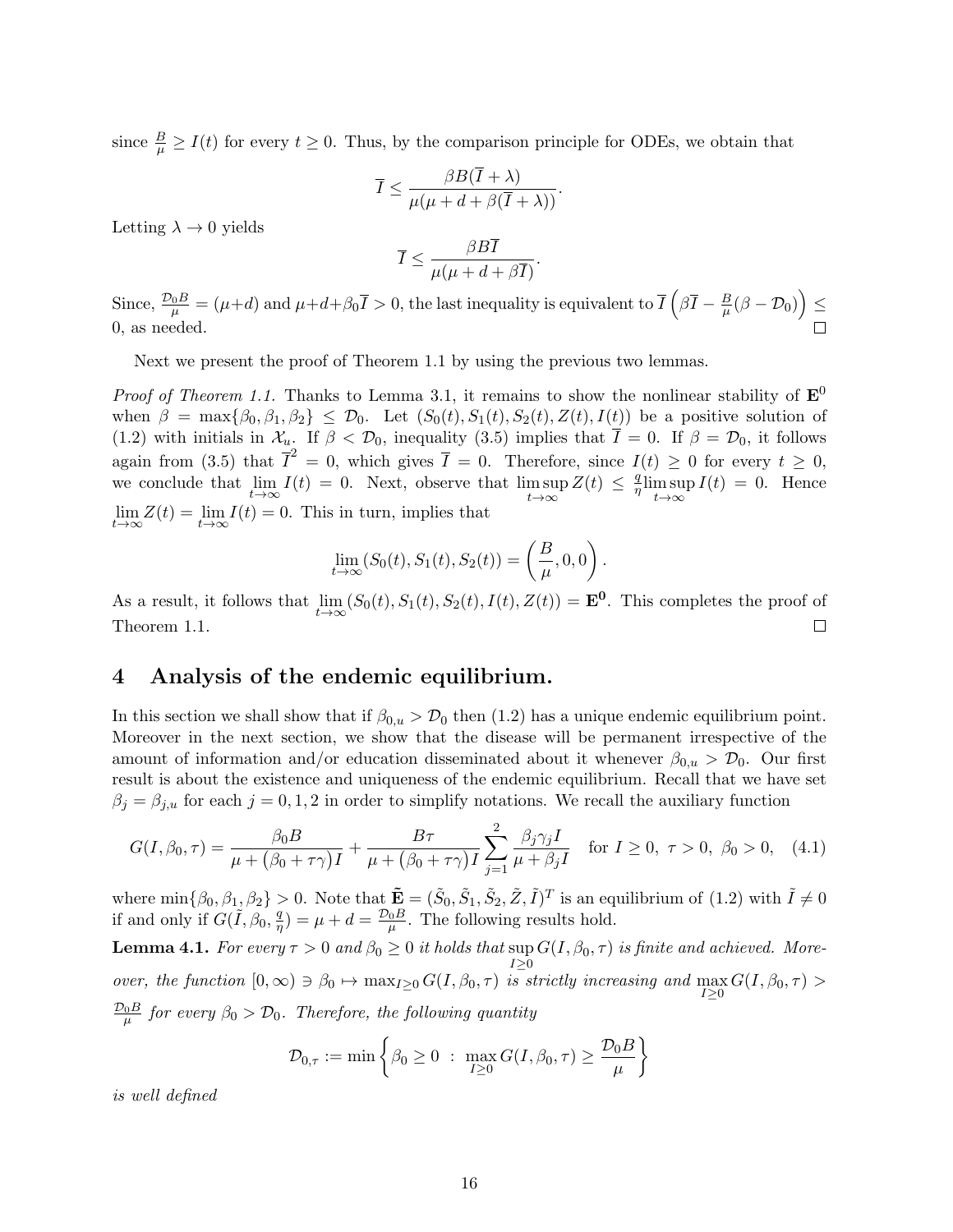since $\frac{B}{\mu} \geq I(t)$ for every $t \geq 0$. Thus, by the comparison principle for ODEs, we obtain that

$$\overline{I} \leq \frac{\beta B(\overline{I} + \lambda)}{\mu(\mu + d + \beta(\overline{I} + \lambda))}.$$

Letting $\lambda \to 0$ yields

$$\overline{I} \leq \frac{\beta B \overline{I}}{\mu(\mu + d + \beta \overline{I})}.$$

Since, $\frac{\mathcal{D}_0 B}{\mu} = (\mu + d)$ and $\mu + d + \beta_0 \overline{I} > 0$, the last inequality is equivalent to $\overline{I}\left(\beta \overline{I} - \frac{B}{\mu}(\beta - \mathcal{D}_0)\right) \leq 0$, as needed. $\square$

Next we present the proof of Theorem 1.1 by using the previous two lemmas.

*Proof of Theorem 1.1.* Thanks to Lemma 3.1, it remains to show the nonlinear stability of $\mathbf{E}^0$ when $\beta = \max\{\beta_0, \beta_1, \beta_2\} \leq \mathcal{D}_0$. Let $(S_0(t), S_1(t), S_2(t), Z(t), I(t))$ be a positive solution of (1.2) with initials in $\mathcal{X}_u$. If $\beta < \mathcal{D}_0$, inequality (3.5) implies that $\overline{I} = 0$. If $\beta = \mathcal{D}_0$, it follows again from (3.5) that $\overline{I}^2 = 0$, which gives $\overline{I} = 0$. Therefore, since $I(t) \geq 0$ for every $t \geq 0$, we conclude that $\lim_{t\to\infty} I(t) = 0$. Next, observe that $\limsup_{t\to\infty} Z(t) \leq \frac{q}{\eta} \limsup_{t\to\infty} I(t) = 0$. Hence $\lim_{t\to\infty} Z(t) = \lim_{t\to\infty} I(t) = 0$. This in turn, implies that

$$\lim_{t\to\infty}(S_0(t), S_1(t), S_2(t)) = \left(\frac{B}{\mu}, 0, 0\right).$$

As a result, it follows that $\lim_{t\to\infty}(S_0(t), S_1(t), S_2(t), I(t), Z(t)) = \mathbf{E^0}$. This completes the proof of Theorem 1.1. $\square$

## 4 Analysis of the endemic equilibrium.

In this section we shall show that if $\beta_{0,u} > \mathcal{D}_0$ then (1.2) has a unique endemic equilibrium point. Moreover in the next section, we show that the disease will be permanent irrespective of the amount of information and/or education disseminated about it whenever $\beta_{0,u} > \mathcal{D}_0$. Our first result is about the existence and uniqueness of the endemic equilibrium. Recall that we have set $\beta_j = \beta_{j,u}$ for each $j = 0, 1, 2$ in order to simplify notations. We recall the auxiliary function

$$G(I, \beta_0, \tau) = \frac{\beta_0 B}{\mu + (\beta_0 + \tau\gamma)I} + \frac{B\tau}{\mu + (\beta_0 + \tau\gamma)I}\sum_{j=1}^{2}\frac{\beta_j \gamma_j I}{\mu + \beta_j I} \quad \text{for } I \geq 0,\ \tau > 0,\ \beta_0 > 0, \quad (4.1)$$

where $\min\{\beta_0, \beta_1, \beta_2\} > 0$. Note that $\tilde{\mathbf{E}} = (\tilde{S}_0, \tilde{S}_1, \tilde{S}_2, \tilde{Z}, \tilde{I})^T$ is an equilibrium of (1.2) with $\tilde{I} \neq 0$ if and only if $G(\tilde{I}, \beta_0, \frac{q}{\eta}) = \mu + d = \frac{\mathcal{D}_0 B}{\mu}$. The following results hold.

**Lemma 4.1.** *For every $\tau > 0$ and $\beta_0 \geq 0$ it holds that $\sup_{I\geq 0} G(I, \beta_0, \tau)$ is finite and achieved. Moreover, the function $[0, \infty) \ni \beta_0 \mapsto \max_{I\geq 0} G(I, \beta_0, \tau)$ is strictly increasing and $\max_{I\geq 0} G(I, \beta_0, \tau) > \frac{\mathcal{D}_0 B}{\mu}$ for every $\beta_0 > \mathcal{D}_0$. Therefore, the following quantity*

$$\mathcal{D}_{0,\tau} := \min\left\{\beta_0 \geq 0 \ : \ \max_{I\geq 0} G(I, \beta_0, \tau) \geq \frac{\mathcal{D}_0 B}{\mu}\right\}$$

*is well defined*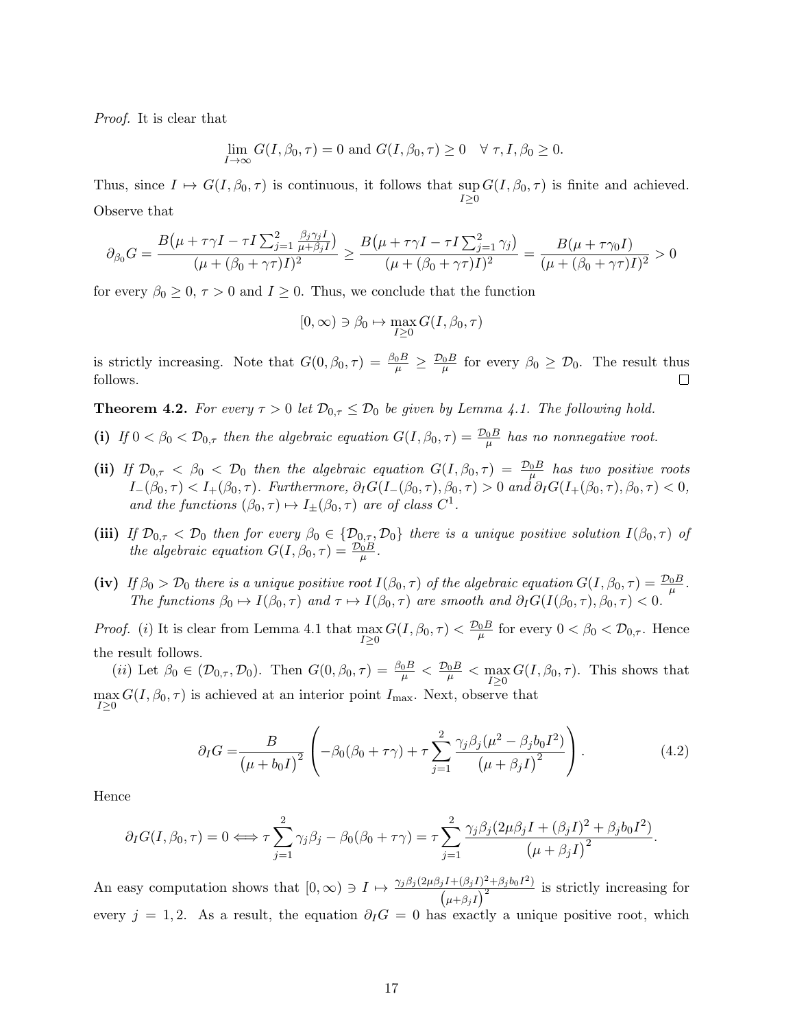*Proof.* It is clear that

$$\lim_{I\to\infty} G(I,\beta_0,\tau)=0 \text{ and } G(I,\beta_0,\tau)\geq 0 \quad \forall\ \tau, I, \beta_0\geq 0.$$

Thus, since $I\mapsto G(I,\beta_0,\tau)$ is continuous, it follows that $\sup_{I\geq 0} G(I,\beta_0,\tau)$ is finite and achieved. Observe that

$$\partial_{\beta_0} G=\frac{B\big(\mu+\tau\gamma I-\tau I\sum_{j=1}^{2}\frac{\beta_j\gamma_j I}{\mu+\beta_j I}\big)}{(\mu+(\beta_0+\gamma\tau)I)^2}\geq \frac{B\big(\mu+\tau\gamma I-\tau I\sum_{j=1}^{2}\gamma_j\big)}{(\mu+(\beta_0+\gamma\tau)I)^2}=\frac{B(\mu+\tau\gamma_0 I)}{(\mu+(\beta_0+\gamma\tau)I)^2}>0$$

for every $\beta_0\geq 0$, $\tau>0$ and $I\geq 0$. Thus, we conclude that the function

$$[0,\infty)\ni\beta_0\mapsto \max_{I\geq 0} G(I,\beta_0,\tau)$$

is strictly increasing. Note that $G(0,\beta_0,\tau)=\frac{\beta_0 B}{\mu}\geq\frac{\mathcal{D}_0 B}{\mu}$ for every $\beta_0\geq\mathcal{D}_0$. The result thus follows. $\square$

**Theorem 4.2.** *For every $\tau>0$ let $\mathcal{D}_{0,\tau}\leq\mathcal{D}_0$ be given by Lemma 4.1. The following hold.*

**(i)** *If $0<\beta_0<\mathcal{D}_{0,\tau}$ then the algebraic equation $G(I,\beta_0,\tau)=\frac{\mathcal{D}_0 B}{\mu}$ has no nonnegative root.*

**(ii)** *If $\mathcal{D}_{0,\tau}<\beta_0<\mathcal{D}_0$ then the algebraic equation $G(I,\beta_0,\tau)=\frac{\mathcal{D}_0 B}{\mu}$ has two positive roots $I_-(\beta_0,\tau)<I_+(\beta_0,\tau)$. Furthermore, $\partial_I G(I_-(\beta_0,\tau),\beta_0,\tau)>0$ and $\partial_I G(I_+(\beta_0,\tau),\beta_0,\tau)<0$, and the functions $(\beta_0,\tau)\mapsto I_\pm(\beta_0,\tau)$ are of class $C^1$.*

**(iii)** *If $\mathcal{D}_{0,\tau}<\mathcal{D}_0$ then for every $\beta_0\in\{\mathcal{D}_{0,\tau},\mathcal{D}_0\}$ there is a unique positive solution $I(\beta_0,\tau)$ of the algebraic equation $G(I,\beta_0,\tau)=\frac{\mathcal{D}_0 B}{\mu}$.*

**(iv)** *If $\beta_0>\mathcal{D}_0$ there is a unique positive root $I(\beta_0,\tau)$ of the algebraic equation $G(I,\beta_0,\tau)=\frac{\mathcal{D}_0 B}{\mu}$. The functions $\beta_0\mapsto I(\beta_0,\tau)$ and $\tau\mapsto I(\beta_0,\tau)$ are smooth and $\partial_I G(I(\beta_0,\tau),\beta_0,\tau)<0$.*

*Proof.* $(i)$ It is clear from Lemma 4.1 that $\max_{I\geq 0} G(I,\beta_0,\tau)<\frac{\mathcal{D}_0 B}{\mu}$ for every $0<\beta_0<\mathcal{D}_{0,\tau}$. Hence the result follows.

$(ii)$ Let $\beta_0\in(\mathcal{D}_{0,\tau},\mathcal{D}_0)$. Then $G(0,\beta_0,\tau)=\frac{\beta_0 B}{\mu}<\frac{\mathcal{D}_0 B}{\mu}<\max_{I\geq 0} G(I,\beta_0,\tau)$. This shows that $\max_{I\geq 0} G(I,\beta_0,\tau)$ is achieved at an interior point $I_{\max}$. Next, observe that

$$\partial_I G=\frac{B}{\big(\mu+b_0 I\big)^2}\left(-\beta_0(\beta_0+\tau\gamma)+\tau\sum_{j=1}^{2}\frac{\gamma_j\beta_j(\mu^2-\beta_j b_0 I^2)}{\big(\mu+\beta_j I\big)^2}\right). \tag{4.2}$$

Hence

$$\partial_I G(I,\beta_0,\tau)=0\Longleftrightarrow \tau\sum_{j=1}^{2}\gamma_j\beta_j-\beta_0(\beta_0+\tau\gamma)=\tau\sum_{j=1}^{2}\frac{\gamma_j\beta_j(2\mu\beta_j I+(\beta_j I)^2+\beta_j b_0 I^2)}{\big(\mu+\beta_j I\big)^2}.$$

An easy computation shows that $[0,\infty)\ni I\mapsto\frac{\gamma_j\beta_j(2\mu\beta_j I+(\beta_j I)^2+\beta_j b_0 I^2)}{\big(\mu+\beta_j I\big)^2}$ is strictly increasing for every $j=1,2$. As a result, the equation $\partial_I G=0$ has exactly a unique positive root, which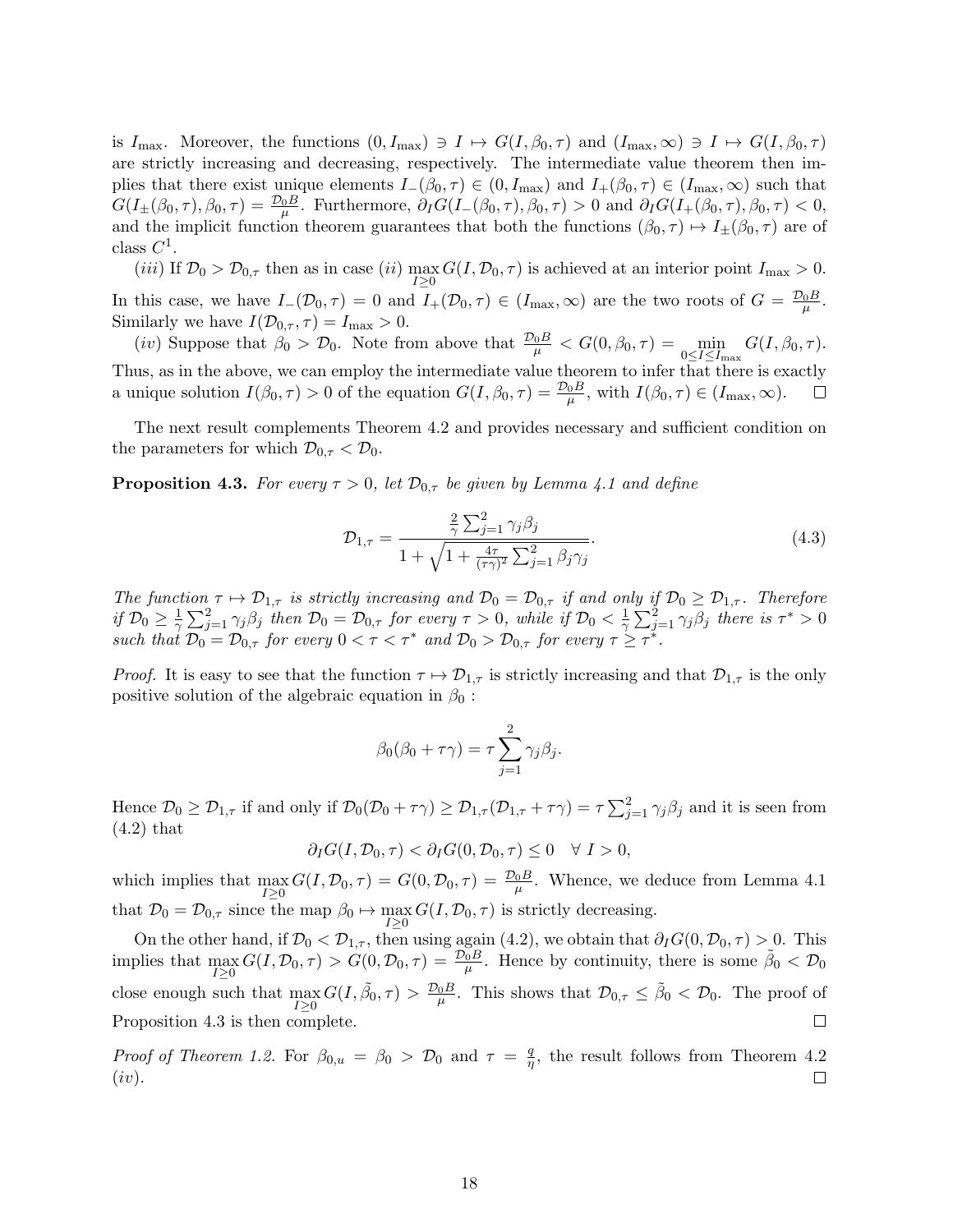is $I_{\max}$. Moreover, the functions $(0, I_{\max}) \ni I \mapsto G(I, \beta_0, \tau)$ and $(I_{\max}, \infty) \ni I \mapsto G(I, \beta_0, \tau)$ are strictly increasing and decreasing, respectively. The intermediate value theorem then implies that there exist unique elements $I_-(\beta_0, \tau) \in (0, I_{\max})$ and $I_+(\beta_0, \tau) \in (I_{\max}, \infty)$ such that $G(I_\pm(\beta_0, \tau), \beta_0, \tau) = \frac{\mathcal{D}_0 B}{\mu}$. Furthermore, $\partial_I G(I_-(\beta_0, \tau), \beta_0, \tau) > 0$ and $\partial_I G(I_+(\beta_0, \tau), \beta_0, \tau) < 0$, and the implicit function theorem guarantees that both the functions $(\beta_0, \tau) \mapsto I_\pm(\beta_0, \tau)$ are of class $C^1$.

*(iii)* If $\mathcal{D}_0 > \mathcal{D}_{0,\tau}$ then as in case *(ii)* $\max\limits_{I \geq 0} G(I, \mathcal{D}_0, \tau)$ is achieved at an interior point $I_{\max} > 0$. In this case, we have $I_-(\mathcal{D}_0, \tau) = 0$ and $I_+(\mathcal{D}_0, \tau) \in (I_{\max}, \infty)$ are the two roots of $G = \frac{\mathcal{D}_0 B}{\mu}$. Similarly we have $I(\mathcal{D}_{0,\tau}, \tau) = I_{\max} > 0$.

*(iv)* Suppose that $\beta_0 > \mathcal{D}_0$. Note from above that $\frac{\mathcal{D}_0 B}{\mu} < G(0, \beta_0, \tau) = \min\limits_{0 \leq I \leq I_{\max}} G(I, \beta_0, \tau)$. Thus, as in the above, we can employ the intermediate value theorem to infer that there is exactly a unique solution $I(\beta_0, \tau) > 0$ of the equation $G(I, \beta_0, \tau) = \frac{\mathcal{D}_0 B}{\mu}$, with $I(\beta_0, \tau) \in (I_{\max}, \infty)$. $\square$

The next result complements Theorem 4.2 and provides necessary and sufficient condition on the parameters for which $\mathcal{D}_{0,\tau} < \mathcal{D}_0$.

**Proposition 4.3.** *For every $\tau > 0$, let $\mathcal{D}_{0,\tau}$ be given by Lemma 4.1 and define*

$$\mathcal{D}_{1,\tau} = \frac{\frac{2}{\gamma}\sum_{j=1}^{2} \gamma_j \beta_j}{1 + \sqrt{1 + \frac{4\tau}{(\tau\gamma)^2}\sum_{j=1}^{2} \beta_j \gamma_j}}. \tag{4.3}$$

*The function $\tau \mapsto \mathcal{D}_{1,\tau}$ is strictly increasing and $\mathcal{D}_0 = \mathcal{D}_{0,\tau}$ if and only if $\mathcal{D}_0 \geq \mathcal{D}_{1,\tau}$. Therefore if $\mathcal{D}_0 \geq \frac{1}{\gamma}\sum_{j=1}^{2} \gamma_j \beta_j$ then $\mathcal{D}_0 = \mathcal{D}_{0,\tau}$ for every $\tau > 0$, while if $\mathcal{D}_0 < \frac{1}{\gamma}\sum_{j=1}^{2} \gamma_j \beta_j$ there is $\tau^* > 0$ such that $\mathcal{D}_0 = \mathcal{D}_{0,\tau}$ for every $0 < \tau < \tau^*$ and $\mathcal{D}_0 > \mathcal{D}_{0,\tau}$ for every $\tau \geq \tau^*$.*

*Proof.* It is easy to see that the function $\tau \mapsto \mathcal{D}_{1,\tau}$ is strictly increasing and that $\mathcal{D}_{1,\tau}$ is the only positive solution of the algebraic equation in $\beta_0$ :

$$\beta_0(\beta_0 + \tau\gamma) = \tau \sum_{j=1}^{2} \gamma_j \beta_j.$$

Hence $\mathcal{D}_0 \geq \mathcal{D}_{1,\tau}$ if and only if $\mathcal{D}_0(\mathcal{D}_0 + \tau\gamma) \geq \mathcal{D}_{1,\tau}(\mathcal{D}_{1,\tau} + \tau\gamma) = \tau \sum_{j=1}^{2} \gamma_j \beta_j$ and it is seen from (4.2) that

$$\partial_I G(I, \mathcal{D}_0, \tau) < \partial_I G(0, \mathcal{D}_0, \tau) \leq 0 \quad \forall\ I > 0,$$

which implies that $\max\limits_{I \geq 0} G(I, \mathcal{D}_0, \tau) = G(0, \mathcal{D}_0, \tau) = \frac{\mathcal{D}_0 B}{\mu}$. Whence, we deduce from Lemma 4.1 that $\mathcal{D}_0 = \mathcal{D}_{0,\tau}$ since the map $\beta_0 \mapsto \max\limits_{I \geq 0} G(I, \mathcal{D}_0, \tau)$ is strictly decreasing.

On the other hand, if $\mathcal{D}_0 < \mathcal{D}_{1,\tau}$, then using again (4.2), we obtain that $\partial_I G(0, \mathcal{D}_0, \tau) > 0$. This implies that $\max\limits_{I \geq 0} G(I, \mathcal{D}_0, \tau) > G(0, \mathcal{D}_0, \tau) = \frac{\mathcal{D}_0 B}{\mu}$. Hence by continuity, there is some $\tilde{\beta}_0 < \mathcal{D}_0$ close enough such that $\max\limits_{I \geq 0} G(I, \tilde{\beta}_0, \tau) > \frac{\mathcal{D}_0 B}{\mu}$. This shows that $\mathcal{D}_{0,\tau} \leq \tilde{\beta}_0 < \mathcal{D}_0$. The proof of Proposition 4.3 is then complete. $\square$

*Proof of Theorem 1.2.* For $\beta_{0,u} = \beta_0 > \mathcal{D}_0$ and $\tau = \frac{q}{\eta}$, the result follows from Theorem 4.2 *(iv)*. $\square$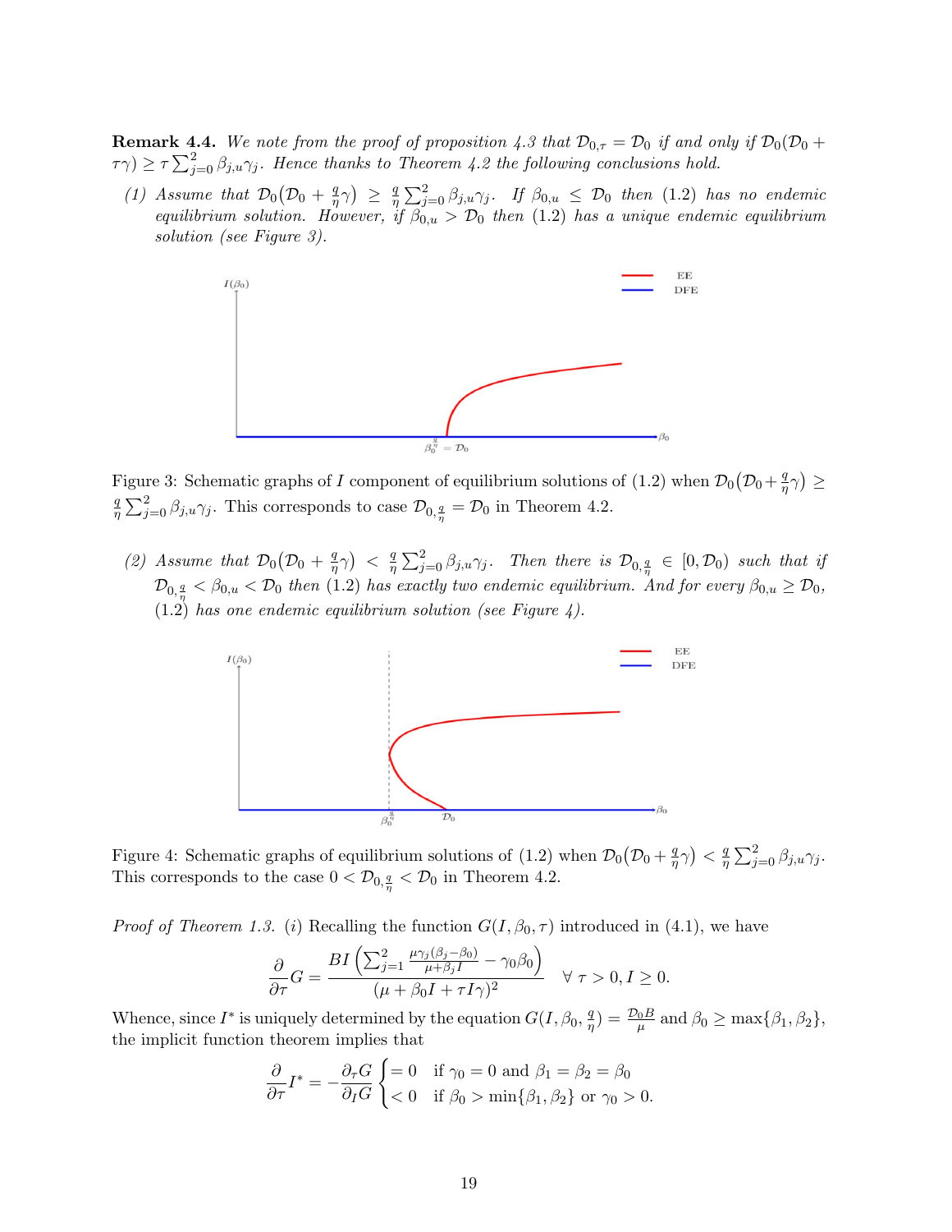**Remark 4.4.** *We note from the proof of proposition 4.3 that $\mathcal{D}_{0,\tau} = \mathcal{D}_0$ if and only if $\mathcal{D}_0(\mathcal{D}_0 + \tau\gamma) \geq \tau \sum_{j=0}^{2} \beta_{j,u}\gamma_j$. Hence thanks to Theorem 4.2 the following conclusions hold.*

(1) *Assume that $\mathcal{D}_0\big(\mathcal{D}_0 + \frac{q}{\eta}\gamma\big) \geq \frac{q}{\eta}\sum_{j=0}^{2} \beta_{j,u}\gamma_j$. If $\beta_{0,u} \leq \mathcal{D}_0$ then (1.2) has no endemic equilibrium solution. However, if $\beta_{0,u} > \mathcal{D}_0$ then (1.2) has a unique endemic equilibrium solution (see Figure 3).*

Figure 3: Schematic graphs of $I$ component of equilibrium solutions of (1.2) when $\mathcal{D}_0\big(\mathcal{D}_0+\frac{q}{\eta}\gamma\big) \geq \frac{q}{\eta}\sum_{j=0}^{2}\beta_{j,u}\gamma_j$. This corresponds to case $\mathcal{D}_{0,\frac{q}{\eta}} = \mathcal{D}_0$ in Theorem 4.2.

(2) *Assume that $\mathcal{D}_0\big(\mathcal{D}_0 + \frac{q}{\eta}\gamma\big) < \frac{q}{\eta}\sum_{j=0}^{2} \beta_{j,u}\gamma_j$. Then there is $\mathcal{D}_{0,\frac{q}{\eta}} \in [0, \mathcal{D}_0)$ such that if $\mathcal{D}_{0,\frac{q}{\eta}} < \beta_{0,u} < \mathcal{D}_0$ then (1.2) has exactly two endemic equilibrium. And for every $\beta_{0,u} \geq \mathcal{D}_0$, (1.2) has one endemic equilibrium solution (see Figure 4).*

Figure 4: Schematic graphs of equilibrium solutions of (1.2) when $\mathcal{D}_0\big(\mathcal{D}_0+\frac{q}{\eta}\gamma\big) < \frac{q}{\eta}\sum_{j=0}^{2}\beta_{j,u}\gamma_j$. This corresponds to the case $0 < \mathcal{D}_{0,\frac{q}{\eta}} < \mathcal{D}_0$ in Theorem 4.2.

*Proof of Theorem 1.3.* ($i$) Recalling the function $G(I, \beta_0, \tau)$ introduced in (4.1), we have

$$\frac{\partial}{\partial \tau} G = \frac{BI\left(\sum_{j=1}^{2}\frac{\mu\gamma_j(\beta_j-\beta_0)}{\mu+\beta_j I} - \gamma_0\beta_0\right)}{(\mu+\beta_0 I+\tau I\gamma)^2} \quad \forall\, \tau>0, I\geq 0.$$

Whence, since $I^*$ is uniquely determined by the equation $G(I, \beta_0, \frac{q}{\eta}) = \frac{\mathcal{D}_0 B}{\mu}$ and $\beta_0 \geq \max\{\beta_1, \beta_2\}$, the implicit function theorem implies that

$$\frac{\partial}{\partial \tau} I^* = -\frac{\partial_\tau G}{\partial_I G}\begin{cases} = 0 & \text{if } \gamma_0 = 0 \text{ and } \beta_1 = \beta_2 = \beta_0 \\ < 0 & \text{if } \beta_0 > \min\{\beta_1, \beta_2\} \text{ or } \gamma_0 > 0. \end{cases}$$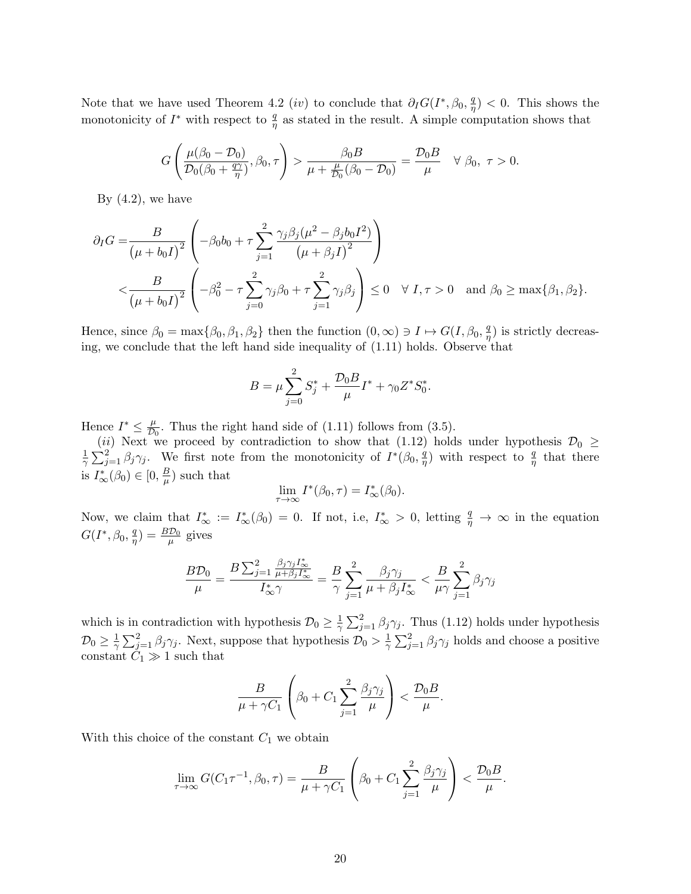Note that we have used Theorem 4.2 $(iv)$ to conclude that $\partial_I G(I^*, \beta_0, \frac{q}{\eta}) < 0$. This shows the monotonicity of $I^*$ with respect to $\frac{q}{\eta}$ as stated in the result. A simple computation shows that

$$G\left(\frac{\mu(\beta_0 - \mathcal{D}_0)}{\mathcal{D}_0(\beta_0 + \frac{q\gamma}{\eta})}, \beta_0, \tau\right) > \frac{\beta_0 B}{\mu + \frac{\mu}{\mathcal{D}_0}(\beta_0 - \mathcal{D}_0)} = \frac{\mathcal{D}_0 B}{\mu} \quad \forall\ \beta_0,\ \tau > 0.$$

By (4.2), we have

$$\begin{aligned}
\partial_I G =& \frac{B}{\left(\mu + b_0 I\right)^2}\left(-\beta_0 b_0 + \tau \sum_{j=1}^{2} \frac{\gamma_j \beta_j (\mu^2 - \beta_j b_0 I^2)}{\left(\mu + \beta_j I\right)^2}\right) \\
<& \frac{B}{\left(\mu + b_0 I\right)^2}\left(-\beta_0^2 - \tau \sum_{j=0}^{2} \gamma_j \beta_0 + \tau \sum_{j=1}^{2} \gamma_j \beta_j\right) \leq 0 \quad \forall\ I, \tau > 0 \quad \text{and } \beta_0 \geq \max\{\beta_1, \beta_2\}.
\end{aligned}$$

Hence, since $\beta_0 = \max\{\beta_0, \beta_1, \beta_2\}$ then the function $(0, \infty) \ni I \mapsto G(I, \beta_0, \frac{q}{\eta})$ is strictly decreasing, we conclude that the left hand side inequality of (1.11) holds. Observe that

$$B = \mu \sum_{j=0}^{2} S_j^* + \frac{\mathcal{D}_0 B}{\mu} I^* + \gamma_0 Z^* S_0^*.$$

Hence $I^* \leq \frac{\mu}{\mathcal{D}_0}$. Thus the right hand side of (1.11) follows from (3.5).

$(ii)$ Next we proceed by contradiction to show that (1.12) holds under hypothesis $\mathcal{D}_0 \geq \frac{1}{\gamma}\sum_{j=1}^{2} \beta_j \gamma_j$. We first note from the monotonicity of $I^*(\beta_0, \frac{q}{\eta})$ with respect to $\frac{q}{\eta}$ that there is $I^*_\infty(\beta_0) \in [0, \frac{B}{\mu})$ such that

$$\lim_{\tau \to \infty} I^*(\beta_0, \tau) = I^*_\infty(\beta_0).$$

Now, we claim that $I^*_\infty := I^*_\infty(\beta_0) = 0$. If not, i.e, $I^*_\infty > 0$, letting $\frac{q}{\eta} \to \infty$ in the equation $G(I^*, \beta_0, \frac{q}{\eta}) = \frac{B\mathcal{D}_0}{\mu}$ gives

$$\frac{B\mathcal{D}_0}{\mu} = \frac{B\sum_{j=1}^{2} \frac{\beta_j \gamma_j I^*_\infty}{\mu + \beta_j I^*_\infty}}{I^*_\infty \gamma} = \frac{B}{\gamma}\sum_{j=1}^{2} \frac{\beta_j \gamma_j}{\mu + \beta_j I^*_\infty} < \frac{B}{\mu\gamma}\sum_{j=1}^{2} \beta_j \gamma_j$$

which is in contradiction with hypothesis $\mathcal{D}_0 \geq \frac{1}{\gamma}\sum_{j=1}^{2} \beta_j \gamma_j$. Thus (1.12) holds under hypothesis $\mathcal{D}_0 \geq \frac{1}{\gamma}\sum_{j=1}^{2} \beta_j \gamma_j$. Next, suppose that hypothesis $\mathcal{D}_0 > \frac{1}{\gamma}\sum_{j=1}^{2} \beta_j \gamma_j$ holds and choose a positive constant $C_1 \gg 1$ such that

$$\frac{B}{\mu + \gamma C_1}\left(\beta_0 + C_1 \sum_{j=1}^{2} \frac{\beta_j \gamma_j}{\mu}\right) < \frac{\mathcal{D}_0 B}{\mu}.$$

With this choice of the constant $C_1$ we obtain

$$\lim_{\tau \to \infty} G(C_1 \tau^{-1}, \beta_0, \tau) = \frac{B}{\mu + \gamma C_1}\left(\beta_0 + C_1 \sum_{j=1}^{2} \frac{\beta_j \gamma_j}{\mu}\right) < \frac{\mathcal{D}_0 B}{\mu}.$$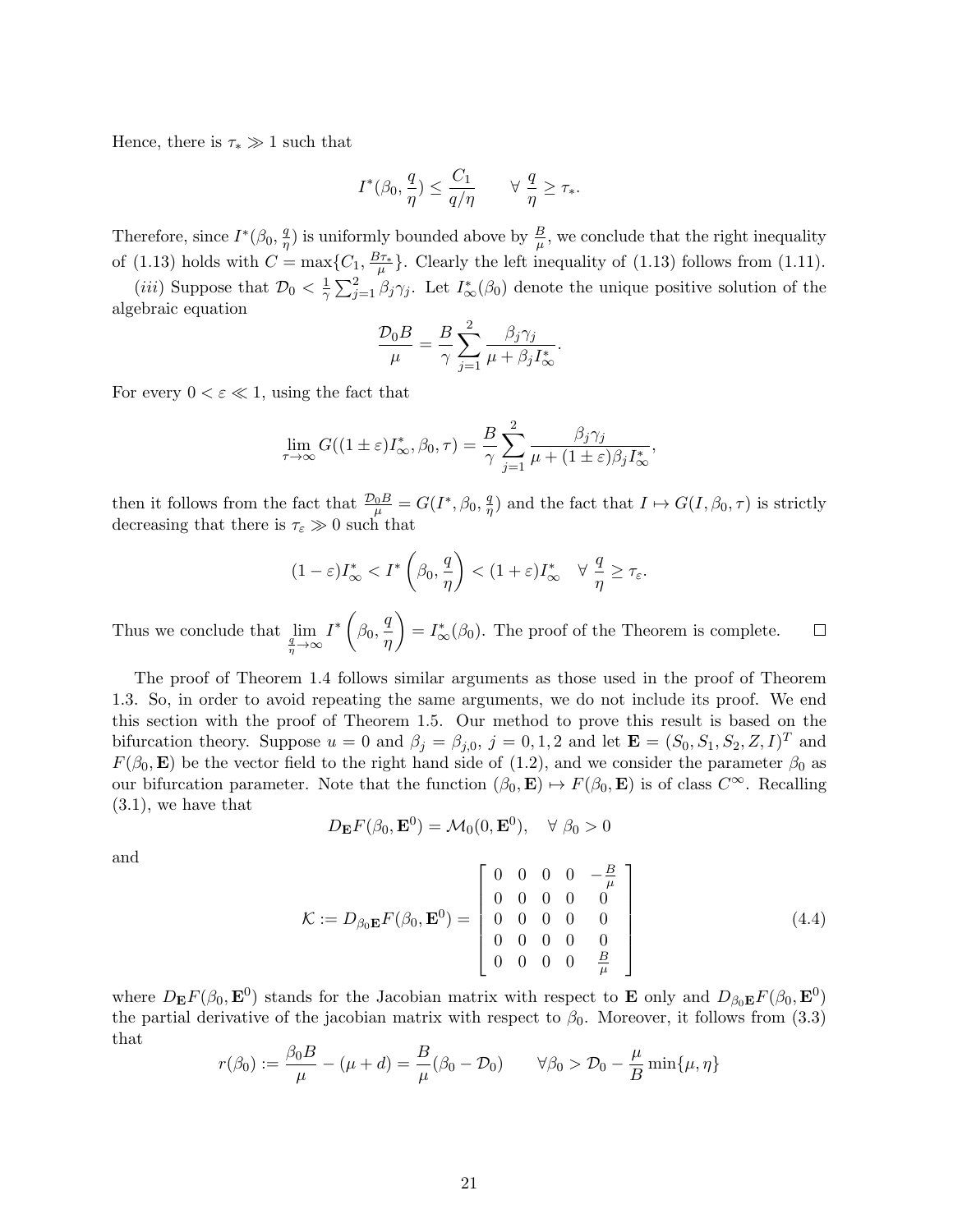Hence, there is $\tau_* \gg 1$ such that

$$I^*(\beta_0, \frac{q}{\eta}) \leq \frac{C_1}{q/\eta} \qquad \forall \ \frac{q}{\eta} \geq \tau_*.$$

Therefore, since $I^*(\beta_0, \frac{q}{\eta})$ is uniformly bounded above by $\frac{B}{\mu}$, we conclude that the right inequality of (1.13) holds with $C = \max\{C_1, \frac{B\tau_*}{\mu}\}$. Clearly the left inequality of (1.13) follows from (1.11).

*(iii)* Suppose that $\mathcal{D}_0 < \frac{1}{\gamma}\sum_{j=1}^{2}\beta_j\gamma_j$. Let $I^*_\infty(\beta_0)$ denote the unique positive solution of the algebraic equation

$$\frac{\mathcal{D}_0 B}{\mu} = \frac{B}{\gamma}\sum_{j=1}^{2}\frac{\beta_j\gamma_j}{\mu + \beta_j I^*_\infty}.$$

For every $0 < \varepsilon \ll 1$, using the fact that

$$\lim_{\tau\to\infty} G((1\pm\varepsilon)I^*_\infty, \beta_0, \tau) = \frac{B}{\gamma}\sum_{j=1}^{2}\frac{\beta_j\gamma_j}{\mu + (1\pm\varepsilon)\beta_j I^*_\infty},$$

then it follows from the fact that $\frac{\mathcal{D}_0 B}{\mu} = G(I^*, \beta_0, \frac{q}{\eta})$ and the fact that $I \mapsto G(I, \beta_0, \tau)$ is strictly decreasing that there is $\tau_\varepsilon \gg 0$ such that

$$(1-\varepsilon)I^*_\infty < I^*\left(\beta_0, \frac{q}{\eta}\right) < (1+\varepsilon)I^*_\infty \quad \forall \ \frac{q}{\eta} \geq \tau_\varepsilon.$$

Thus we conclude that $\lim_{\frac{q}{\eta}\to\infty} I^*\left(\beta_0, \frac{q}{\eta}\right) = I^*_\infty(\beta_0)$. The proof of the Theorem is complete. $\square$

The proof of Theorem 1.4 follows similar arguments as those used in the proof of Theorem 1.3. So, in order to avoid repeating the same arguments, we do not include its proof. We end this section with the proof of Theorem 1.5. Our method to prove this result is based on the bifurcation theory. Suppose $u = 0$ and $\beta_j = \beta_{j,0}$, $j = 0, 1, 2$ and let $\mathbf{E} = (S_0, S_1, S_2, Z, I)^T$ and $F(\beta_0, \mathbf{E})$ be the vector field to the right hand side of (1.2), and we consider the parameter $\beta_0$ as our bifurcation parameter. Note that the function $(\beta_0, \mathbf{E}) \mapsto F(\beta_0, \mathbf{E})$ is of class $C^\infty$. Recalling (3.1), we have that

$$D_{\mathbf{E}}F(\beta_0, \mathbf{E}^0) = \mathcal{M}_0(0, \mathbf{E}^0), \quad \forall \ \beta_0 > 0$$

and

$$\mathcal{K} := D_{\beta_0\mathbf{E}}F(\beta_0, \mathbf{E}^0) = \begin{bmatrix} 0 & 0 & 0 & 0 & -\frac{B}{\mu} \\ 0 & 0 & 0 & 0 & 0 \\ 0 & 0 & 0 & 0 & 0 \\ 0 & 0 & 0 & 0 & 0 \\ 0 & 0 & 0 & 0 & \frac{B}{\mu} \end{bmatrix} \tag{4.4}$$

where $D_{\mathbf{E}}F(\beta_0, \mathbf{E}^0)$ stands for the Jacobian matrix with respect to $\mathbf{E}$ only and $D_{\beta_0\mathbf{E}}F(\beta_0, \mathbf{E}^0)$ the partial derivative of the jacobian matrix with respect to $\beta_0$. Moreover, it follows from (3.3) that

$$r(\beta_0) := \frac{\beta_0 B}{\mu} - (\mu + d) = \frac{B}{\mu}(\beta_0 - \mathcal{D}_0) \qquad \forall \beta_0 > \mathcal{D}_0 - \frac{\mu}{B}\min\{\mu, \eta\}$$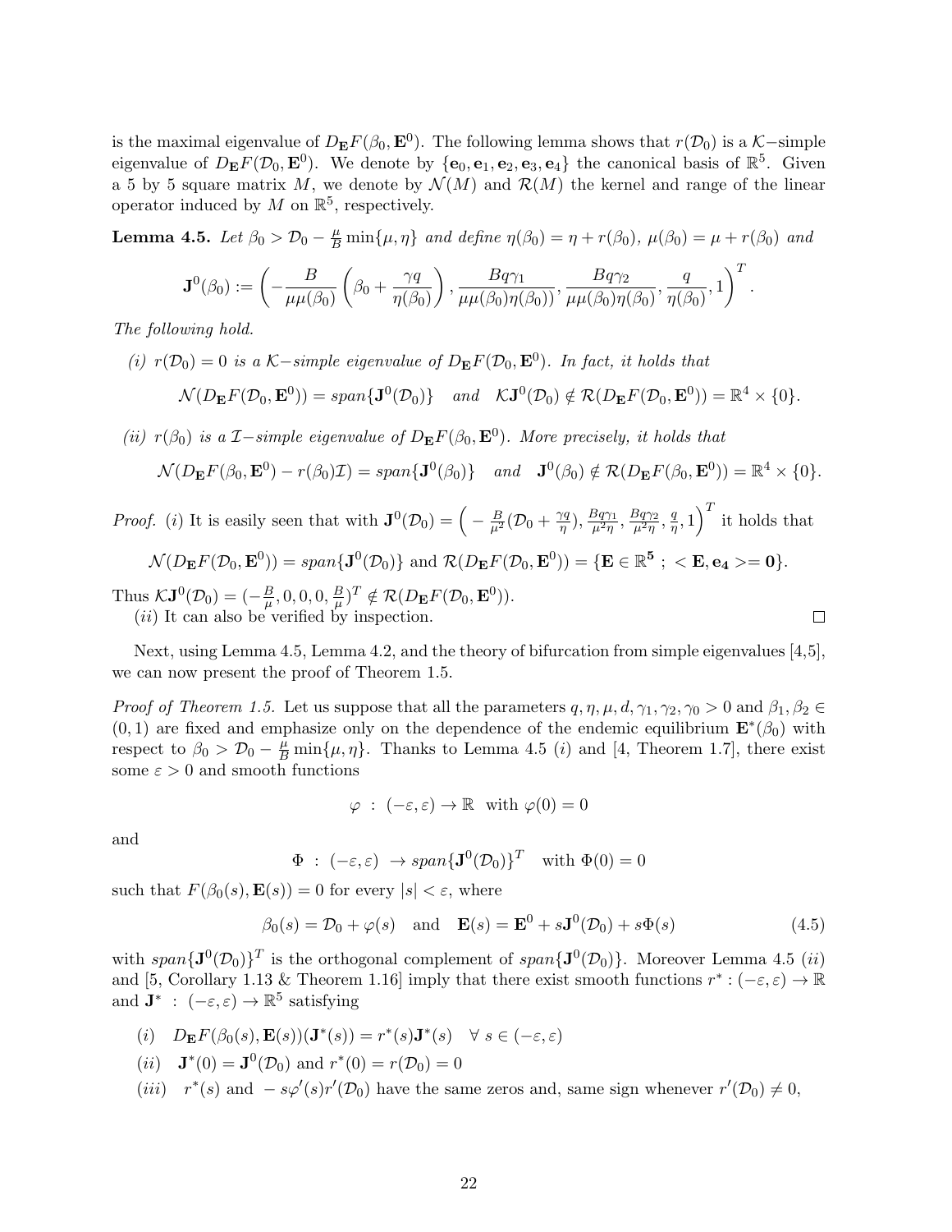is the maximal eigenvalue of $D_{\mathbf{E}}F(\beta_0,\mathbf{E}^0)$. The following lemma shows that $r(\mathcal{D}_0)$ is a $\mathcal{K}-$simple eigenvalue of $D_{\mathbf{E}}F(\mathcal{D}_0,\mathbf{E}^0)$. We denote by $\{\mathbf{e}_0,\mathbf{e}_1,\mathbf{e}_2,\mathbf{e}_3,\mathbf{e}_4\}$ the canonical basis of $\mathbb{R}^5$. Given a 5 by 5 square matrix $M$, we denote by $\mathcal{N}(M)$ and $\mathcal{R}(M)$ the kernel and range of the linear operator induced by $M$ on $\mathbb{R}^5$, respectively.

**Lemma 4.5.** *Let $\beta_0 > \mathcal{D}_0 - \frac{\mu}{B}\min\{\mu,\eta\}$ and define $\eta(\beta_0)=\eta+r(\beta_0)$, $\mu(\beta_0)=\mu+r(\beta_0)$ and*

$$\mathbf{J}^0(\beta_0) := \left(-\frac{B}{\mu\mu(\beta_0)}\left(\beta_0+\frac{\gamma q}{\eta(\beta_0)}\right), \frac{Bq\gamma_1}{\mu\mu(\beta_0)\eta(\beta_0))}, \frac{Bq\gamma_2}{\mu\mu(\beta_0)\eta(\beta_0)}, \frac{q}{\eta(\beta_0)}, 1\right)^T.$$

*The following hold.*

*(i) $r(\mathcal{D}_0)=0$ is a $\mathcal{K}-$simple eigenvalue of $D_{\mathbf{E}}F(\mathcal{D}_0,\mathbf{E}^0)$. In fact, it holds that*

$$\mathcal{N}(D_{\mathbf{E}}F(\mathcal{D}_0,\mathbf{E}^0)) = span\{\mathbf{J}^0(\mathcal{D}_0)\} \quad and \quad \mathcal{K}\mathbf{J}^0(\mathcal{D}_0) \notin \mathcal{R}(D_{\mathbf{E}}F(\mathcal{D}_0,\mathbf{E}^0)) = \mathbb{R}^4\times\{0\}.$$

*(ii) $r(\beta_0)$ is a $\mathcal{I}-$simple eigenvalue of $D_{\mathbf{E}}F(\beta_0,\mathbf{E}^0)$. More precisely, it holds that*

$$\mathcal{N}(D_{\mathbf{E}}F(\beta_0,\mathbf{E}^0)-r(\beta_0)\mathcal{I}) = span\{\mathbf{J}^0(\beta_0)\} \quad and \quad \mathbf{J}^0(\beta_0) \notin \mathcal{R}(D_{\mathbf{E}}F(\beta_0,\mathbf{E}^0)) = \mathbb{R}^4\times\{0\}.$$

*Proof.* (*i*) It is easily seen that with $\mathbf{J}^0(\mathcal{D}_0) = \Big(-\frac{B}{\mu^2}(\mathcal{D}_0+\frac{\gamma q}{\eta}), \frac{Bq\gamma_1}{\mu^2\eta}, \frac{Bq\gamma_2}{\mu^2\eta}, \frac{q}{\eta}, 1\Big)^T$ it holds that

$$\mathcal{N}(D_{\mathbf{E}}F(\mathcal{D}_0,\mathbf{E}^0)) = span\{\mathbf{J}^0(\mathcal{D}_0)\} \text{ and } \mathcal{R}(D_{\mathbf{E}}F(\mathcal{D}_0,\mathbf{E}^0)) = \{\mathbf{E}\in\mathbb{R}^{\mathbf{5}}\ ;\ <\mathbf{E},\mathbf{e_4}>=\mathbf{0}\}.$$

Thus $\mathcal{K}\mathbf{J}^0(\mathcal{D}_0) = (-\frac{B}{\mu},0,0,0,\frac{B}{\mu})^T \notin \mathcal{R}(D_{\mathbf{E}}F(\mathcal{D}_0,\mathbf{E}^0))$.

(*ii*) It can also be verified by inspection. ◻

Next, using Lemma 4.5, Lemma 4.2, and the theory of bifurcation from simple eigenvalues [4,5], we can now present the proof of Theorem 1.5.

*Proof of Theorem 1.5.* Let us suppose that all the parameters $q,\eta,\mu,d,\gamma_1,\gamma_2,\gamma_0>0$ and $\beta_1,\beta_2\in(0,1)$ are fixed and emphasize only on the dependence of the endemic equilibrium $\mathbf{E}^*(\beta_0)$ with respect to $\beta_0 > \mathcal{D}_0 - \frac{\mu}{B}\min\{\mu,\eta\}$. Thanks to Lemma 4.5 (*i*) and [4, Theorem 1.7], there exist some $\varepsilon>0$ and smooth functions

$$\varphi\ :\ (-\varepsilon,\varepsilon)\to\mathbb{R} \ \text{ with } \varphi(0)=0$$

and

$$\Phi\ :\ (-\varepsilon,\varepsilon)\ \to span\{\mathbf{J}^0(\mathcal{D}_0)\}^T \quad \text{with } \Phi(0)=0$$

such that $F(\beta_0(s),\mathbf{E}(s))=0$ for every $|s|<\varepsilon$, where

$$\beta_0(s)=\mathcal{D}_0+\varphi(s) \quad \text{and} \quad \mathbf{E}(s)=\mathbf{E}^0+s\mathbf{J}^0(\mathcal{D}_0)+s\Phi(s) \tag{4.5}$$

with $span\{\mathbf{J}^0(\mathcal{D}_0)\}^T$ is the orthogonal complement of $span\{\mathbf{J}^0(\mathcal{D}_0)\}$. Moreover Lemma 4.5 (*ii*) and [5, Corollary 1.13 & Theorem 1.16] imply that there exist smooth functions $r^*:(-\varepsilon,\varepsilon)\to\mathbb{R}$ and $\mathbf{J}^*\ :\ (-\varepsilon,\varepsilon)\to\mathbb{R}^5$ satisfying

(*i*) $D_{\mathbf{E}}F(\beta_0(s),\mathbf{E}(s))(\mathbf{J}^*(s)) = r^*(s)\mathbf{J}^*(s) \quad \forall\ s\in(-\varepsilon,\varepsilon)$

(*ii*) $\mathbf{J}^*(0)=\mathbf{J}^0(\mathcal{D}_0)$ and $r^*(0)=r(\mathcal{D}_0)=0$

(*iii*) $r^*(s)$ and $-s\varphi'(s)r'(\mathcal{D}_0)$ have the same zeros and, same sign whenever $r'(\mathcal{D}_0)\neq 0$,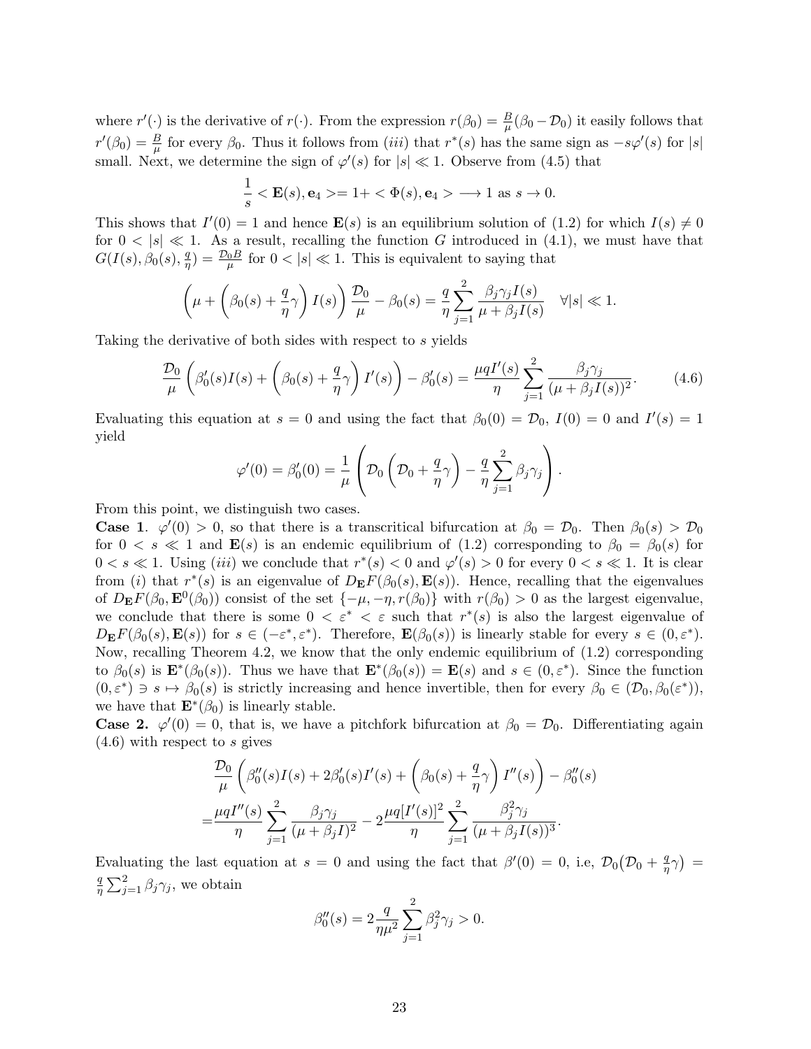where $r'(\cdot)$ is the derivative of $r(\cdot)$. From the expression $r(\beta_0) = \frac{B}{\mu}(\beta_0 - \mathcal{D}_0)$ it easily follows that $r'(\beta_0) = \frac{B}{\mu}$ for every $\beta_0$. Thus it follows from *(iii)* that $r^*(s)$ has the same sign as $-s\varphi'(s)$ for $|s|$ small. Next, we determine the sign of $\varphi'(s)$ for $|s| \ll 1$. Observe from (4.5) that

$$\frac{1}{s} < \mathbf{E}(s), \mathbf{e}_4 >= 1 + < \Phi(s), \mathbf{e}_4 > \longrightarrow 1 \text{ as } s \to 0.$$

This shows that $I'(0) = 1$ and hence $\mathbf{E}(s)$ is an equilibrium solution of (1.2) for which $I(s) \neq 0$ for $0 < |s| \ll 1$. As a result, recalling the function $G$ introduced in (4.1), we must have that $G(I(s), \beta_0(s), \frac{q}{\eta}) = \frac{\mathcal{D}_0 B}{\mu}$ for $0 < |s| \ll 1$. This is equivalent to saying that

$$\left(\mu + \left(\beta_0(s) + \frac{q}{\eta}\gamma\right) I(s)\right) \frac{\mathcal{D}_0}{\mu} - \beta_0(s) = \frac{q}{\eta} \sum_{j=1}^{2} \frac{\beta_j \gamma_j I(s)}{\mu + \beta_j I(s)} \quad \forall |s| \ll 1.$$

Taking the derivative of both sides with respect to $s$ yields

$$\frac{\mathcal{D}_0}{\mu}\left(\beta_0'(s) I(s) + \left(\beta_0(s) + \frac{q}{\eta}\gamma\right) I'(s)\right) - \beta_0'(s) = \frac{\mu q I'(s)}{\eta} \sum_{j=1}^{2} \frac{\beta_j \gamma_j}{(\mu + \beta_j I(s))^2}. \tag{4.6}$$

Evaluating this equation at $s = 0$ and using the fact that $\beta_0(0) = \mathcal{D}_0$, $I(0) = 0$ and $I'(s) = 1$ yield

$$\varphi'(0) = \beta_0'(0) = \frac{1}{\mu}\left(\mathcal{D}_0\left(\mathcal{D}_0 + \frac{q}{\eta}\gamma\right) - \frac{q}{\eta}\sum_{j=1}^{2} \beta_j \gamma_j\right).$$

From this point, we distinguish two cases.

**Case 1**. $\varphi'(0) > 0$, so that there is a transcritical bifurcation at $\beta_0 = \mathcal{D}_0$. Then $\beta_0(s) > \mathcal{D}_0$ for $0 < s \ll 1$ and $\mathbf{E}(s)$ is an endemic equilibrium of (1.2) corresponding to $\beta_0 = \beta_0(s)$ for $0 < s \ll 1$. Using *(iii)* we conclude that $r^*(s) < 0$ and $\varphi'(s) > 0$ for every $0 < s \ll 1$. It is clear from *(i)* that $r^*(s)$ is an eigenvalue of $D_{\mathbf{E}}F(\beta_0(s), \mathbf{E}(s))$. Hence, recalling that the eigenvalues of $D_{\mathbf{E}}F(\beta_0, \mathbf{E}^0(\beta_0))$ consist of the set $\{-\mu, -\eta, r(\beta_0)\}$ with $r(\beta_0) > 0$ as the largest eigenvalue, we conclude that there is some $0 < \varepsilon^* < \varepsilon$ such that $r^*(s)$ is also the largest eigenvalue of $D_{\mathbf{E}}F(\beta_0(s), \mathbf{E}(s))$ for $s \in (-\varepsilon^*, \varepsilon^*)$. Therefore, $\mathbf{E}(\beta_0(s))$ is linearly stable for every $s \in (0, \varepsilon^*)$. Now, recalling Theorem 4.2, we know that the only endemic equilibrium of (1.2) corresponding to $\beta_0(s)$ is $\mathbf{E}^*(\beta_0(s))$. Thus we have that $\mathbf{E}^*(\beta_0(s)) = \mathbf{E}(s)$ and $s \in (0, \varepsilon^*)$. Since the function $(0, \varepsilon^*) \ni s \mapsto \beta_0(s)$ is strictly increasing and hence invertible, then for every $\beta_0 \in (\mathcal{D}_0, \beta_0(\varepsilon^*))$, we have that $\mathbf{E}^*(\beta_0)$ is linearly stable.

**Case 2**. $\varphi'(0) = 0$, that is, we have a pitchfork bifurcation at $\beta_0 = \mathcal{D}_0$. Differentiating again (4.6) with respect to $s$ gives

$$\begin{aligned}
&\frac{\mathcal{D}_0}{\mu}\left(\beta_0''(s) I(s) + 2\beta_0'(s) I'(s) + \left(\beta_0(s) + \frac{q}{\eta}\gamma\right) I''(s)\right) - \beta_0''(s) \\
=& \frac{\mu q I''(s)}{\eta} \sum_{j=1}^{2} \frac{\beta_j \gamma_j}{(\mu + \beta_j I)^2} - 2\frac{\mu q [I'(s)]^2}{\eta} \sum_{j=1}^{2} \frac{\beta_j^2 \gamma_j}{(\mu + \beta_j I(s))^3}.
\end{aligned}$$

Evaluating the last equation at $s = 0$ and using the fact that $\beta'(0) = 0$, i.e, $\mathcal{D}_0\big(\mathcal{D}_0 + \frac{q}{\eta}\gamma\big) = \frac{q}{\eta}\sum_{j=1}^{2} \beta_j \gamma_j$, we obtain

$$\beta_0''(s) = 2\frac{q}{\eta \mu^2} \sum_{j=1}^{2} \beta_j^2 \gamma_j > 0.$$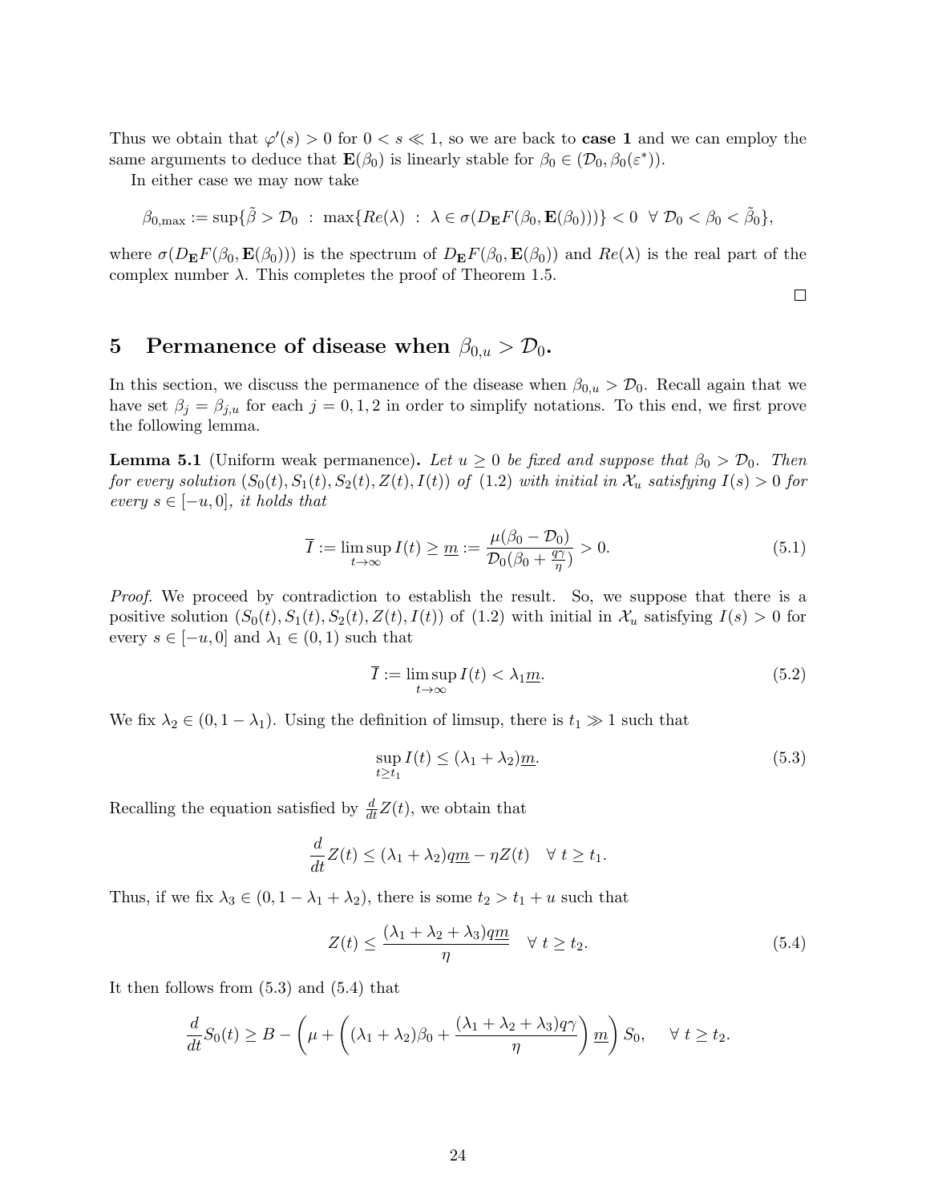Thus we obtain that $\varphi'(s) > 0$ for $0 < s \ll 1$, so we are back to **case 1** and we can employ the same arguments to deduce that $\mathbf{E}(\beta_0)$ is linearly stable for $\beta_0 \in (\mathcal{D}_0, \beta_0(\varepsilon^*))$.

In either case we may now take

$$\beta_{0,\max} := \sup\{\tilde{\beta} > \mathcal{D}_0 \ : \ \max\{Re(\lambda) \ : \ \lambda \in \sigma(D_{\mathbf{E}}F(\beta_0, \mathbf{E}(\beta_0)))\} < 0 \ \ \forall \ \mathcal{D}_0 < \beta_0 < \tilde{\beta}_0\},$$

where $\sigma(D_{\mathbf{E}}F(\beta_0, \mathbf{E}(\beta_0)))$ is the spectrum of $D_{\mathbf{E}}F(\beta_0, \mathbf{E}(\beta_0))$ and $Re(\lambda)$ is the real part of the complex number $\lambda$. This completes the proof of Theorem 1.5.

□

# 5 Permanence of disease when $\beta_{0,u} > \mathcal{D}_0$.

In this section, we discuss the permanence of the disease when $\beta_{0,u} > \mathcal{D}_0$. Recall again that we have set $\beta_j = \beta_{j,u}$ for each $j = 0, 1, 2$ in order to simplify notations. To this end, we first prove the following lemma.

**Lemma 5.1** (Uniform weak permanence)**.** *Let $u \geq 0$ be fixed and suppose that $\beta_0 > \mathcal{D}_0$. Then for every solution $(S_0(t), S_1(t), S_2(t), Z(t), I(t))$ of (1.2) with initial in $\mathcal{X}_u$ satisfying $I(s) > 0$ for every $s \in [-u, 0]$, it holds that*

$$\overline{I} := \limsup_{t\to\infty} I(t) \geq \underline{m} := \frac{\mu(\beta_0 - \mathcal{D}_0)}{\mathcal{D}_0(\beta_0 + \frac{q\gamma}{\eta})} > 0. \tag{5.1}$$

*Proof.* We proceed by contradiction to establish the result. So, we suppose that there is a positive solution $(S_0(t), S_1(t), S_2(t), Z(t), I(t))$ of (1.2) with initial in $\mathcal{X}_u$ satisfying $I(s) > 0$ for every $s \in [-u, 0]$ and $\lambda_1 \in (0, 1)$ such that

$$\overline{I} := \limsup_{t\to\infty} I(t) < \lambda_1 \underline{m}. \tag{5.2}$$

We fix $\lambda_2 \in (0, 1 - \lambda_1)$. Using the definition of limsup, there is $t_1 \gg 1$ such that

$$\sup_{t\geq t_1} I(t) \leq (\lambda_1 + \lambda_2)\underline{m}. \tag{5.3}$$

Recalling the equation satisfied by $\frac{d}{dt}Z(t)$, we obtain that

$$\frac{d}{dt}Z(t) \leq (\lambda_1 + \lambda_2)q\underline{m} - \eta Z(t) \quad \forall \ t \geq t_1.$$

Thus, if we fix $\lambda_3 \in (0, 1 - \lambda_1 + \lambda_2)$, there is some $t_2 > t_1 + u$ such that

$$Z(t) \leq \frac{(\lambda_1 + \lambda_2 + \lambda_3)q\underline{m}}{\eta} \quad \forall \ t \geq t_2. \tag{5.4}$$

It then follows from (5.3) and (5.4) that

$$\frac{d}{dt}S_0(t) \geq B - \left(\mu + \left((\lambda_1 + \lambda_2)\beta_0 + \frac{(\lambda_1 + \lambda_2 + \lambda_3)q\gamma}{\eta}\right)\underline{m}\right)S_0, \quad \forall \ t \geq t_2.$$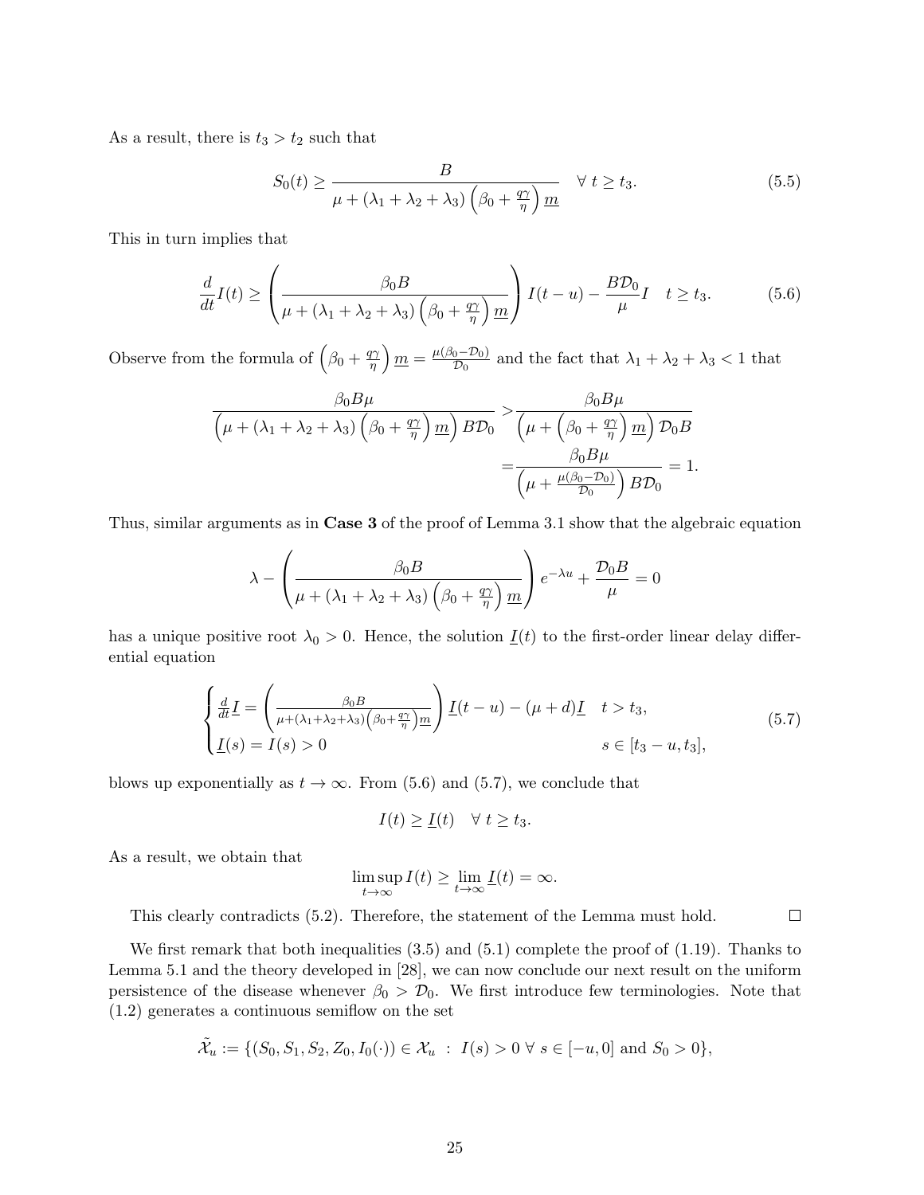As a result, there is $t_3 > t_2$ such that

$$S_0(t) \geq \frac{B}{\mu + (\lambda_1 + \lambda_2 + \lambda_3)\left(\beta_0 + \frac{q\gamma}{\eta}\right)\underline{m}} \quad \forall\ t \geq t_3. \tag{5.5}$$

This in turn implies that

$$\frac{d}{dt}I(t) \geq \left(\frac{\beta_0 B}{\mu + (\lambda_1 + \lambda_2 + \lambda_3)\left(\beta_0 + \frac{q\gamma}{\eta}\right)\underline{m}}\right) I(t-u) - \frac{B\mathcal{D}_0}{\mu} I \quad t \geq t_3. \tag{5.6}$$

Observe from the formula of $\left(\beta_0 + \frac{q\gamma}{\eta}\right)\underline{m} = \frac{\mu(\beta_0 - \mathcal{D}_0)}{\mathcal{D}_0}$ and the fact that $\lambda_1 + \lambda_2 + \lambda_3 < 1$ that

$$\begin{aligned}
\frac{\beta_0 B\mu}{\left(\mu + (\lambda_1 + \lambda_2 + \lambda_3)\left(\beta_0 + \frac{q\gamma}{\eta}\right)\underline{m}\right) B\mathcal{D}_0} >& \frac{\beta_0 B\mu}{\left(\mu + \left(\beta_0 + \frac{q\gamma}{\eta}\right)\underline{m}\right)\mathcal{D}_0 B} \\
=& \frac{\beta_0 B\mu}{\left(\mu + \frac{\mu(\beta_0 - \mathcal{D}_0)}{\mathcal{D}_0}\right) B\mathcal{D}_0} = 1.
\end{aligned}$$

Thus, similar arguments as in **Case 3** of the proof of Lemma 3.1 show that the algebraic equation

$$\lambda - \left(\frac{\beta_0 B}{\mu + (\lambda_1 + \lambda_2 + \lambda_3)\left(\beta_0 + \frac{q\gamma}{\eta}\right)\underline{m}}\right) e^{-\lambda u} + \frac{\mathcal{D}_0 B}{\mu} = 0$$

has a unique positive root $\lambda_0 > 0$. Hence, the solution $\underline{I}(t)$ to the first-order linear delay differential equation

$$\begin{cases}
\frac{d}{dt}\underline{I} = \left(\frac{\beta_0 B}{\mu + (\lambda_1 + \lambda_2 + \lambda_3)\left(\beta_0 + \frac{q\gamma}{\eta}\right)\underline{m}}\right)\underline{I}(t-u) - (\mu + d)\underline{I} & t > t_3, \\
\underline{I}(s) = I(s) > 0 & s \in [t_3 - u, t_3],
\end{cases} \tag{5.7}$$

blows up exponentially as $t \to \infty$. From (5.6) and (5.7), we conclude that

$$I(t) \geq \underline{I}(t) \quad \forall\ t \geq t_3.$$

As a result, we obtain that

$$\limsup_{t\to\infty} I(t) \geq \lim_{t\to\infty} \underline{I}(t) = \infty.$$

This clearly contradicts (5.2). Therefore, the statement of the Lemma must hold. $\square$

We first remark that both inequalities (3.5) and (5.1) complete the proof of (1.19). Thanks to Lemma 5.1 and the theory developed in [28], we can now conclude our next result on the uniform persistence of the disease whenever $\beta_0 > \mathcal{D}_0$. We first introduce few terminologies. Note that (1.2) generates a continuous semiflow on the set

$$\tilde{\mathcal{X}}_u := \{(S_0, S_1, S_2, Z_0, I_0(\cdot)) \in \mathcal{X}_u \ : \ I(s) > 0\ \forall\ s \in [-u, 0] \text{ and } S_0 > 0\},$$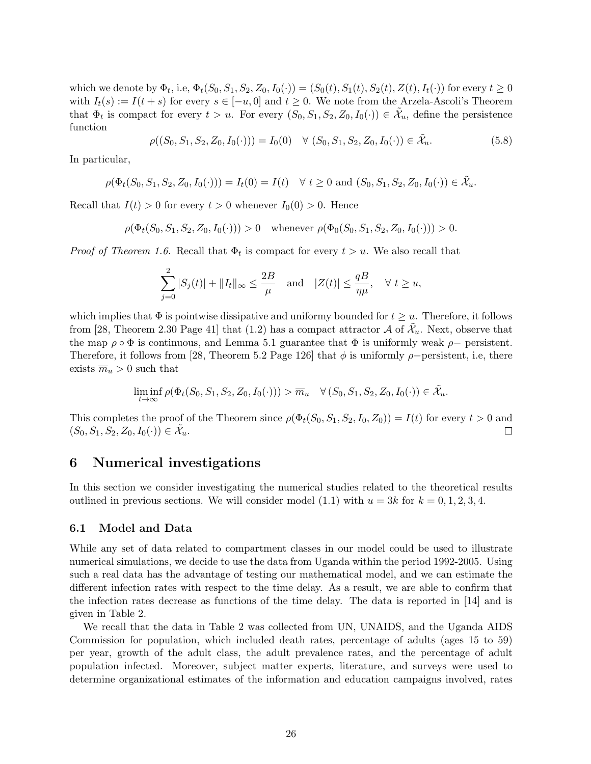which we denote by $\Phi_t$, i.e, $\Phi_t(S_0, S_1, S_2, Z_0, I_0(\cdot)) = (S_0(t), S_1(t), S_2(t), Z(t), I_t(\cdot))$ for every $t \geq 0$ with $I_t(s) := I(t+s)$ for every $s \in [-u, 0]$ and $t \geq 0$. We note from the Arzela-Ascoli's Theorem that $\Phi_t$ is compact for every $t > u$. For every $(S_0, S_1, S_2, Z_0, I_0(\cdot)) \in \tilde{\mathcal{X}}_u$, define the persistence function

$$\rho((S_0, S_1, S_2, Z_0, I_0(\cdot))) = I_0(0) \quad \forall\ (S_0, S_1, S_2, Z_0, I_0(\cdot)) \in \tilde{\mathcal{X}}_u. \tag{5.8}$$

In particular,

$$\rho(\Phi_t(S_0, S_1, S_2, Z_0, I_0(\cdot))) = I_t(0) = I(t) \quad \forall\ t \geq 0 \text{ and } (S_0, S_1, S_2, Z_0, I_0(\cdot)) \in \tilde{\mathcal{X}}_u.$$

Recall that $I(t) > 0$ for every $t > 0$ whenever $I_0(0) > 0$. Hence

$$\rho(\Phi_t(S_0, S_1, S_2, Z_0, I_0(\cdot))) > 0 \quad \text{whenever } \rho(\Phi_0(S_0, S_1, S_2, Z_0, I_0(\cdot))) > 0.$$

*Proof of Theorem 1.6.* Recall that $\Phi_t$ is compact for every $t > u$. We also recall that

$$\sum_{j=0}^{2} |S_j(t)| + \|I_t\|_\infty \leq \frac{2B}{\mu} \quad \text{and} \quad |Z(t)| \leq \frac{qB}{\eta\mu}, \quad \forall\ t \geq u,$$

which implies that $\Phi$ is pointwise dissipative and uniformy bounded for $t \geq u$. Therefore, it follows from [28, Theorem 2.30 Page 41] that (1.2) has a compact attractor $\mathcal{A}$ of $\tilde{\mathcal{X}}_u$. Next, observe that the map $\rho \circ \Phi$ is continuous, and Lemma 5.1 guarantee that $\Phi$ is uniformly weak $\rho-$ persistent. Therefore, it follows from [28, Theorem 5.2 Page 126] that $\phi$ is uniformly $\rho-$persistent, i.e, there exists $\overline{m}_u > 0$ such that

$$\liminf_{t\to\infty} \rho(\Phi_t(S_0, S_1, S_2, Z_0, I_0(\cdot))) > \overline{m}_u \quad \forall\ (S_0, S_1, S_2, Z_0, I_0(\cdot)) \in \tilde{\mathcal{X}}_u.$$

This completes the proof of the Theorem since $\rho(\Phi_t(S_0, S_1, S_2, I_0, Z_0)) = I(t)$ for every $t > 0$ and $(S_0, S_1, S_2, Z_0, I_0(\cdot)) \in \tilde{\mathcal{X}}_u$. $\square$

## 6 Numerical investigations

In this section we consider investigating the numerical studies related to the theoretical results outlined in previous sections. We will consider model (1.1) with $u = 3k$ for $k = 0, 1, 2, 3, 4$.

### 6.1 Model and Data

While any set of data related to compartment classes in our model could be used to illustrate numerical simulations, we decide to use the data from Uganda within the period 1992-2005. Using such a real data has the advantage of testing our mathematical model, and we can estimate the different infection rates with respect to the time delay. As a result, we are able to confirm that the infection rates decrease as functions of the time delay. The data is reported in [14] and is given in Table 2.

We recall that the data in Table 2 was collected from UN, UNAIDS, and the Uganda AIDS Commission for population, which included death rates, percentage of adults (ages 15 to 59) per year, growth of the adult class, the adult prevalence rates, and the percentage of adult population infected. Moreover, subject matter experts, literature, and surveys were used to determine organizational estimates of the information and education campaigns involved, rates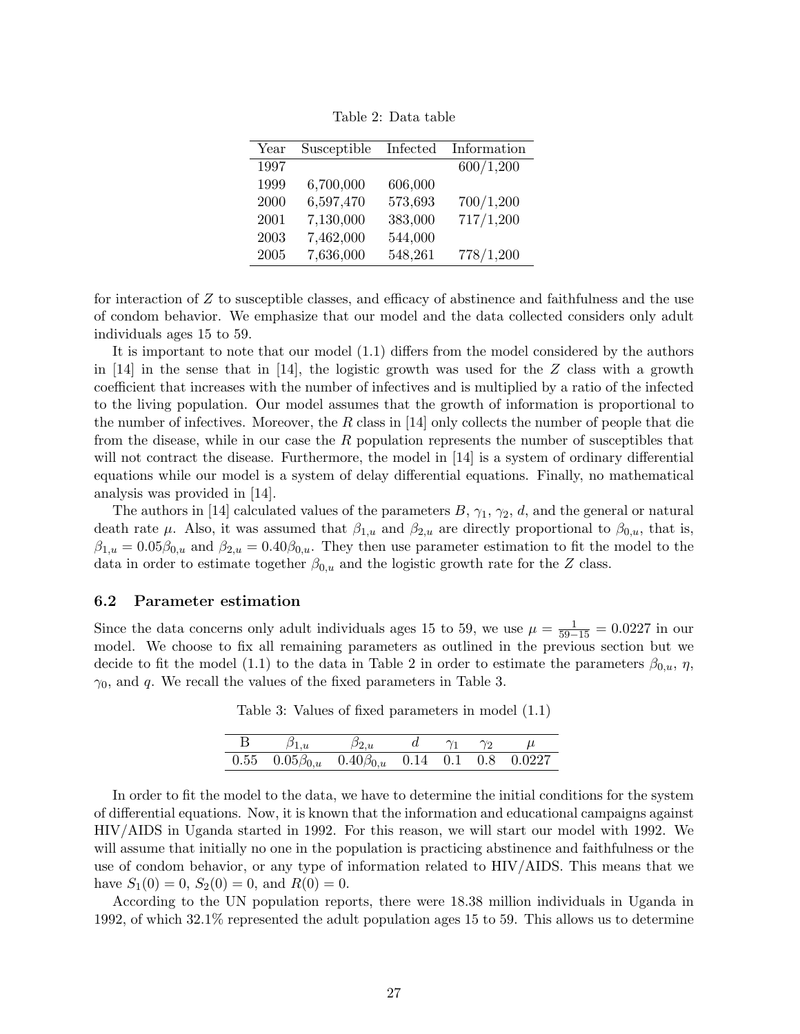Table 2: Data table

| Year | Susceptible | Infected | Information |
|---|---|---|---|
| 1997 | | | 600/1,200 |
| 1999 | 6,700,000 | 606,000 | |
| 2000 | 6,597,470 | 573,693 | 700/1,200 |
| 2001 | 7,130,000 | 383,000 | 717/1,200 |
| 2003 | 7,462,000 | 544,000 | |
| 2005 | 7,636,000 | 548,261 | 778/1,200 |

for interaction of $Z$ to susceptible classes, and efficacy of abstinence and faithfulness and the use of condom behavior. We emphasize that our model and the data collected considers only adult individuals ages 15 to 59.

It is important to note that our model (1.1) differs from the model considered by the authors in [14] in the sense that in [14], the logistic growth was used for the $Z$ class with a growth coefficient that increases with the number of infectives and is multiplied by a ratio of the infected to the living population. Our model assumes that the growth of information is proportional to the number of infectives. Moreover, the $R$ class in [14] only collects the number of people that die from the disease, while in our case the $R$ population represents the number of susceptibles that will not contract the disease. Furthermore, the model in [14] is a system of ordinary differential equations while our model is a system of delay differential equations. Finally, no mathematical analysis was provided in [14].

The authors in [14] calculated values of the parameters $B$, $\gamma_1$, $\gamma_2$, $d$, and the general or natural death rate $\mu$. Also, it was assumed that $\beta_{1,u}$ and $\beta_{2,u}$ are directly proportional to $\beta_{0,u}$, that is, $\beta_{1,u} = 0.05\beta_{0,u}$ and $\beta_{2,u} = 0.40\beta_{0,u}$. They then use parameter estimation to fit the model to the data in order to estimate together $\beta_{0,u}$ and the logistic growth rate for the $Z$ class.

### 6.2 Parameter estimation

Since the data concerns only adult individuals ages 15 to 59, we use $\mu = \frac{1}{59-15} = 0.0227$ in our model. We choose to fix all remaining parameters as outlined in the previous section but we decide to fit the model (1.1) to the data in Table 2 in order to estimate the parameters $\beta_{0,u}$, $\eta$, $\gamma_0$, and $q$. We recall the values of the fixed parameters in Table 3.

Table 3: Values of fixed parameters in model (1.1)

| B | $\beta_{1,u}$ | $\beta_{2,u}$ | $d$ | $\gamma_1$ | $\gamma_2$ | $\mu$ |
|---|---|---|---|---|---|---|
| 0.55 | $0.05\beta_{0,u}$ | $0.40\beta_{0,u}$ | 0.14 | 0.1 | 0.8 | 0.0227 |

In order to fit the model to the data, we have to determine the initial conditions for the system of differential equations. Now, it is known that the information and educational campaigns against HIV/AIDS in Uganda started in 1992. For this reason, we will start our model with 1992. We will assume that initially no one in the population is practicing abstinence and faithfulness or the use of condom behavior, or any type of information related to HIV/AIDS. This means that we have $S_1(0) = 0$, $S_2(0) = 0$, and $R(0) = 0$.

According to the UN population reports, there were 18.38 million individuals in Uganda in 1992, of which 32.1% represented the adult population ages 15 to 59. This allows us to determine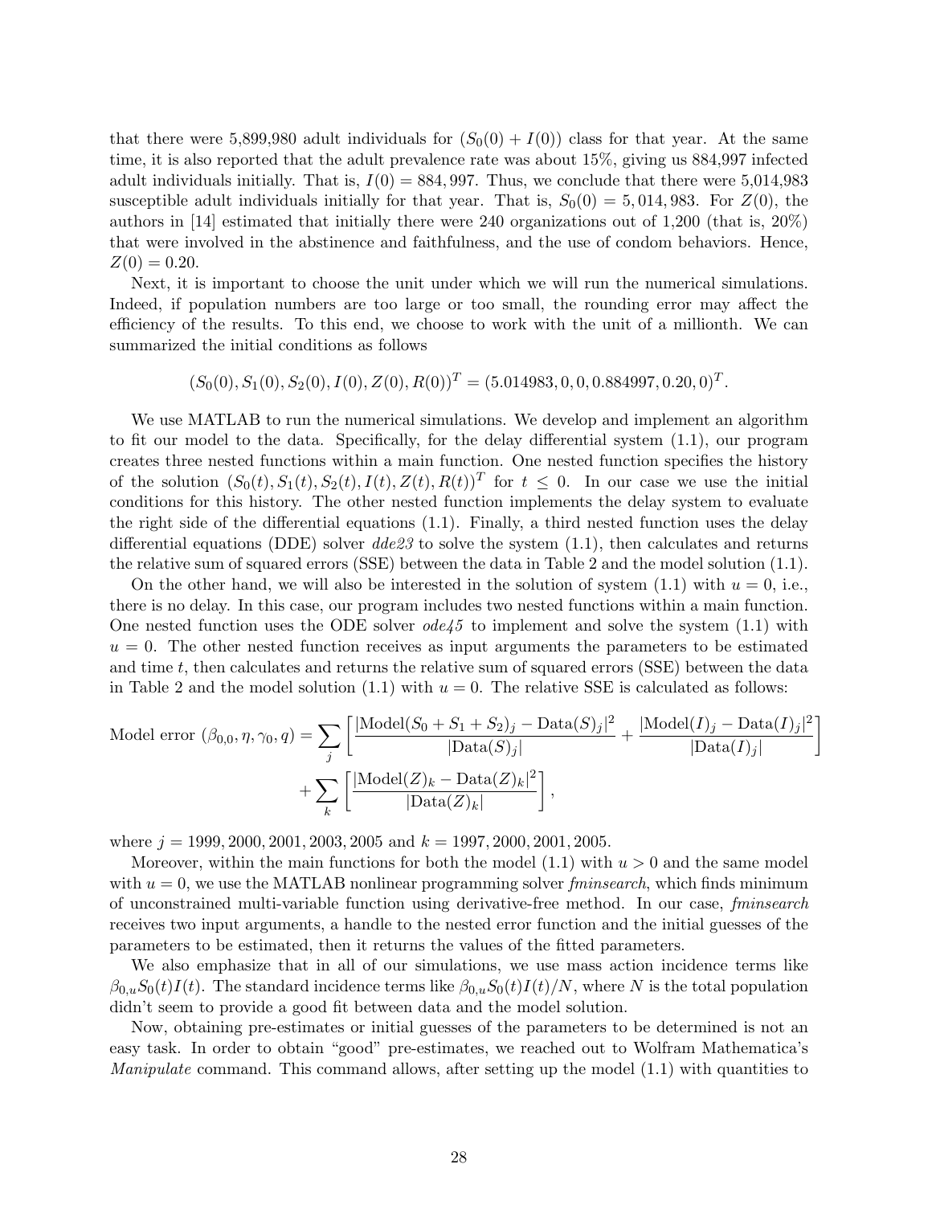that there were 5,899,980 adult individuals for $(S_0(0) + I(0))$ class for that year. At the same time, it is also reported that the adult prevalence rate was about 15%, giving us 884,997 infected adult individuals initially. That is, $I(0) = 884,997$. Thus, we conclude that there were 5,014,983 susceptible adult individuals initially for that year. That is, $S_0(0) = 5,014,983$. For $Z(0)$, the authors in [14] estimated that initially there were 240 organizations out of 1,200 (that is, 20%) that were involved in the abstinence and faithfulness, and the use of condom behaviors. Hence, $Z(0) = 0.20$.

Next, it is important to choose the unit under which we will run the numerical simulations. Indeed, if population numbers are too large or too small, the rounding error may affect the efficiency of the results. To this end, we choose to work with the unit of a millionth. We can summarized the initial conditions as follows

$$(S_0(0), S_1(0), S_2(0), I(0), Z(0), R(0))^T = (5.014983, 0, 0, 0.884997, 0.20, 0)^T.$$

We use MATLAB to run the numerical simulations. We develop and implement an algorithm to fit our model to the data. Specifically, for the delay differential system (1.1), our program creates three nested functions within a main function. One nested function specifies the history of the solution $(S_0(t), S_1(t), S_2(t), I(t), Z(t), R(t))^T$ for $t \leq 0$. In our case we use the initial conditions for this history. The other nested function implements the delay system to evaluate the right side of the differential equations (1.1). Finally, a third nested function uses the delay differential equations (DDE) solver *dde23* to solve the system (1.1), then calculates and returns the relative sum of squared errors (SSE) between the data in Table 2 and the model solution (1.1).

On the other hand, we will also be interested in the solution of system (1.1) with $u = 0$, i.e., there is no delay. In this case, our program includes two nested functions within a main function. One nested function uses the ODE solver *ode45* to implement and solve the system (1.1) with $u = 0$. The other nested function receives as input arguments the parameters to be estimated and time $t$, then calculates and returns the relative sum of squared errors (SSE) between the data in Table 2 and the model solution (1.1) with $u = 0$. The relative SSE is calculated as follows:

$$\text{Model error } (\beta_{0,0}, \eta, \gamma_0, q) = \sum_j \left[ \frac{|\text{Model}(S_0 + S_1 + S_2)_j - \text{Data}(S)_j|^2}{|\text{Data}(S)_j|} + \frac{|\text{Model}(I)_j - \text{Data}(I)_j|^2}{|\text{Data}(I)_j|} \right] + \sum_k \left[ \frac{|\text{Model}(Z)_k - \text{Data}(Z)_k|^2}{|\text{Data}(Z)_k|} \right],$$

where $j = 1999, 2000, 2001, 2003, 2005$ and $k = 1997, 2000, 2001, 2005$.

Moreover, within the main functions for both the model (1.1) with $u > 0$ and the same model with $u = 0$, we use the MATLAB nonlinear programming solver *fminsearch*, which finds minimum of unconstrained multi-variable function using derivative-free method. In our case, *fminsearch* receives two input arguments, a handle to the nested error function and the initial guesses of the parameters to be estimated, then it returns the values of the fitted parameters.

We also emphasize that in all of our simulations, we use mass action incidence terms like $\beta_{0,u} S_0(t) I(t)$. The standard incidence terms like $\beta_{0,u} S_0(t) I(t)/N$, where $N$ is the total population didn't seem to provide a good fit between data and the model solution.

Now, obtaining pre-estimates or initial guesses of the parameters to be determined is not an easy task. In order to obtain "good" pre-estimates, we reached out to Wolfram Mathematica's *Manipulate* command. This command allows, after setting up the model (1.1) with quantities to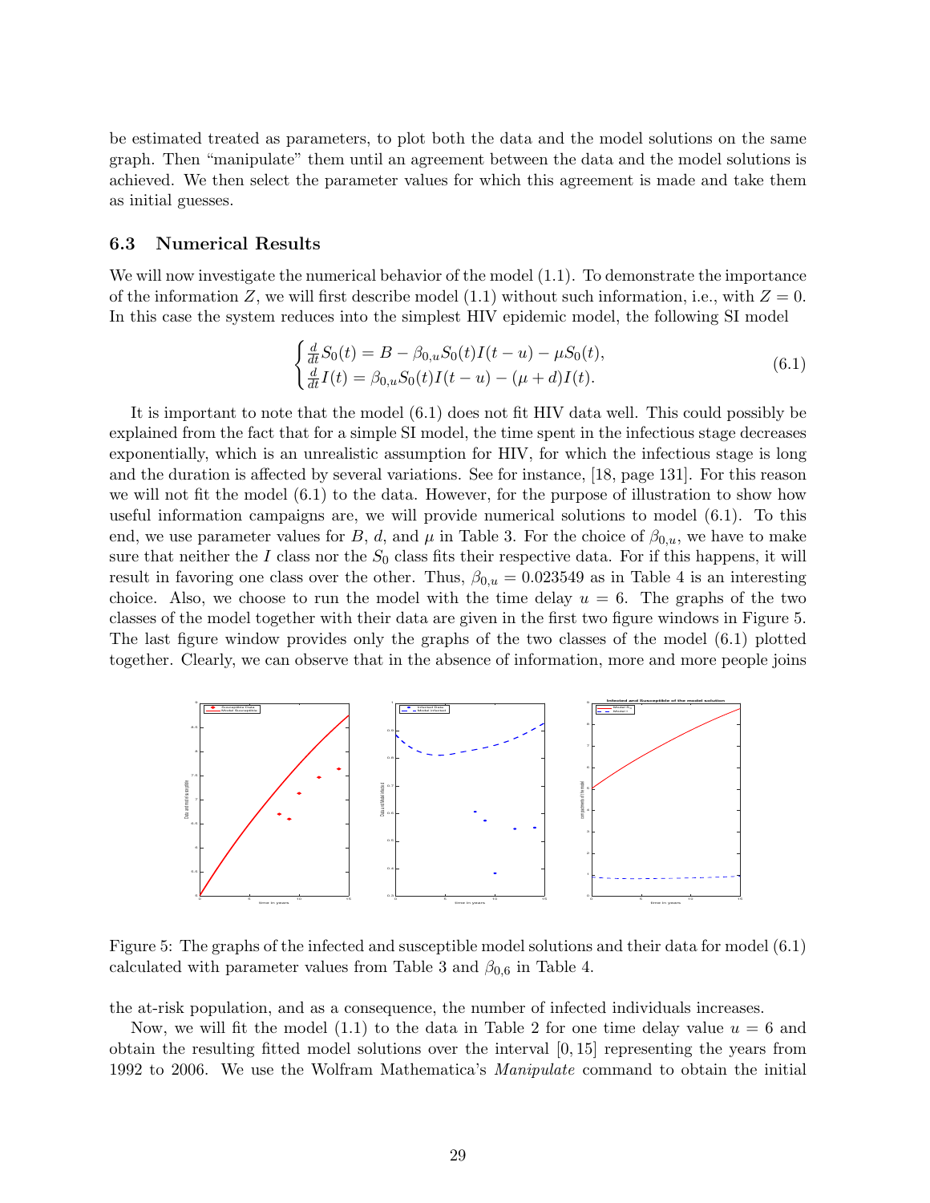be estimated treated as parameters, to plot both the data and the model solutions on the same graph. Then "manipulate" them until an agreement between the data and the model solutions is achieved. We then select the parameter values for which this agreement is made and take them as initial guesses.

### 6.3 Numerical Results

We will now investigate the numerical behavior of the model (1.1). To demonstrate the importance of the information $Z$, we will first describe model (1.1) without such information, i.e., with $Z = 0$. In this case the system reduces into the simplest HIV epidemic model, the following SI model

$$\begin{cases} \frac{d}{dt}S_0(t) = B - \beta_{0,u}S_0(t)I(t-u) - \mu S_0(t), \\ \frac{d}{dt}I(t) = \beta_{0,u}S_0(t)I(t-u) - (\mu + d)I(t). \end{cases} \tag{6.1}$$

It is important to note that the model (6.1) does not fit HIV data well. This could possibly be explained from the fact that for a simple SI model, the time spent in the infectious stage decreases exponentially, which is an unrealistic assumption for HIV, for which the infectious stage is long and the duration is affected by several variations. See for instance, [18, page 131]. For this reason we will not fit the model (6.1) to the data. However, for the purpose of illustration to show how useful information campaigns are, we will provide numerical solutions to model (6.1). To this end, we use parameter values for $B$, $d$, and $\mu$ in Table 3. For the choice of $\beta_{0,u}$, we have to make sure that neither the $I$ class nor the $S_0$ class fits their respective data. For if this happens, it will result in favoring one class over the other. Thus, $\beta_{0,u} = 0.023549$ as in Table 4 is an interesting choice. Also, we choose to run the model with the time delay $u = 6$. The graphs of the two classes of the model together with their data are given in the first two figure windows in Figure 5. The last figure window provides only the graphs of the two classes of the model (6.1) plotted together. Clearly, we can observe that in the absence of information, more and more people joins the at-risk population, and as a consequence, the number of infected individuals increases.

Figure 5: The graphs of the infected and susceptible model solutions and their data for model (6.1) calculated with parameter values from Table 3 and $\beta_{0,6}$ in Table 4.

Now, we will fit the model (1.1) to the data in Table 2 for one time delay value $u = 6$ and obtain the resulting fitted model solutions over the interval $[0, 15]$ representing the years from 1992 to 2006. We use the Wolfram Mathematica's *Manipulate* command to obtain the initial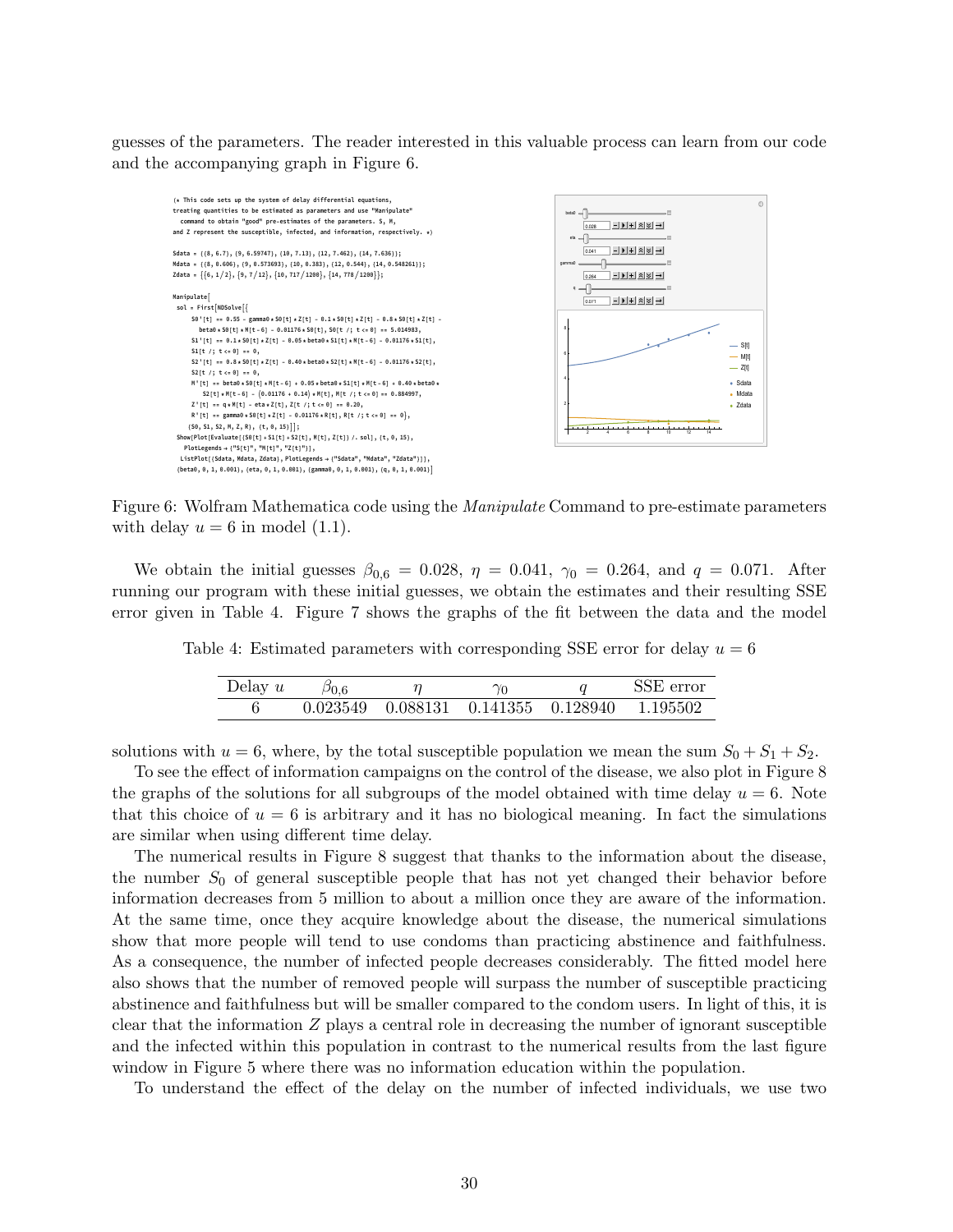guesses of the parameters. The reader interested in this valuable process can learn from our code and the accompanying graph in Figure 6.

```
(* This code sets up the system of delay differential equations,
treating quantities to be estimated as parameters and use "Manipulate"
  command to obtain "good" pre-estimates of the parameters. S, M,
and Z represent the susceptible, infected, and information, respectively. *)

Sdata = {{8, 6.7}, {9, 6.59747}, {10, 7.13}, {12, 7.462}, {14, 7.636}};
Mdata = {{8, 0.606}, {9, 0.573693}, {10, 0.383}, {12, 0.544}, {14, 0.548261}};
Zdata = {{6, 1/2}, {9, 7/12}, {10, 717/1200}, {14, 778/1200}};

Manipulate[
 sol = First[NDSolve[{
     S0'[t] == 0.55 - gamma0 * S0[t] * Z[t] - 0.1 * S0[t] * Z[t] - 0.8 * S0[t] * Z[t] -
       beta0 * S0[t] * M[t - 6] - 0.01176 * S0[t], S0[t /; t <= 0] == 5.014983,
     S1'[t] == 0.1 * S0[t] * Z[t] - 0.05 * beta0 * S1[t] * M[t - 6] - 0.01176 * S1[t],
     S1[t /; t <= 0] == 0,
     S2'[t] == 0.8 * S0[t] * Z[t] - 0.40 * beta0 * S2[t] * M[t - 6] - 0.01176 * S2[t],
     S2[t /; t <= 0] == 0,
     M'[t] == beta0 * S0[t] * M[t - 6] + 0.05 * beta0 * S1[t] * M[t - 6] + 0.40 * beta0 *
         S2[t] * M[t - 6] - (0.01176 + 0.14) * M[t], M[t /; t <= 0] == 0.884997,
     Z'[t] == q * M[t] - eta * Z[t], Z[t /; t <= 0] == 0.20,
     R'[t] == gamma0 * S0[t] * Z[t] - 0.01176 * R[t], R[t /; t <= 0] == 0},
    {S0, S1, S2, M, Z, R}, {t, 0, 15}]];
 Show[Plot[Evaluate[{S0[t] + S1[t] + S2[t], M[t], Z[t]} /. sol], {t, 0, 15},
   PlotLegends -> {"S[t]", "M[t]", "Z[t]"}],
  ListPlot[{Sdata, Mdata, Zdata}, PlotLegends -> {"Sdata", "Mdata", "Zdata"}]],
 {beta0, 0, 1, 0.001}, {eta, 0, 1, 0.001}, {gamma0, 0, 1, 0.001}, {q, 0, 1, 0.001}]
```

Figure 6: Wolfram Mathematica code using the *Manipulate* Command to pre-estimate parameters with delay $u = 6$ in model (1.1).

We obtain the initial guesses $\beta_{0,6} = 0.028$, $\eta = 0.041$, $\gamma_0 = 0.264$, and $q = 0.071$. After running our program with these initial guesses, we obtain the estimates and their resulting SSE error given in Table 4. Figure 7 shows the graphs of the fit between the data and the model solutions with $u = 6$, where, by the total susceptible population we mean the sum $S_0 + S_1 + S_2$.

Table 4: Estimated parameters with corresponding SSE error for delay $u = 6$

| Delay $u$ | $\beta_{0,6}$ | $\eta$ | $\gamma_0$ | $q$ | SSE error |
|---|---|---|---|---|---|
| 6 | 0.023549 | 0.088131 | 0.141355 | 0.128940 | 1.195502 |

To see the effect of information campaigns on the control of the disease, we also plot in Figure 8 the graphs of the solutions for all subgroups of the model obtained with time delay $u = 6$. Note that this choice of $u = 6$ is arbitrary and it has no biological meaning. In fact the simulations are similar when using different time delay.

The numerical results in Figure 8 suggest that thanks to the information about the disease, the number $S_0$ of general susceptible people that has not yet changed their behavior before information decreases from 5 million to about a million once they are aware of the information. At the same time, once they acquire knowledge about the disease, the numerical simulations show that more people will tend to use condoms than practicing abstinence and faithfulness. As a consequence, the number of infected people decreases considerably. The fitted model here also shows that the number of removed people will surpass the number of susceptible practicing abstinence and faithfulness but will be smaller compared to the condom users. In light of this, it is clear that the information $Z$ plays a central role in decreasing the number of ignorant susceptible and the infected within this population in contrast to the numerical results from the last figure window in Figure 5 where there was no information education within the population.

To understand the effect of the delay on the number of infected individuals, we use two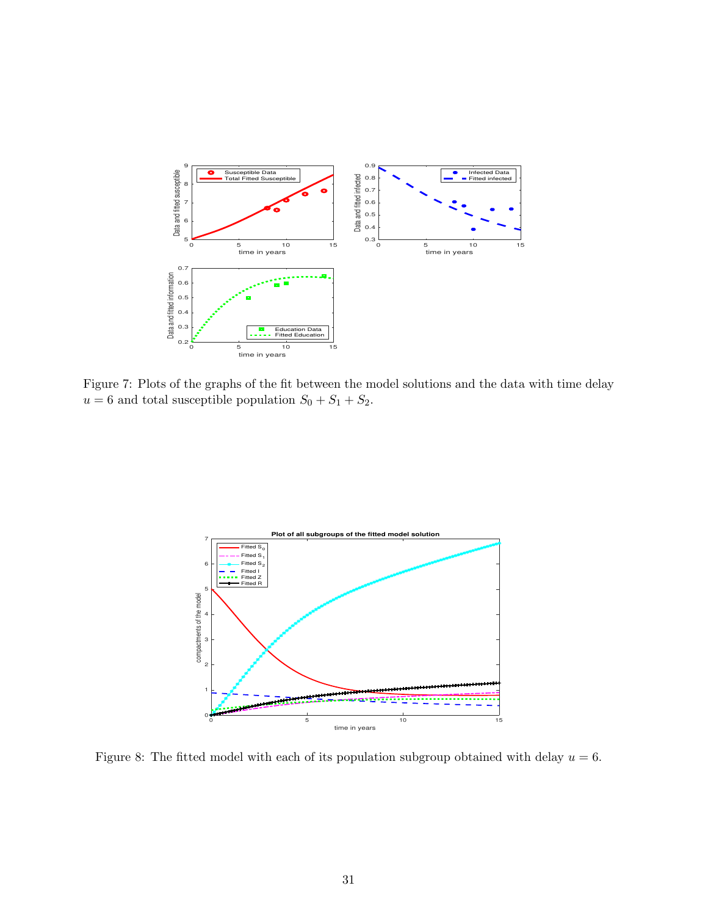Figure 7: Plots of the graphs of the fit between the model solutions and the data with time delay $u = 6$ and total susceptible population $S_0 + S_1 + S_2$.

Figure 8: The fitted model with each of its population subgroup obtained with delay $u = 6$.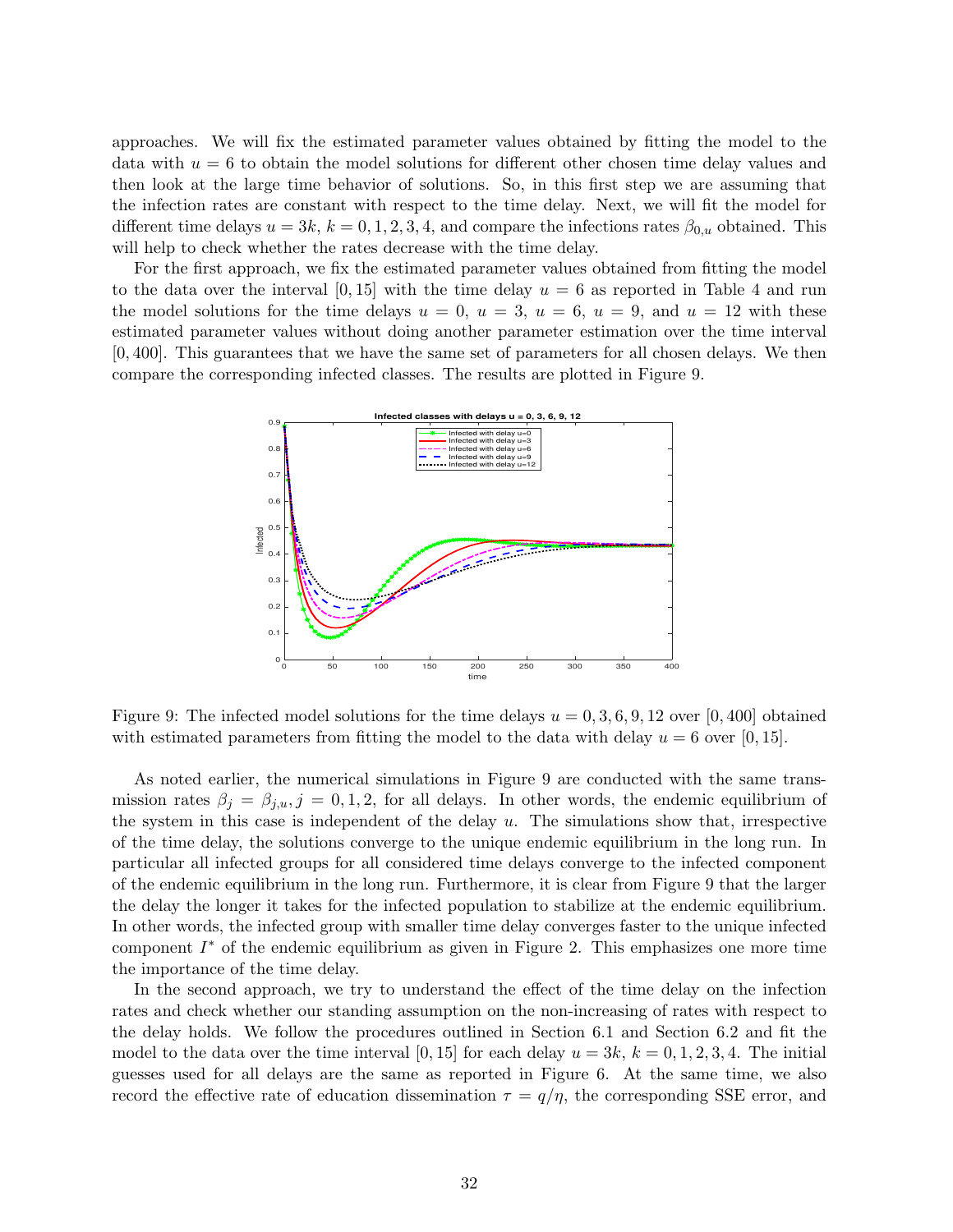approaches. We will fix the estimated parameter values obtained by fitting the model to the data with $u = 6$ to obtain the model solutions for different other chosen time delay values and then look at the large time behavior of solutions. So, in this first step we are assuming that the infection rates are constant with respect to the time delay. Next, we will fit the model for different time delays $u = 3k$, $k = 0, 1, 2, 3, 4$, and compare the infections rates $\beta_{0,u}$ obtained. This will help to check whether the rates decrease with the time delay.

For the first approach, we fix the estimated parameter values obtained from fitting the model to the data over the interval $[0, 15]$ with the time delay $u = 6$ as reported in Table 4 and run the model solutions for the time delays $u = 0$, $u = 3$, $u = 6$, $u = 9$, and $u = 12$ with these estimated parameter values without doing another parameter estimation over the time interval $[0, 400]$. This guarantees that we have the same set of parameters for all chosen delays. We then compare the corresponding infected classes. The results are plotted in Figure 9.

Figure 9: The infected model solutions for the time delays $u = 0, 3, 6, 9, 12$ over $[0, 400]$ obtained with estimated parameters from fitting the model to the data with delay $u = 6$ over $[0, 15]$.

As noted earlier, the numerical simulations in Figure 9 are conducted with the same transmission rates $\beta_j = \beta_{j,u}, j = 0, 1, 2$, for all delays. In other words, the endemic equilibrium of the system in this case is independent of the delay $u$. The simulations show that, irrespective of the time delay, the solutions converge to the unique endemic equilibrium in the long run. In particular all infected groups for all considered time delays converge to the infected component of the endemic equilibrium in the long run. Furthermore, it is clear from Figure 9 that the larger the delay the longer it takes for the infected population to stabilize at the endemic equilibrium. In other words, the infected group with smaller time delay converges faster to the unique infected component $I^*$ of the endemic equilibrium as given in Figure 2. This emphasizes one more time the importance of the time delay.

In the second approach, we try to understand the effect of the time delay on the infection rates and check whether our standing assumption on the non-increasing of rates with respect to the delay holds. We follow the procedures outlined in Section 6.1 and Section 6.2 and fit the model to the data over the time interval $[0, 15]$ for each delay $u = 3k$, $k = 0, 1, 2, 3, 4$. The initial guesses used for all delays are the same as reported in Figure 6. At the same time, we also record the effective rate of education dissemination $\tau = q/\eta$, the corresponding SSE error, and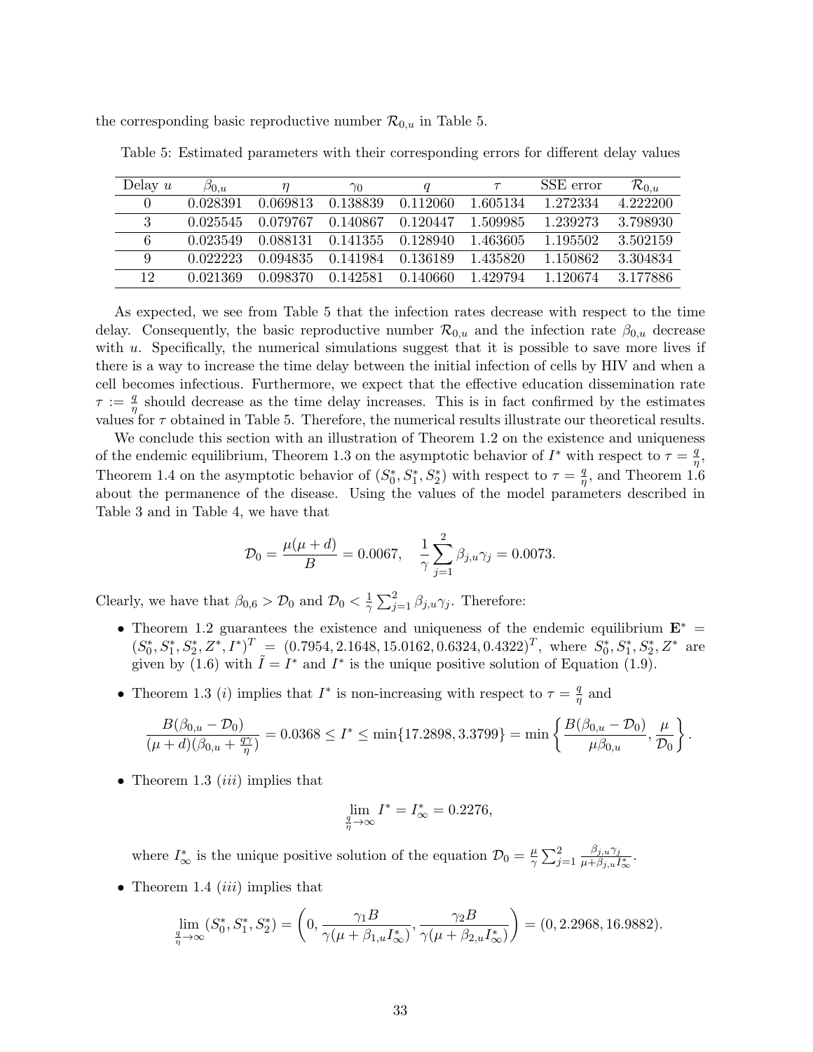the corresponding basic reproductive number $\mathcal{R}_{0,u}$ in Table 5.

Table 5: Estimated parameters with their corresponding errors for different delay values

| Delay $u$ | $\beta_{0,u}$ | $\eta$ | $\gamma_0$ | $q$ | $\tau$ | SSE error | $\mathcal{R}_{0,u}$ |
|---|---|---|---|---|---|---|---|
| 0 | 0.028391 | 0.069813 | 0.138839 | 0.112060 | 1.605134 | 1.272334 | 4.222200 |
| 3 | 0.025545 | 0.079767 | 0.140867 | 0.120447 | 1.509985 | 1.239273 | 3.798930 |
| 6 | 0.023549 | 0.088131 | 0.141355 | 0.128940 | 1.463605 | 1.195502 | 3.502159 |
| 9 | 0.022223 | 0.094835 | 0.141984 | 0.136189 | 1.435820 | 1.150862 | 3.304834 |
| 12 | 0.021369 | 0.098370 | 0.142581 | 0.140660 | 1.429794 | 1.120674 | 3.177886 |

As expected, we see from Table 5 that the infection rates decrease with respect to the time delay. Consequently, the basic reproductive number $\mathcal{R}_{0,u}$ and the infection rate $\beta_{0,u}$ decrease with $u$. Specifically, the numerical simulations suggest that it is possible to save more lives if there is a way to increase the time delay between the initial infection of cells by HIV and when a cell becomes infectious. Furthermore, we expect that the effective education dissemination rate $\tau := \frac{q}{\eta}$ should decrease as the time delay increases. This is in fact confirmed by the estimates values for $\tau$ obtained in Table 5. Therefore, the numerical results illustrate our theoretical results.

We conclude this section with an illustration of Theorem 1.2 on the existence and uniqueness of the endemic equilibrium, Theorem 1.3 on the asymptotic behavior of $I^*$ with respect to $\tau = \frac{q}{\eta}$, Theorem 1.4 on the asymptotic behavior of $(S_0^*, S_1^*, S_2^*)$ with respect to $\tau = \frac{q}{\eta}$, and Theorem 1.6 about the permanence of the disease. Using the values of the model parameters described in Table 3 and in Table 4, we have that

$$\mathcal{D}_0 = \frac{\mu(\mu+d)}{B} = 0.0067, \quad \frac{1}{\gamma}\sum_{j=1}^{2}\beta_{j,u}\gamma_j = 0.0073.$$

Clearly, we have that $\beta_{0,6} > \mathcal{D}_0$ and $\mathcal{D}_0 < \frac{1}{\gamma}\sum_{j=1}^{2}\beta_{j,u}\gamma_j$. Therefore:

- Theorem 1.2 guarantees the existence and uniqueness of the endemic equilibrium $\mathbf{E}^* = (S_0^*, S_1^*, S_2^*, Z^*, I^*)^T = (0.7954, 2.1648, 15.0162, 0.6324, 0.4322)^T$, where $S_0^*, S_1^*, S_2^*, Z^*$ are given by (1.6) with $\tilde{I} = I^*$ and $I^*$ is the unique positive solution of Equation (1.9).

- Theorem 1.3 $(i)$ implies that $I^*$ is non-increasing with respect to $\tau = \frac{q}{\eta}$ and

$$\frac{B(\beta_{0,u} - \mathcal{D}_0)}{(\mu+d)(\beta_{0,u} + \frac{q\gamma}{\eta})} = 0.0368 \leq I^* \leq \min\{17.2898, 3.3799\} = \min\left\{\frac{B(\beta_{0,u} - \mathcal{D}_0)}{\mu\beta_{0,u}}, \frac{\mu}{\mathcal{D}_0}\right\}.$$

- Theorem 1.3 $(iii)$ implies that

$$\lim_{\frac{q}{\eta}\to\infty} I^* = I_\infty^* = 0.2276,$$

where $I_\infty^*$ is the unique positive solution of the equation $\mathcal{D}_0 = \frac{\mu}{\gamma}\sum_{j=1}^{2}\frac{\beta_{j,u}\gamma_j}{\mu + \beta_{j,u}I_\infty^*}$.

- Theorem 1.4 $(iii)$ implies that

$$\lim_{\frac{q}{\eta}\to\infty}(S_0^*, S_1^*, S_2^*) = \left(0, \frac{\gamma_1 B}{\gamma(\mu + \beta_{1,u}I_\infty^*)}, \frac{\gamma_2 B}{\gamma(\mu + \beta_{2,u}I_\infty^*)}\right) = (0, 2.2968, 16.9882).$$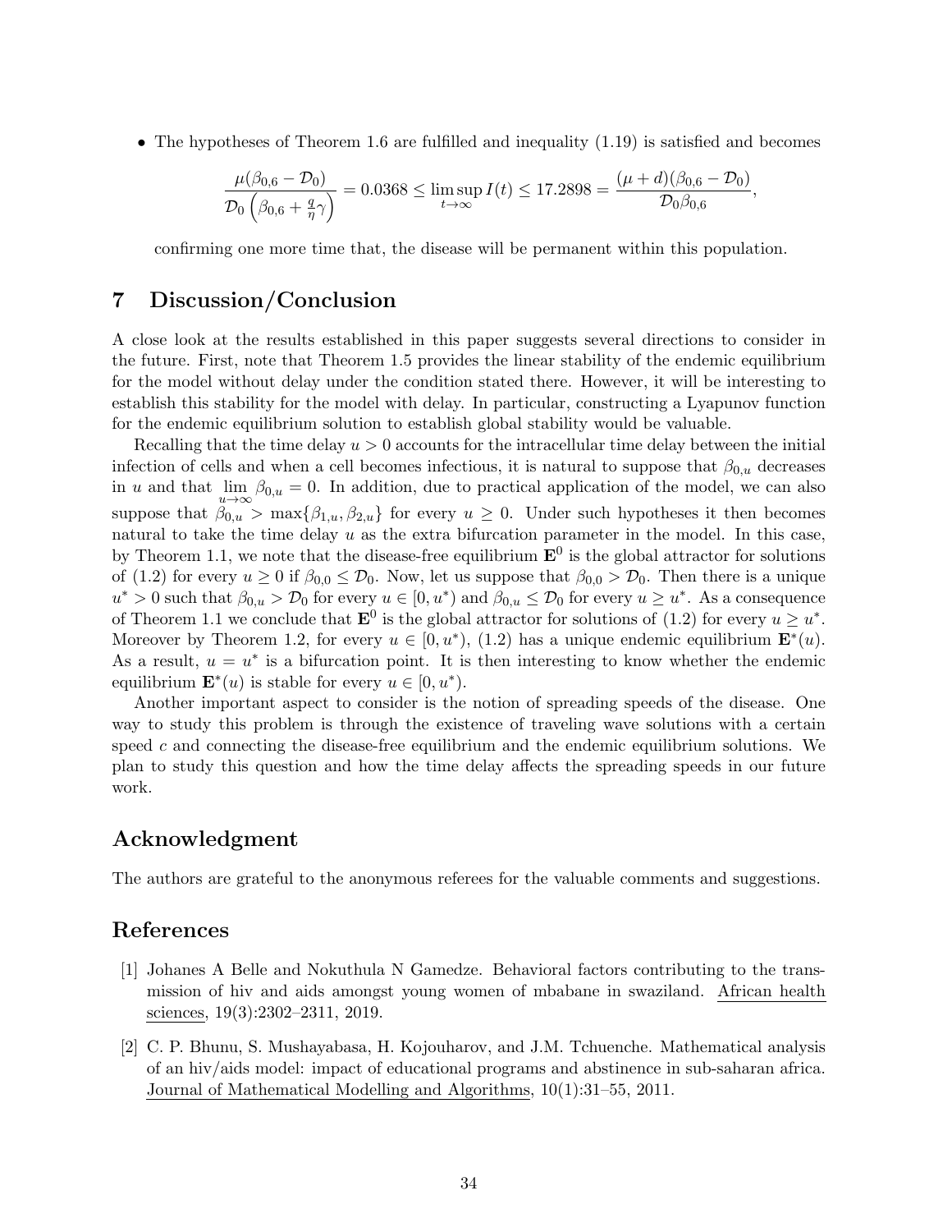- The hypotheses of Theorem 1.6 are fulfilled and inequality (1.19) is satisfied and becomes

$$\frac{\mu(\beta_{0,6} - \mathcal{D}_0)}{\mathcal{D}_0\left(\beta_{0,6} + \frac{q}{\eta}\gamma\right)} = 0.0368 \leq \limsup_{t\to\infty} I(t) \leq 17.2898 = \frac{(\mu + d)(\beta_{0,6} - \mathcal{D}_0)}{\mathcal{D}_0\beta_{0,6}},$$

  confirming one more time that, the disease will be permanent within this population.

# 7 Discussion/Conclusion

A close look at the results established in this paper suggests several directions to consider in the future. First, note that Theorem 1.5 provides the linear stability of the endemic equilibrium for the model without delay under the condition stated there. However, it will be interesting to establish this stability for the model with delay. In particular, constructing a Lyapunov function for the endemic equilibrium solution to establish global stability would be valuable.

Recalling that the time delay $u > 0$ accounts for the intracellular time delay between the initial infection of cells and when a cell becomes infectious, it is natural to suppose that $\beta_{0,u}$ decreases in $u$ and that $\lim_{u\to\infty} \beta_{0,u} = 0$. In addition, due to practical application of the model, we can also suppose that $\beta_{0,u} > \max\{\beta_{1,u}, \beta_{2,u}\}$ for every $u \geq 0$. Under such hypotheses it then becomes natural to take the time delay $u$ as the extra bifurcation parameter in the model. In this case, by Theorem 1.1, we note that the disease-free equilibrium $\mathbf{E}^0$ is the global attractor for solutions of (1.2) for every $u \geq 0$ if $\beta_{0,0} \leq \mathcal{D}_0$. Now, let us suppose that $\beta_{0,0} > \mathcal{D}_0$. Then there is a unique $u^* > 0$ such that $\beta_{0,u} > \mathcal{D}_0$ for every $u \in [0, u^*)$ and $\beta_{0,u} \leq \mathcal{D}_0$ for every $u \geq u^*$. As a consequence of Theorem 1.1 we conclude that $\mathbf{E}^0$ is the global attractor for solutions of (1.2) for every $u \geq u^*$. Moreover by Theorem 1.2, for every $u \in [0, u^*)$, (1.2) has a unique endemic equilibrium $\mathbf{E}^*(u)$. As a result, $u = u^*$ is a bifurcation point. It is then interesting to know whether the endemic equilibrium $\mathbf{E}^*(u)$ is stable for every $u \in [0, u^*)$.

Another important aspect to consider is the notion of spreading speeds of the disease. One way to study this problem is through the existence of traveling wave solutions with a certain speed $c$ and connecting the disease-free equilibrium and the endemic equilibrium solutions. We plan to study this question and how the time delay affects the spreading speeds in our future work.

## Acknowledgment

The authors are grateful to the anonymous referees for the valuable comments and suggestions.

## References

[1] Johanes A Belle and Nokuthula N Gamedze. Behavioral factors contributing to the transmission of hiv and aids amongst young women of mbabane in swaziland. African health sciences, 19(3):2302–2311, 2019.

[2] C. P. Bhunu, S. Mushayabasa, H. Kojouharov, and J.M. Tchuenche. Mathematical analysis of an hiv/aids model: impact of educational programs and abstinence in sub-saharan africa. Journal of Mathematical Modelling and Algorithms, 10(1):31–55, 2011.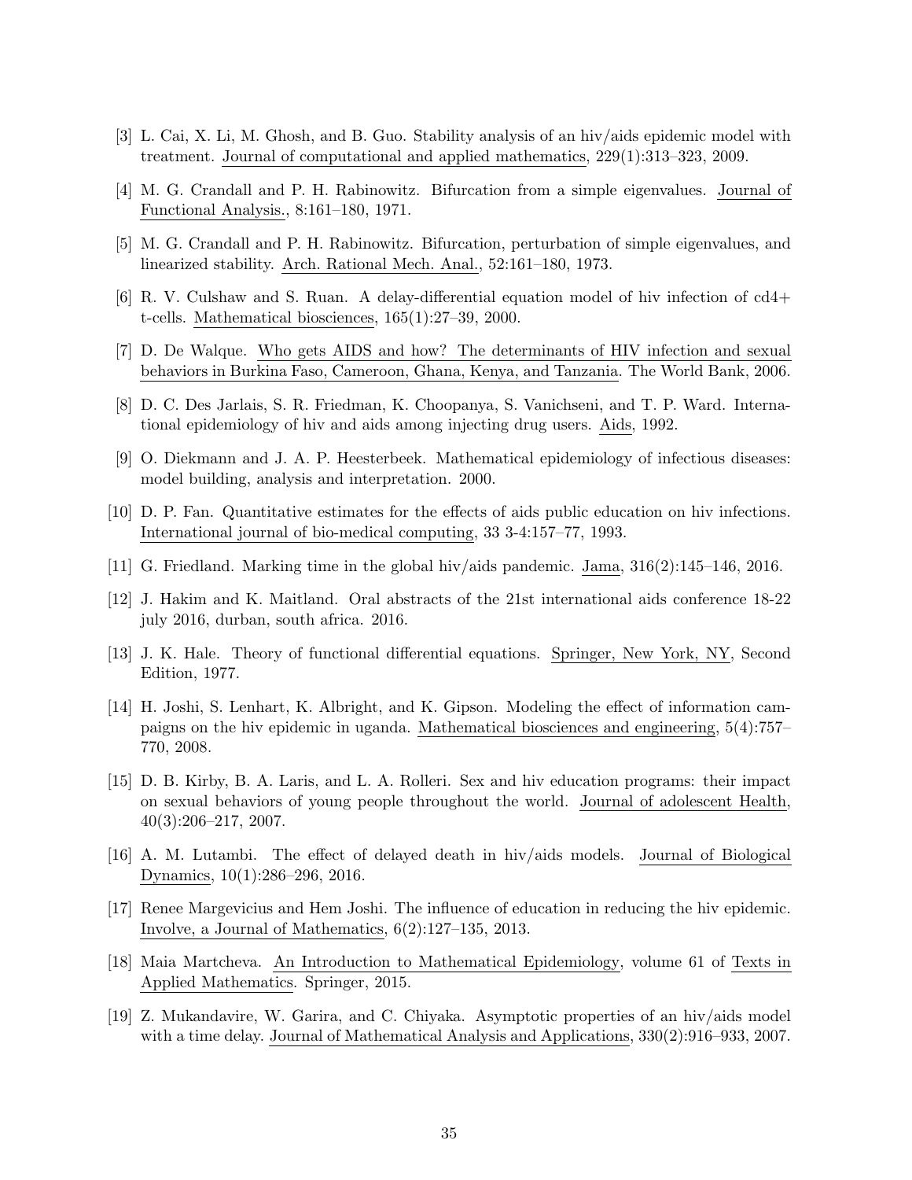[3] L. Cai, X. Li, M. Ghosh, and B. Guo. Stability analysis of an hiv/aids epidemic model with treatment. Journal of computational and applied mathematics, 229(1):313–323, 2009.

[4] M. G. Crandall and P. H. Rabinowitz. Bifurcation from a simple eigenvalues. Journal of Functional Analysis., 8:161–180, 1971.

[5] M. G. Crandall and P. H. Rabinowitz. Bifurcation, perturbation of simple eigenvalues, and linearized stability. Arch. Rational Mech. Anal., 52:161–180, 1973.

[6] R. V. Culshaw and S. Ruan. A delay-differential equation model of hiv infection of cd4+ t-cells. Mathematical biosciences, 165(1):27–39, 2000.

[7] D. De Walque. Who gets AIDS and how? The determinants of HIV infection and sexual behaviors in Burkina Faso, Cameroon, Ghana, Kenya, and Tanzania. The World Bank, 2006.

[8] D. C. Des Jarlais, S. R. Friedman, K. Choopanya, S. Vanichseni, and T. P. Ward. International epidemiology of hiv and aids among injecting drug users. Aids, 1992.

[9] O. Diekmann and J. A. P. Heesterbeek. Mathematical epidemiology of infectious diseases: model building, analysis and interpretation. 2000.

[10] D. P. Fan. Quantitative estimates for the effects of aids public education on hiv infections. International journal of bio-medical computing, 33 3-4:157–77, 1993.

[11] G. Friedland. Marking time in the global hiv/aids pandemic. Jama, 316(2):145–146, 2016.

[12] J. Hakim and K. Maitland. Oral abstracts of the 21st international aids conference 18-22 july 2016, durban, south africa. 2016.

[13] J. K. Hale. Theory of functional differential equations. Springer, New York, NY, Second Edition, 1977.

[14] H. Joshi, S. Lenhart, K. Albright, and K. Gipson. Modeling the effect of information campaigns on the hiv epidemic in uganda. Mathematical biosciences and engineering, 5(4):757–770, 2008.

[15] D. B. Kirby, B. A. Laris, and L. A. Rolleri. Sex and hiv education programs: their impact on sexual behaviors of young people throughout the world. Journal of adolescent Health, 40(3):206–217, 2007.

[16] A. M. Lutambi. The effect of delayed death in hiv/aids models. Journal of Biological Dynamics, 10(1):286–296, 2016.

[17] Renee Margevicius and Hem Joshi. The influence of education in reducing the hiv epidemic. Involve, a Journal of Mathematics, 6(2):127–135, 2013.

[18] Maia Martcheva. An Introduction to Mathematical Epidemiology, volume 61 of Texts in Applied Mathematics. Springer, 2015.

[19] Z. Mukandavire, W. Garira, and C. Chiyaka. Asymptotic properties of an hiv/aids model with a time delay. Journal of Mathematical Analysis and Applications, 330(2):916–933, 2007.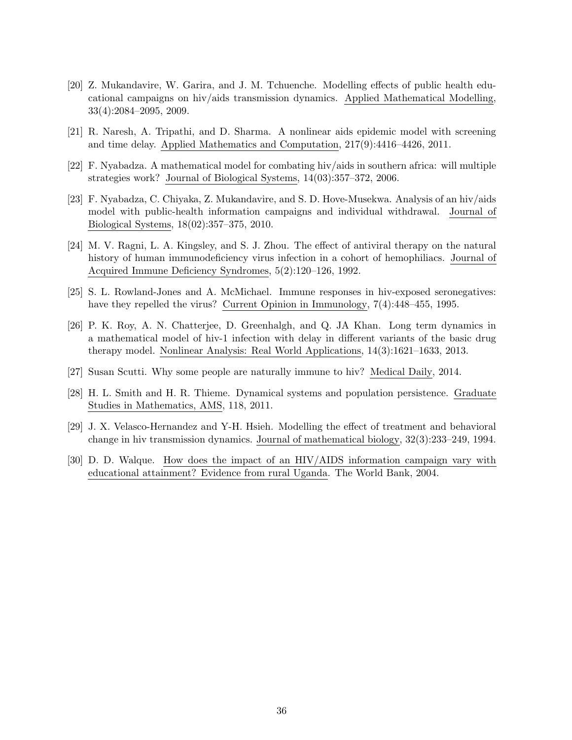[20] Z. Mukandavire, W. Garira, and J. M. Tchuenche. Modelling effects of public health educational campaigns on hiv/aids transmission dynamics. Applied Mathematical Modelling, 33(4):2084–2095, 2009.

[21] R. Naresh, A. Tripathi, and D. Sharma. A nonlinear aids epidemic model with screening and time delay. Applied Mathematics and Computation, 217(9):4416–4426, 2011.

[22] F. Nyabadza. A mathematical model for combating hiv/aids in southern africa: will multiple strategies work? Journal of Biological Systems, 14(03):357–372, 2006.

[23] F. Nyabadza, C. Chiyaka, Z. Mukandavire, and S. D. Hove-Musekwa. Analysis of an hiv/aids model with public-health information campaigns and individual withdrawal. Journal of Biological Systems, 18(02):357–375, 2010.

[24] M. V. Ragni, L. A. Kingsley, and S. J. Zhou. The effect of antiviral therapy on the natural history of human immunodeficiency virus infection in a cohort of hemophiliacs. Journal of Acquired Immune Deficiency Syndromes, 5(2):120–126, 1992.

[25] S. L. Rowland-Jones and A. McMichael. Immune responses in hiv-exposed seronegatives: have they repelled the virus? Current Opinion in Immunology, 7(4):448–455, 1995.

[26] P. K. Roy, A. N. Chatterjee, D. Greenhalgh, and Q. JA Khan. Long term dynamics in a mathematical model of hiv-1 infection with delay in different variants of the basic drug therapy model. Nonlinear Analysis: Real World Applications, 14(3):1621–1633, 2013.

[27] Susan Scutti. Why some people are naturally immune to hiv? Medical Daily, 2014.

[28] H. L. Smith and H. R. Thieme. Dynamical systems and population persistence. Graduate Studies in Mathematics, AMS, 118, 2011.

[29] J. X. Velasco-Hernandez and Y-H. Hsieh. Modelling the effect of treatment and behavioral change in hiv transmission dynamics. Journal of mathematical biology, 32(3):233–249, 1994.

[30] D. D. Walque. How does the impact of an HIV/AIDS information campaign vary with educational attainment? Evidence from rural Uganda. The World Bank, 2004.